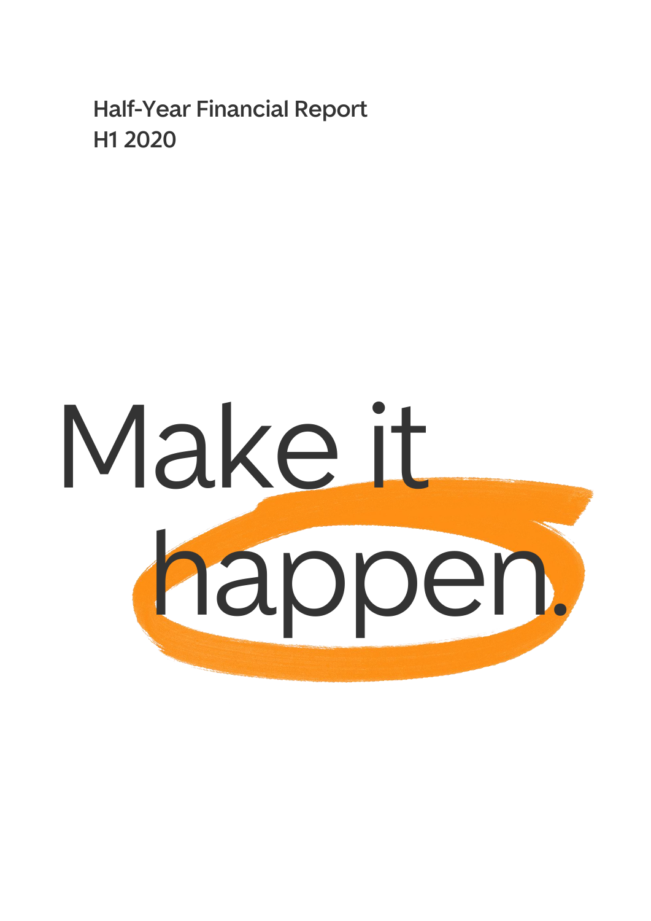# Half-Year Financial Report
# H1 2020

Make it happen.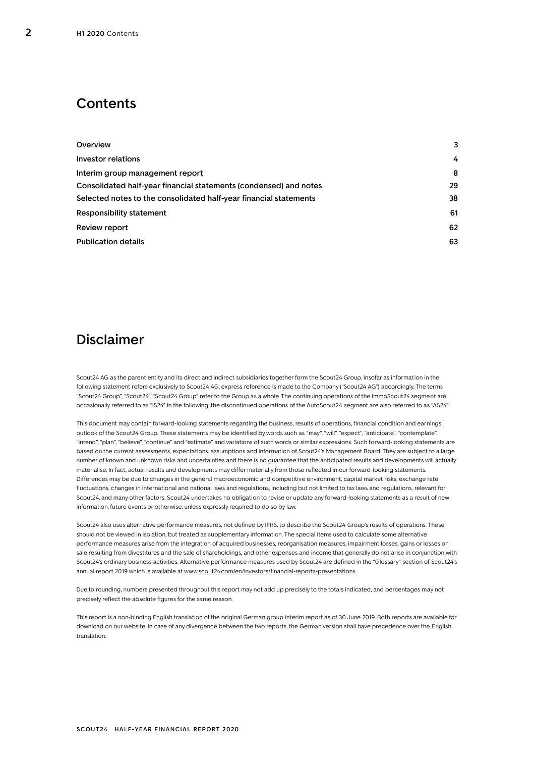## Contents

| | |
|---|---|
| Overview | 3 |
| Investor relations | 4 |
| Interim group management report | 8 |
| Consolidated half-year financial statements (condensed) and notes | 29 |
| Selected notes to the consolidated half-year financial statements | 38 |
| Responsibility statement | 61 |
| Review report | 62 |
| Publication details | 63 |

## Disclaimer

Scout24 AG as the parent entity and its direct and indirect subsidiaries together form the Scout24 Group. Insofar as information in the following statement refers exclusively to Scout24 AG, express reference is made to the Company ("Scout24 AG") accordingly. The terms "Scout24 Group", "Scout24", "Scout24 Group" refer to the Group as a whole. The continuing operations of the ImmoScout24 segment are occasionally referred to as "IS24" in the following; the discontinued operations of the AutoScout24 segment are also referred to as "AS24".

This document may contain forward-looking statements regarding the business, results of operations, financial condition and earnings outlook of the Scout24 Group. These statements may be identified by words such as "may", "will", "expect", "anticipate", "contemplate", "intend", "plan", "believe", "continue" and "estimate" and variations of such words or similar expressions. Such forward-looking statements are based on the current assessments, expectations, assumptions and information of Scout24's Management Board. They are subject to a large number of known and unknown risks and uncertainties and there is no guarantee that the anticipated results and developments will actually materialise. In fact, actual results and developments may differ materially from those reflected in our forward-looking statements. Differences may be due to changes in the general macroeconomic and competitive environment, capital market risks, exchange rate fluctuations, changes in international and national laws and regulations, including but not limited to tax laws and regulations, relevant for Scout24, and many other factors. Scout24 undertakes no obligation to revise or update any forward-looking statements as a result of new information, future events or otherwise, unless expressly required to do so by law.

Scout24 also uses alternative performance measures, not defined by IFRS, to describe the Scout24 Group's results of operations. These should not be viewed in isolation, but treated as supplementary information. The special items used to calculate some alternative performance measures arise from the integration of acquired businesses, reorganisation measures, impairment losses, gains or losses on sale resulting from divestitures and the sale of shareholdings, and other expenses and income that generally do not arise in conjunction with Scout24's ordinary business activities. Alternative performance measures used by Scout24 are defined in the "Glossary" section of Scout24's annual report 2019 which is available at www.scout24.com/en/investors/financial-reports-presentations.

Due to rounding, numbers presented throughout this report may not add up precisely to the totals indicated, and percentages may not precisely reflect the absolute figures for the same reason.

This report is a non-binding English translation of the original German group interim report as of 30 June 2019. Both reports are available for download on our website. In case of any divergence between the two reports, the German version shall have precedence over the English translation.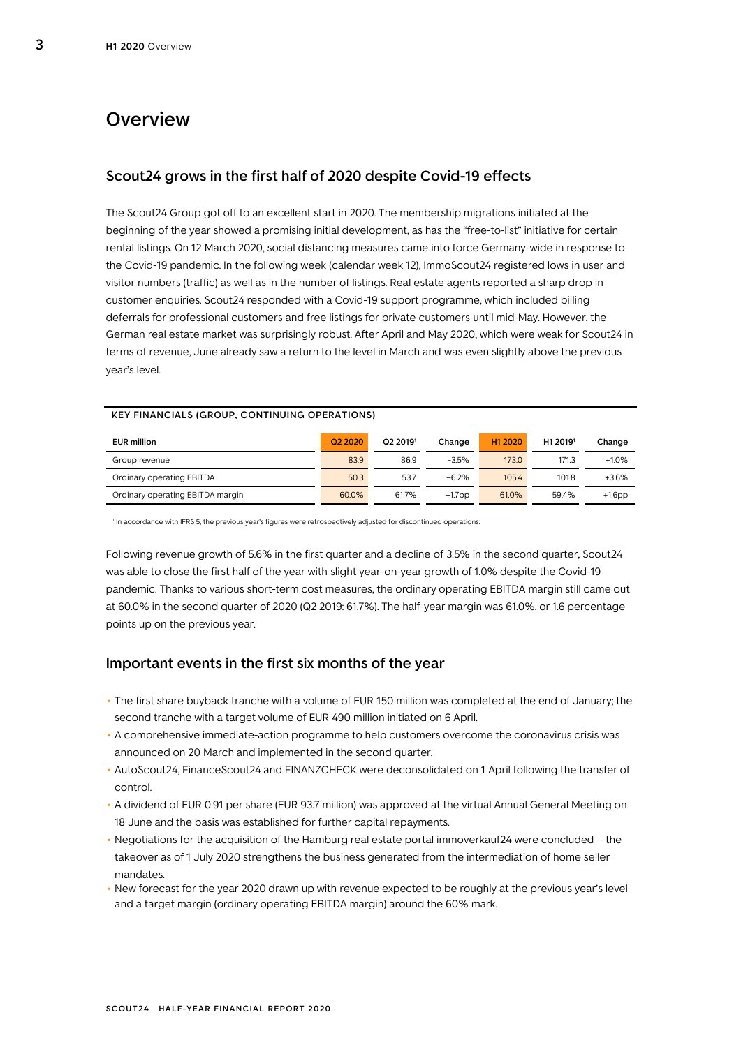# Overview

## Scout24 grows in the first half of 2020 despite Covid-19 effects

The Scout24 Group got off to an excellent start in 2020. The membership migrations initiated at the beginning of the year showed a promising initial development, as has the "free-to-list" initiative for certain rental listings. On 12 March 2020, social distancing measures came into force Germany-wide in response to the Covid-19 pandemic. In the following week (calendar week 12), ImmoScout24 registered lows in user and visitor numbers (traffic) as well as in the number of listings. Real estate agents reported a sharp drop in customer enquiries. Scout24 responded with a Covid-19 support programme, which included billing deferrals for professional customers and free listings for private customers until mid-May. However, the German real estate market was surprisingly robust. After April and May 2020, which were weak for Scout24 in terms of revenue, June already saw a return to the level in March and was even slightly above the previous year's level.

**KEY FINANCIALS (GROUP, CONTINUING OPERATIONS)**

| EUR million | Q2 2020 | Q2 2019[1] | Change | H1 2020 | H1 2019[1] | Change |
|---|---|---|---|---|---|---|
| Group revenue | 83.9 | 86.9 | -3.5% | 173.0 | 171.3 | +1.0% |
| Ordinary operating EBITDA | 50.3 | 53.7 | –6.2% | 105.4 | 101.8 | +3.6% |
| Ordinary operating EBITDA margin | 60.0% | 61.7% | –1.7pp | 61.0% | 59.4% | +1.6pp |

[1] In accordance with IFRS 5, the previous year's figures were retrospectively adjusted for discontinued operations.

Following revenue growth of 5.6% in the first quarter and a decline of 3.5% in the second quarter, Scout24 was able to close the first half of the year with slight year-on-year growth of 1.0% despite the Covid-19 pandemic. Thanks to various short-term cost measures, the ordinary operating EBITDA margin still came out at 60.0% in the second quarter of 2020 (Q2 2019: 61.7%). The half-year margin was 61.0%, or 1.6 percentage points up on the previous year.

## Important events in the first six months of the year

- The first share buyback tranche with a volume of EUR 150 million was completed at the end of January; the second tranche with a target volume of EUR 490 million initiated on 6 April.
- A comprehensive immediate-action programme to help customers overcome the coronavirus crisis was announced on 20 March and implemented in the second quarter.
- AutoScout24, FinanceScout24 and FINANZCHECK were deconsolidated on 1 April following the transfer of control.
- A dividend of EUR 0.91 per share (EUR 93.7 million) was approved at the virtual Annual General Meeting on 18 June and the basis was established for further capital repayments.
- Negotiations for the acquisition of the Hamburg real estate portal immoverkauf24 were concluded – the takeover as of 1 July 2020 strengthens the business generated from the intermediation of home seller mandates.
- New forecast for the year 2020 drawn up with revenue expected to be roughly at the previous year's level and a target margin (ordinary operating EBITDA margin) around the 60% mark.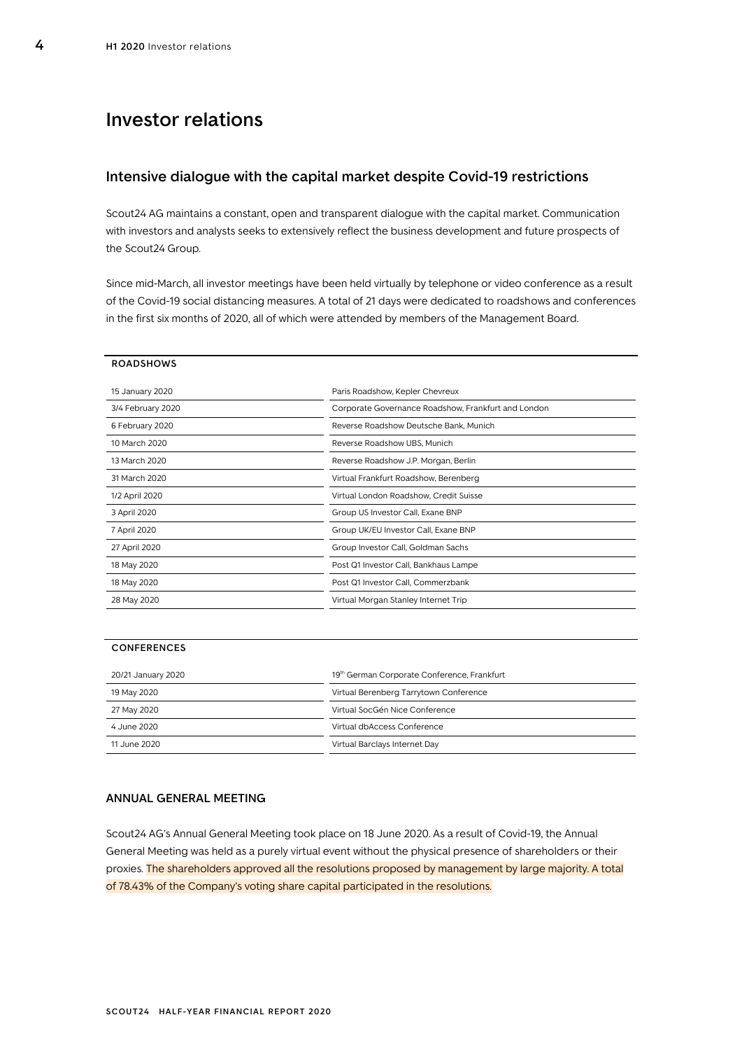# Investor relations

## Intensive dialogue with the capital market despite Covid-19 restrictions

Scout24 AG maintains a constant, open and transparent dialogue with the capital market. Communication with investors and analysts seeks to extensively reflect the business development and future prospects of the Scout24 Group.

Since mid-March, all investor meetings have been held virtually by telephone or video conference as a result of the Covid-19 social distancing measures. A total of 21 days were dedicated to roadshows and conferences in the first six months of 2020, all of which were attended by members of the Management Board.

| ROADSHOWS | |
|---|---|
| 15 January 2020 | Paris Roadshow, Kepler Chevreux |
| 3/4 February 2020 | Corporate Governance Roadshow, Frankfurt and London |
| 6 February 2020 | Reverse Roadshow Deutsche Bank, Munich |
| 10 March 2020 | Reverse Roadshow UBS, Munich |
| 13 March 2020 | Reverse Roadshow J.P. Morgan, Berlin |
| 31 March 2020 | Virtual Frankfurt Roadshow, Berenberg |
| 1/2 April 2020 | Virtual London Roadshow, Credit Suisse |
| 3 April 2020 | Group US Investor Call, Exane BNP |
| 7 April 2020 | Group UK/EU Investor Call, Exane BNP |
| 27 April 2020 | Group Investor Call, Goldman Sachs |
| 18 May 2020 | Post Q1 Investor Call, Bankhaus Lampe |
| 18 May 2020 | Post Q1 Investor Call, Commerzbank |
| 28 May 2020 | Virtual Morgan Stanley Internet Trip |

| CONFERENCES | |
|---|---|
| 20/21 January 2020 | 19th German Corporate Conference, Frankfurt |
| 19 May 2020 | Virtual Berenberg Tarrytown Conference |
| 27 May 2020 | Virtual SocGén Nice Conference |
| 4 June 2020 | Virtual dbAccess Conference |
| 11 June 2020 | Virtual Barclays Internet Day |

### ANNUAL GENERAL MEETING

Scout24 AG's Annual General Meeting took place on 18 June 2020. As a result of Covid-19, the Annual General Meeting was held as a purely virtual event without the physical presence of shareholders or their proxies. The shareholders approved all the resolutions proposed by management by large majority. A total of 78.43% of the Company's voting share capital participated in the resolutions.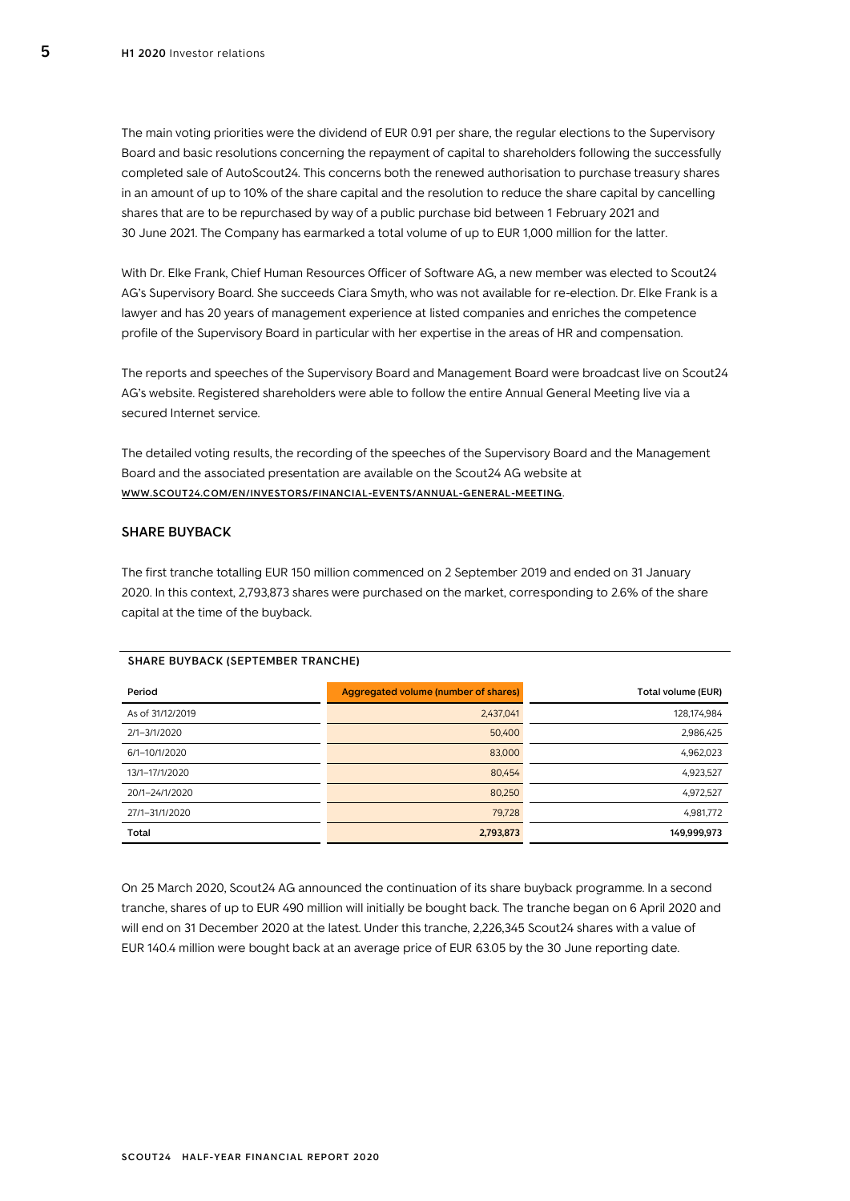The main voting priorities were the dividend of EUR 0.91 per share, the regular elections to the Supervisory Board and basic resolutions concerning the repayment of capital to shareholders following the successfully completed sale of AutoScout24. This concerns both the renewed authorisation to purchase treasury shares in an amount of up to 10% of the share capital and the resolution to reduce the share capital by cancelling shares that are to be repurchased by way of a public purchase bid between 1 February 2021 and 30 June 2021. The Company has earmarked a total volume of up to EUR 1,000 million for the latter.

With Dr. Elke Frank, Chief Human Resources Officer of Software AG, a new member was elected to Scout24 AG's Supervisory Board. She succeeds Ciara Smyth, who was not available for re-election. Dr. Elke Frank is a lawyer and has 20 years of management experience at listed companies and enriches the competence profile of the Supervisory Board in particular with her expertise in the areas of HR and compensation.

The reports and speeches of the Supervisory Board and Management Board were broadcast live on Scout24 AG's website. Registered shareholders were able to follow the entire Annual General Meeting live via a secured Internet service.

The detailed voting results, the recording of the speeches of the Supervisory Board and the Management Board and the associated presentation are available on the Scout24 AG website at WWW.SCOUT24.COM/EN/INVESTORS/FINANCIAL-EVENTS/ANNUAL-GENERAL-MEETING.

## SHARE BUYBACK

The first tranche totalling EUR 150 million commenced on 2 September 2019 and ended on 31 January 2020. In this context, 2,793,873 shares were purchased on the market, corresponding to 2.6% of the share capital at the time of the buyback.

**SHARE BUYBACK (SEPTEMBER TRANCHE)**

| Period | Aggregated volume (number of shares) | Total volume (EUR) |
|---|---|---|
| As of 31/12/2019 | 2,437,041 | 128,174,984 |
| 2/1–3/1/2020 | 50,400 | 2,986,425 |
| 6/1–10/1/2020 | 83,000 | 4,962,023 |
| 13/1–17/1/2020 | 80,454 | 4,923,527 |
| 20/1–24/1/2020 | 80,250 | 4,972,527 |
| 27/1–31/1/2020 | 79,728 | 4,981,772 |
| **Total** | **2,793,873** | **149,999,973** |

On 25 March 2020, Scout24 AG announced the continuation of its share buyback programme. In a second tranche, shares of up to EUR 490 million will initially be bought back. The tranche began on 6 April 2020 and will end on 31 December 2020 at the latest. Under this tranche, 2,226,345 Scout24 shares with a value of EUR 140.4 million were bought back at an average price of EUR 63.05 by the 30 June reporting date.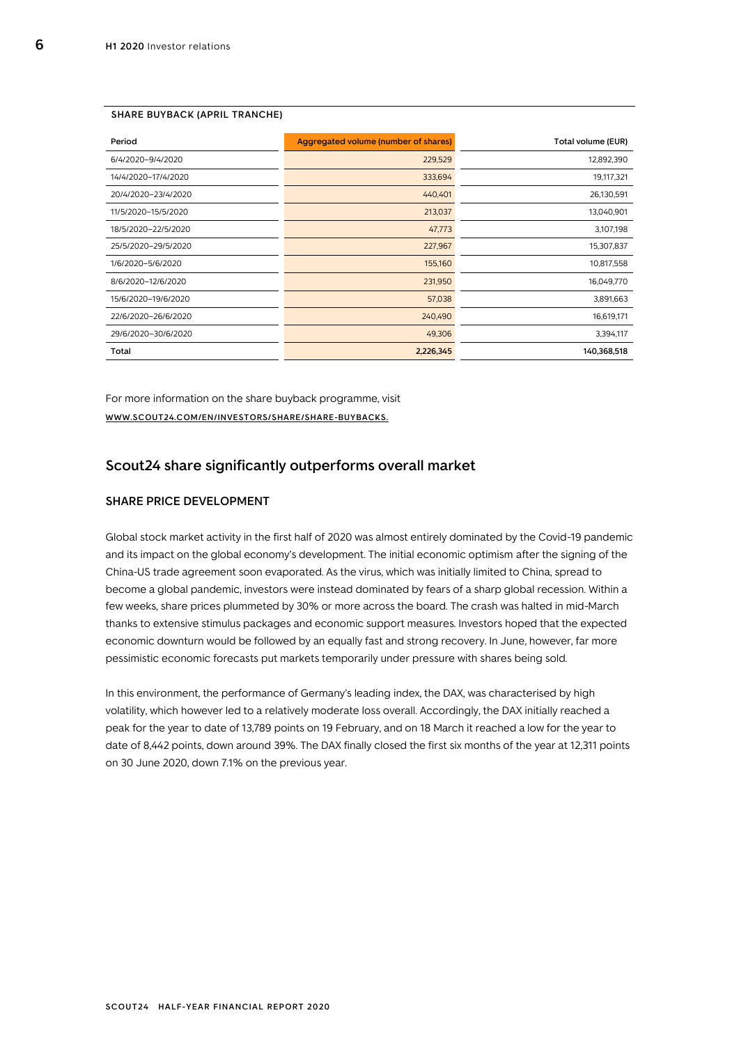#### SHARE BUYBACK (APRIL TRANCHE)

| Period | Aggregated volume (number of shares) | Total volume (EUR) |
|---|---|---|
| 6/4/2020–9/4/2020 | 229,529 | 12,892,390 |
| 14/4/2020–17/4/2020 | 333,694 | 19,117,321 |
| 20/4/2020–23/4/2020 | 440,401 | 26,130,591 |
| 11/5/2020–15/5/2020 | 213,037 | 13,040,901 |
| 18/5/2020–22/5/2020 | 47,773 | 3,107,198 |
| 25/5/2020–29/5/2020 | 227,967 | 15,307,837 |
| 1/6/2020–5/6/2020 | 155,160 | 10,817,558 |
| 8/6/2020–12/6/2020 | 231,950 | 16,049,770 |
| 15/6/2020–19/6/2020 | 57,038 | 3,891,663 |
| 22/6/2020–26/6/2020 | 240,490 | 16,619,171 |
| 29/6/2020–30/6/2020 | 49,306 | 3,394,117 |
| **Total** | **2,226,345** | **140,368,518** |

For more information on the share buyback programme, visit
WWW.SCOUT24.COM/EN/INVESTORS/SHARE/SHARE-BUYBACKS.

## Scout24 share significantly outperforms overall market

### SHARE PRICE DEVELOPMENT

Global stock market activity in the first half of 2020 was almost entirely dominated by the Covid-19 pandemic and its impact on the global economy's development. The initial economic optimism after the signing of the China-US trade agreement soon evaporated. As the virus, which was initially limited to China, spread to become a global pandemic, investors were instead dominated by fears of a sharp global recession. Within a few weeks, share prices plummeted by 30% or more across the board. The crash was halted in mid-March thanks to extensive stimulus packages and economic support measures. Investors hoped that the expected economic downturn would be followed by an equally fast and strong recovery. In June, however, far more pessimistic economic forecasts put markets temporarily under pressure with shares being sold.

In this environment, the performance of Germany's leading index, the DAX, was characterised by high volatility, which however led to a relatively moderate loss overall. Accordingly, the DAX initially reached a peak for the year to date of 13,789 points on 19 February, and on 18 March it reached a low for the year to date of 8,442 points, down around 39%. The DAX finally closed the first six months of the year at 12,311 points on 30 June 2020, down 7.1% on the previous year.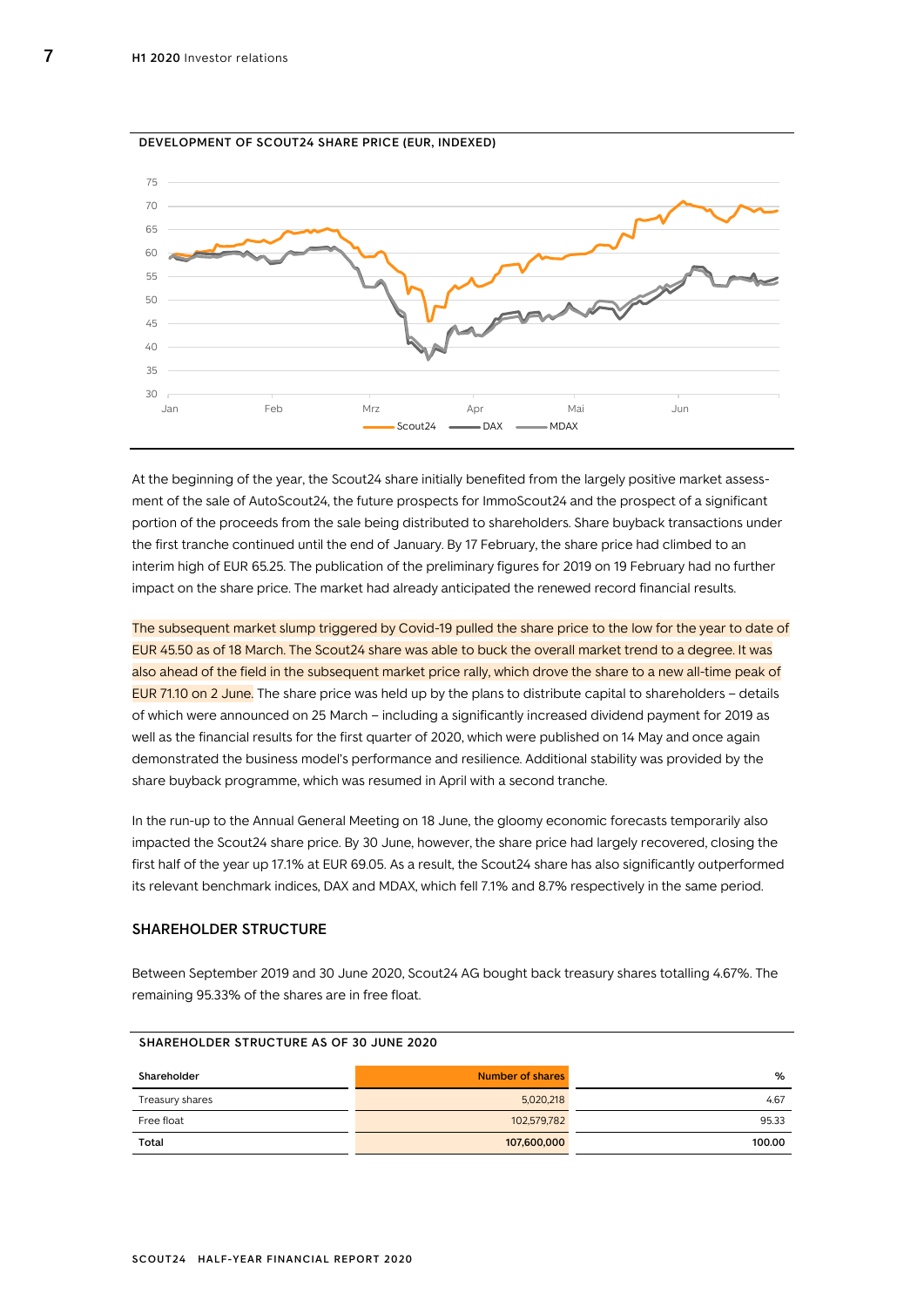**DEVELOPMENT OF SCOUT24 SHARE PRICE (EUR, INDEXED)**

At the beginning of the year, the Scout24 share initially benefited from the largely positive market assessment of the sale of AutoScout24, the future prospects for ImmoScout24 and the prospect of a significant portion of the proceeds from the sale being distributed to shareholders. Share buyback transactions under the first tranche continued until the end of January. By 17 February, the share price had climbed to an interim high of EUR 65.25. The publication of the preliminary figures for 2019 on 19 February had no further impact on the share price. The market had already anticipated the renewed record financial results.

The subsequent market slump triggered by Covid-19 pulled the share price to the low for the year to date of EUR 45.50 as of 18 March. The Scout24 share was able to buck the overall market trend to a degree. It was also ahead of the field in the subsequent market price rally, which drove the share to a new all-time peak of EUR 71.10 on 2 June. The share price was held up by the plans to distribute capital to shareholders – details of which were announced on 25 March – including a significantly increased dividend payment for 2019 as well as the financial results for the first quarter of 2020, which were published on 14 May and once again demonstrated the business model's performance and resilience. Additional stability was provided by the share buyback programme, which was resumed in April with a second tranche.

In the run-up to the Annual General Meeting on 18 June, the gloomy economic forecasts temporarily also impacted the Scout24 share price. By 30 June, however, the share price had largely recovered, closing the first half of the year up 17.1% at EUR 69.05. As a result, the Scout24 share has also significantly outperformed its relevant benchmark indices, DAX and MDAX, which fell 7.1% and 8.7% respectively in the same period.

## SHAREHOLDER STRUCTURE

Between September 2019 and 30 June 2020, Scout24 AG bought back treasury shares totalling 4.67%. The remaining 95.33% of the shares are in free float.

**SHAREHOLDER STRUCTURE AS OF 30 JUNE 2020**

| Shareholder | Number of shares | % |
|---|---|---|
| Treasury shares | 5,020,218 | 4.67 |
| Free float | 102,579,782 | 95.33 |
| **Total** | **107,600,000** | **100.00** |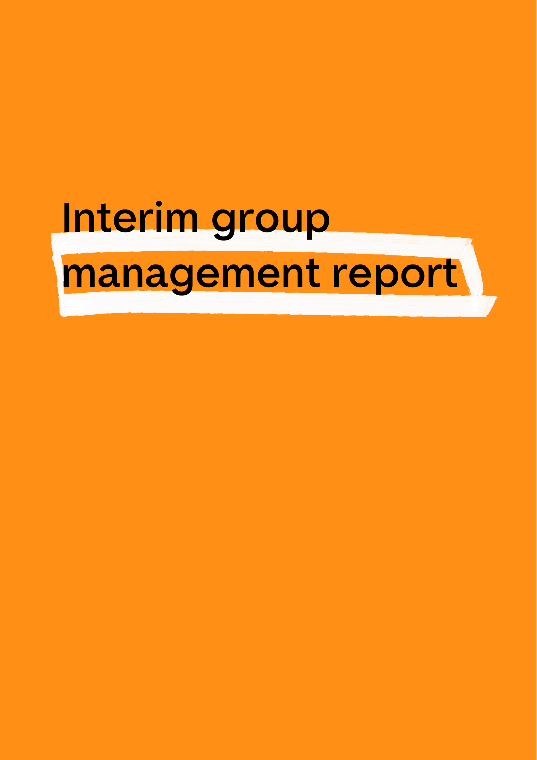# Interim group management report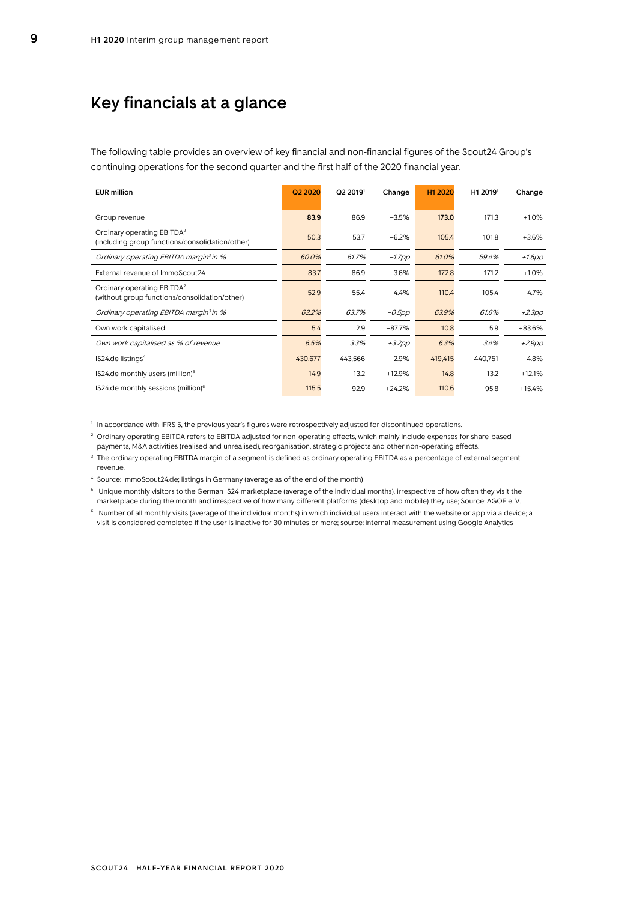# Key financials at a glance

The following table provides an overview of key financial and non-financial figures of the Scout24 Group's continuing operations for the second quarter and the first half of the 2020 financial year.

| EUR million | Q2 2020 | Q2 2019[1] | Change | H1 2020 | H1 2019[1] | Change |
|---|---|---|---|---|---|---|
| Group revenue | **83.9** | 86.9 | −3.5% | **173.0** | 171.3 | +1.0% |
| Ordinary operating EBITDA[2] (including group functions/consolidation/other) | 50.3 | 53.7 | −6.2% | 105.4 | 101.8 | +3.6% |
| *Ordinary operating EBITDA margin[3] in %* | *60.0%* | *61.7%* | *−1.7pp* | *61.0%* | *59.4%* | *+1.6pp* |
| External revenue of ImmoScout24 | 83.7 | 86.9 | −3.6% | 172.8 | 171.2 | +1.0% |
| Ordinary operating EBITDA[2] (without group functions/consolidation/other) | 52.9 | 55.4 | −4.4% | 110.4 | 105.4 | +4.7% |
| *Ordinary operating EBITDA margin[3] in %* | *63.2%* | *63.7%* | *−0.5pp* | *63.9%* | *61.6%* | *+2.3pp* |
| Own work capitalised | 5.4 | 2.9 | +87.7% | 10.8 | 5.9 | +83.6% |
| *Own work capitalised as % of revenue* | *6.5%* | *3.3%* | *+3.2pp* | *6.3%* | *3.4%* | *+2.9pp* |
| IS24.de listings[4] | 430,677 | 443,566 | −2.9% | 419,415 | 440,751 | −4.8% |
| IS24.de monthly users (million)[5] | 14.9 | 13.2 | +12.9% | 14.8 | 13.2 | +12.1% |
| IS24.de monthly sessions (million)[6] | 115.5 | 92.9 | +24.2% | 110.6 | 95.8 | +15.4% |

[1] In accordance with IFRS 5, the previous year's figures were retrospectively adjusted for discontinued operations.

[2] Ordinary operating EBITDA refers to EBITDA adjusted for non-operating effects, which mainly include expenses for share-based payments, M&A activities (realised and unrealised), reorganisation, strategic projects and other non-operating effects.

[3] The ordinary operating EBITDA margin of a segment is defined as ordinary operating EBITDA as a percentage of external segment revenue.

[4] Source: ImmoScout24.de; listings in Germany (average as of the end of the month)

[5] Unique monthly visitors to the German IS24 marketplace (average of the individual months), irrespective of how often they visit the marketplace during the month and irrespective of how many different platforms (desktop and mobile) they use; Source: AGOF e. V.

[6] Number of all monthly visits (average of the individual months) in which individual users interact with the website or app via a device; a visit is considered completed if the user is inactive for 30 minutes or more; source: internal measurement using Google Analytics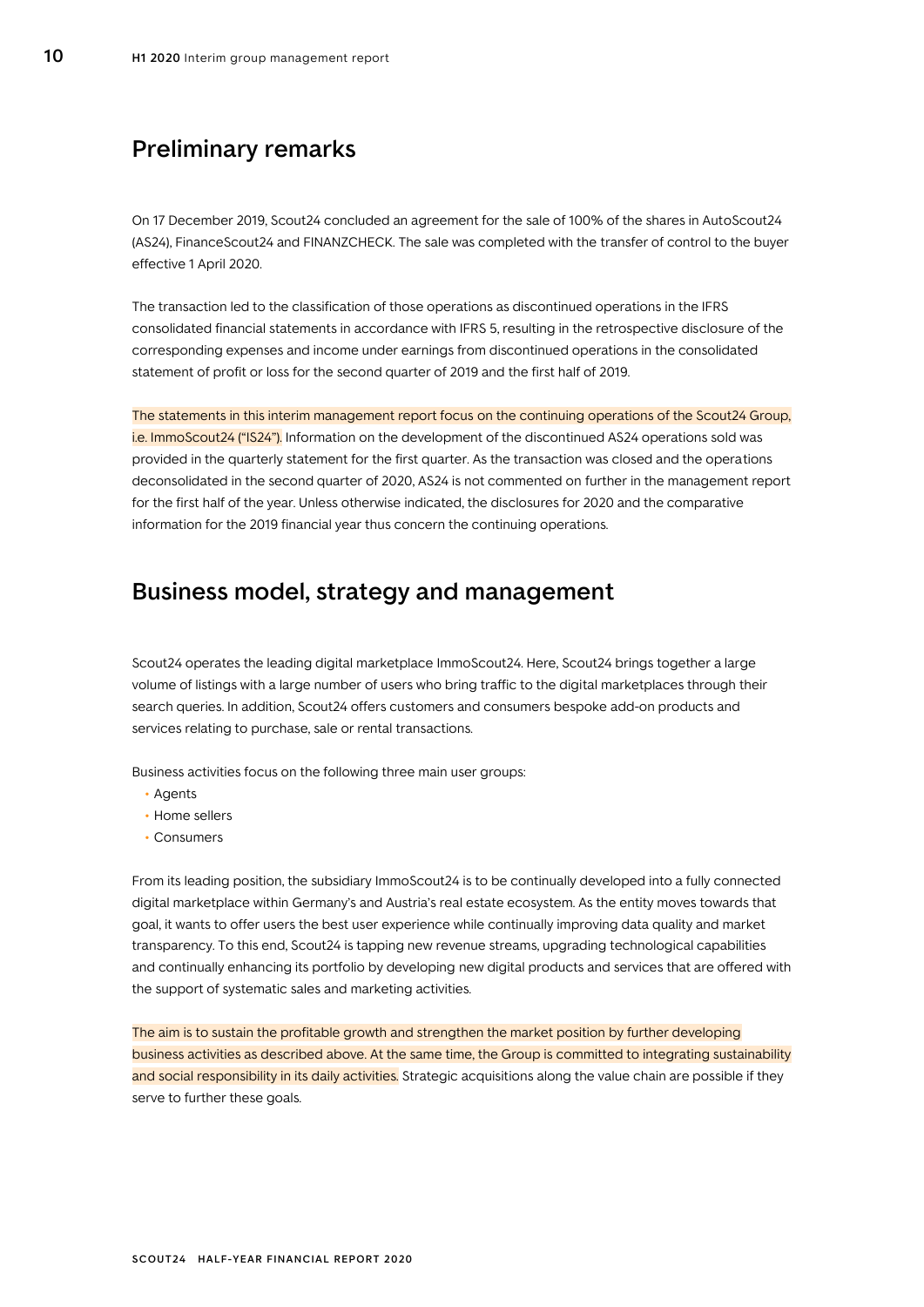## Preliminary remarks

On 17 December 2019, Scout24 concluded an agreement for the sale of 100% of the shares in AutoScout24 (AS24), FinanceScout24 and FINANZCHECK. The sale was completed with the transfer of control to the buyer effective 1 April 2020.

The transaction led to the classification of those operations as discontinued operations in the IFRS consolidated financial statements in accordance with IFRS 5, resulting in the retrospective disclosure of the corresponding expenses and income under earnings from discontinued operations in the consolidated statement of profit or loss for the second quarter of 2019 and the first half of 2019.

The statements in this interim management report focus on the continuing operations of the Scout24 Group, i.e. ImmoScout24 ("IS24"). Information on the development of the discontinued AS24 operations sold was provided in the quarterly statement for the first quarter. As the transaction was closed and the operations deconsolidated in the second quarter of 2020, AS24 is not commented on further in the management report for the first half of the year. Unless otherwise indicated, the disclosures for 2020 and the comparative information for the 2019 financial year thus concern the continuing operations.

## Business model, strategy and management

Scout24 operates the leading digital marketplace ImmoScout24. Here, Scout24 brings together a large volume of listings with a large number of users who bring traffic to the digital marketplaces through their search queries. In addition, Scout24 offers customers and consumers bespoke add-on products and services relating to purchase, sale or rental transactions.

Business activities focus on the following three main user groups:

- Agents
- Home sellers
- Consumers

From its leading position, the subsidiary ImmoScout24 is to be continually developed into a fully connected digital marketplace within Germany's and Austria's real estate ecosystem. As the entity moves towards that goal, it wants to offer users the best user experience while continually improving data quality and market transparency. To this end, Scout24 is tapping new revenue streams, upgrading technological capabilities and continually enhancing its portfolio by developing new digital products and services that are offered with the support of systematic sales and marketing activities.

The aim is to sustain the profitable growth and strengthen the market position by further developing business activities as described above. At the same time, the Group is committed to integrating sustainability and social responsibility in its daily activities. Strategic acquisitions along the value chain are possible if they serve to further these goals.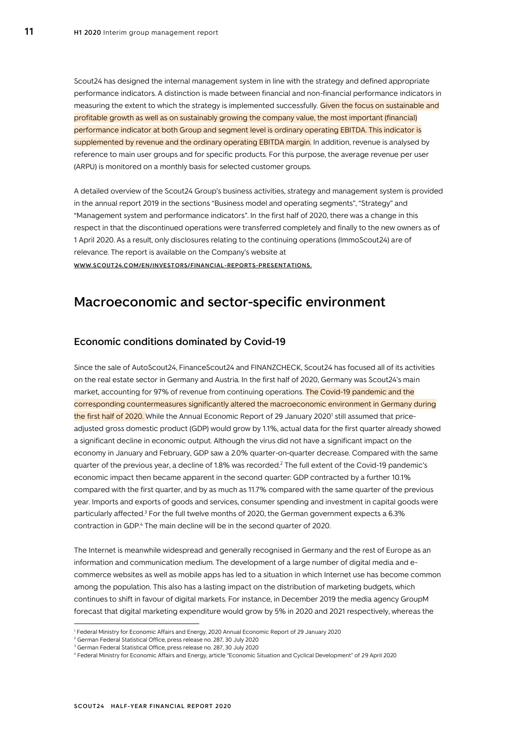Scout24 has designed the internal management system in line with the strategy and defined appropriate performance indicators. A distinction is made between financial and non-financial performance indicators in measuring the extent to which the strategy is implemented successfully. Given the focus on sustainable and profitable growth as well as on sustainably growing the company value, the most important (financial) performance indicator at both Group and segment level is ordinary operating EBITDA. This indicator is supplemented by revenue and the ordinary operating EBITDA margin. In addition, revenue is analysed by reference to main user groups and for specific products. For this purpose, the average revenue per user (ARPU) is monitored on a monthly basis for selected customer groups.

A detailed overview of the Scout24 Group's business activities, strategy and management system is provided in the annual report 2019 in the sections "Business model and operating segments", "Strategy" and "Management system and performance indicators". In the first half of 2020, there was a change in this respect in that the discontinued operations were transferred completely and finally to the new owners as of 1 April 2020. As a result, only disclosures relating to the continuing operations (ImmoScout24) are of relevance. The report is available on the Company's website at WWW.SCOUT24.COM/EN/INVESTORS/FINANCIAL-REPORTS-PRESENTATIONS.

## Macroeconomic and sector-specific environment

### Economic conditions dominated by Covid-19

Since the sale of AutoScout24, FinanceScout24 and FINANZCHECK, Scout24 has focused all of its activities on the real estate sector in Germany and Austria. In the first half of 2020, Germany was Scout24's main market, accounting for 97% of revenue from continuing operations. The Covid-19 pandemic and the corresponding countermeasures significantly altered the macroeconomic environment in Germany during the first half of 2020. While the Annual Economic Report of 29 January 2020[1] still assumed that price-adjusted gross domestic product (GDP) would grow by 1.1%, actual data for the first quarter already showed a significant decline in economic output. Although the virus did not have a significant impact on the economy in January and February, GDP saw a 2.0% quarter-on-quarter decrease. Compared with the same quarter of the previous year, a decline of 1.8% was recorded.[2] The full extent of the Covid-19 pandemic's economic impact then became apparent in the second quarter: GDP contracted by a further 10.1% compared with the first quarter, and by as much as 11.7% compared with the same quarter of the previous year. Imports and exports of goods and services, consumer spending and investment in capital goods were particularly affected.[3] For the full twelve months of 2020, the German government expects a 6.3% contraction in GDP.[4] The main decline will be in the second quarter of 2020.

The Internet is meanwhile widespread and generally recognised in Germany and the rest of Europe as an information and communication medium. The development of a large number of digital media and e-commerce websites as well as mobile apps has led to a situation in which Internet use has become common among the population. This also has a lasting impact on the distribution of marketing budgets, which continues to shift in favour of digital markets. For instance, in December 2019 the media agency GroupM forecast that digital marketing expenditure would grow by 5% in 2020 and 2021 respectively, whereas the

[1] Federal Ministry for Economic Affairs and Energy, 2020 Annual Economic Report of 29 January 2020
[2] German Federal Statistical Office, press release no. 287, 30 July 2020
[3] German Federal Statistical Office, press release no. 287, 30 July 2020
[4] Federal Ministry for Economic Affairs and Energy, article "Economic Situation and Cyclical Development" of 29 April 2020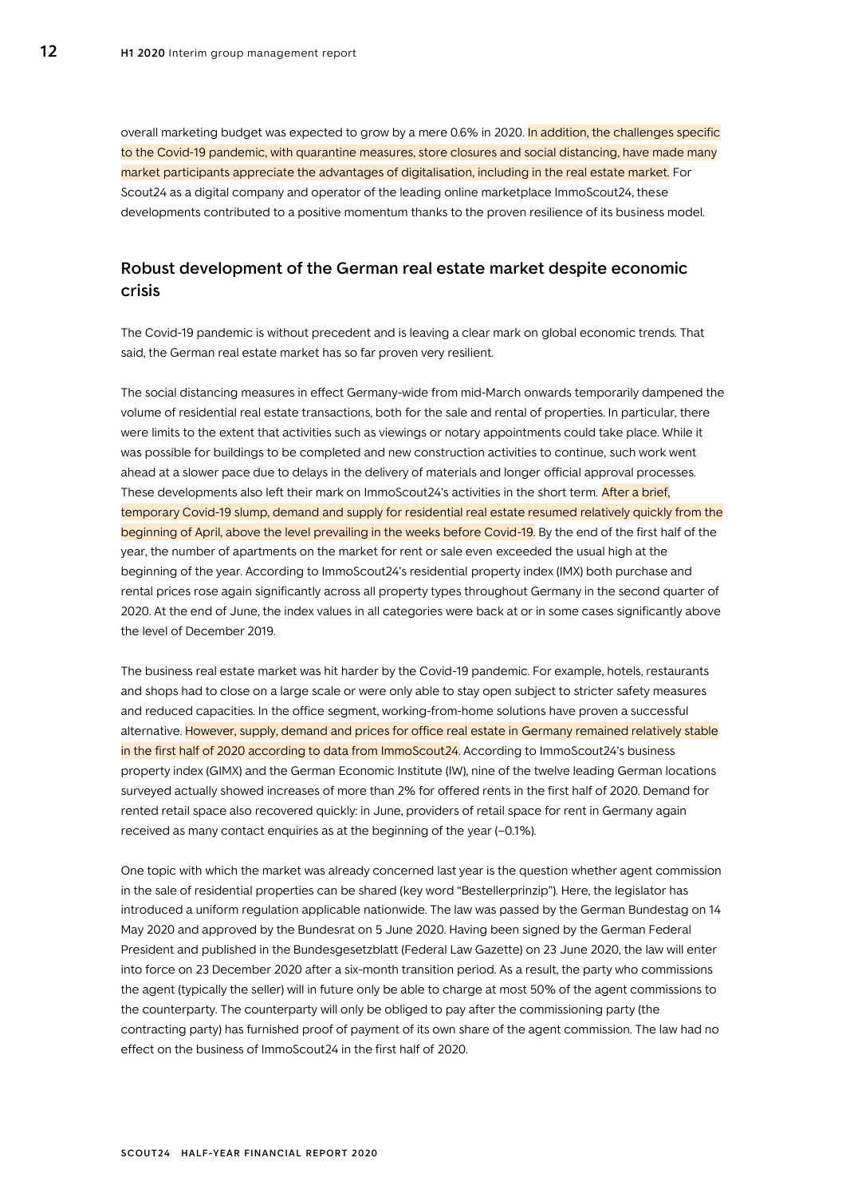overall marketing budget was expected to grow by a mere 0.6% in 2020. In addition, the challenges specific to the Covid-19 pandemic, with quarantine measures, store closures and social distancing, have made many market participants appreciate the advantages of digitalisation, including in the real estate market. For Scout24 as a digital company and operator of the leading online marketplace ImmoScout24, these developments contributed to a positive momentum thanks to the proven resilience of its business model.

## Robust development of the German real estate market despite economic crisis

The Covid-19 pandemic is without precedent and is leaving a clear mark on global economic trends. That said, the German real estate market has so far proven very resilient.

The social distancing measures in effect Germany-wide from mid-March onwards temporarily dampened the volume of residential real estate transactions, both for the sale and rental of properties. In particular, there were limits to the extent that activities such as viewings or notary appointments could take place. While it was possible for buildings to be completed and new construction activities to continue, such work went ahead at a slower pace due to delays in the delivery of materials and longer official approval processes. These developments also left their mark on ImmoScout24's activities in the short term. After a brief, temporary Covid-19 slump, demand and supply for residential real estate resumed relatively quickly from the beginning of April, above the level prevailing in the weeks before Covid-19. By the end of the first half of the year, the number of apartments on the market for rent or sale even exceeded the usual high at the beginning of the year. According to ImmoScout24's residential property index (IMX) both purchase and rental prices rose again significantly across all property types throughout Germany in the second quarter of 2020. At the end of June, the index values in all categories were back at or in some cases significantly above the level of December 2019.

The business real estate market was hit harder by the Covid-19 pandemic. For example, hotels, restaurants and shops had to close on a large scale or were only able to stay open subject to stricter safety measures and reduced capacities. In the office segment, working-from-home solutions have proven a successful alternative. However, supply, demand and prices for office real estate in Germany remained relatively stable in the first half of 2020 according to data from ImmoScout24. According to ImmoScout24's business property index (GIMX) and the German Economic Institute (IW), nine of the twelve leading German locations surveyed actually showed increases of more than 2% for offered rents in the first half of 2020. Demand for rented retail space also recovered quickly: in June, providers of retail space for rent in Germany again received as many contact enquiries as at the beginning of the year (–0.1%).

One topic with which the market was already concerned last year is the question whether agent commission in the sale of residential properties can be shared (key word "Bestellerprinzip"). Here, the legislator has introduced a uniform regulation applicable nationwide. The law was passed by the German Bundestag on 14 May 2020 and approved by the Bundesrat on 5 June 2020. Having been signed by the German Federal President and published in the Bundesgesetzblatt (Federal Law Gazette) on 23 June 2020, the law will enter into force on 23 December 2020 after a six-month transition period. As a result, the party who commissions the agent (typically the seller) will in future only be able to charge at most 50% of the agent commissions to the counterparty. The counterparty will only be obliged to pay after the commissioning party (the contracting party) has furnished proof of payment of its own share of the agent commission. The law had no effect on the business of ImmoScout24 in the first half of 2020.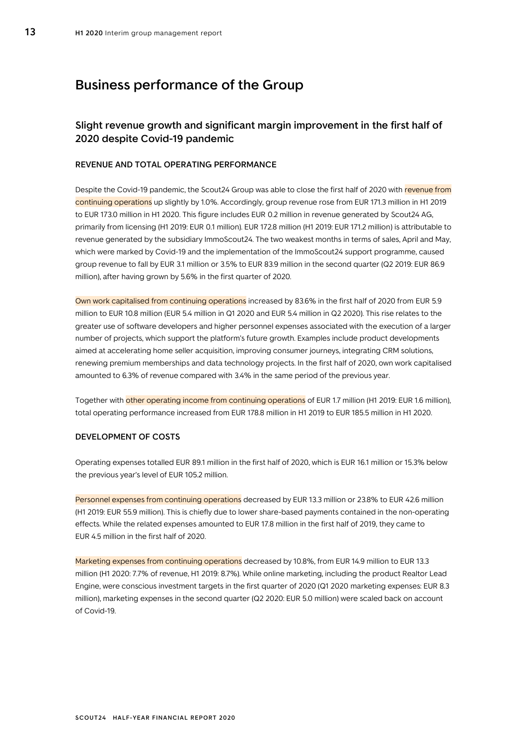# Business performance of the Group

## Slight revenue growth and significant margin improvement in the first half of 2020 despite Covid-19 pandemic

### REVENUE AND TOTAL OPERATING PERFORMANCE

Despite the Covid-19 pandemic, the Scout24 Group was able to close the first half of 2020 with revenue from continuing operations up slightly by 1.0%. Accordingly, group revenue rose from EUR 171.3 million in H1 2019 to EUR 173.0 million in H1 2020. This figure includes EUR 0.2 million in revenue generated by Scout24 AG, primarily from licensing (H1 2019: EUR 0.1 million). EUR 172.8 million (H1 2019: EUR 171.2 million) is attributable to revenue generated by the subsidiary ImmoScout24. The two weakest months in terms of sales, April and May, which were marked by Covid-19 and the implementation of the ImmoScout24 support programme, caused group revenue to fall by EUR 3.1 million or 3.5% to EUR 83.9 million in the second quarter (Q2 2019: EUR 86.9 million), after having grown by 5.6% in the first quarter of 2020.

Own work capitalised from continuing operations increased by 83.6% in the first half of 2020 from EUR 5.9 million to EUR 10.8 million (EUR 5.4 million in Q1 2020 and EUR 5.4 million in Q2 2020). This rise relates to the greater use of software developers and higher personnel expenses associated with the execution of a larger number of projects, which support the platform's future growth. Examples include product developments aimed at accelerating home seller acquisition, improving consumer journeys, integrating CRM solutions, renewing premium memberships and data technology projects. In the first half of 2020, own work capitalised amounted to 6.3% of revenue compared with 3.4% in the same period of the previous year.

Together with other operating income from continuing operations of EUR 1.7 million (H1 2019: EUR 1.6 million), total operating performance increased from EUR 178.8 million in H1 2019 to EUR 185.5 million in H1 2020.

### DEVELOPMENT OF COSTS

Operating expenses totalled EUR 89.1 million in the first half of 2020, which is EUR 16.1 million or 15.3% below the previous year's level of EUR 105.2 million.

Personnel expenses from continuing operations decreased by EUR 13.3 million or 23.8% to EUR 42.6 million (H1 2019: EUR 55.9 million). This is chiefly due to lower share-based payments contained in the non-operating effects. While the related expenses amounted to EUR 17.8 million in the first half of 2019, they came to EUR 4.5 million in the first half of 2020.

Marketing expenses from continuing operations decreased by 10.8%, from EUR 14.9 million to EUR 13.3 million (H1 2020: 7.7% of revenue, H1 2019: 8.7%). While online marketing, including the product Realtor Lead Engine, were conscious investment targets in the first quarter of 2020 (Q1 2020 marketing expenses: EUR 8.3 million), marketing expenses in the second quarter (Q2 2020: EUR 5.0 million) were scaled back on account of Covid-19.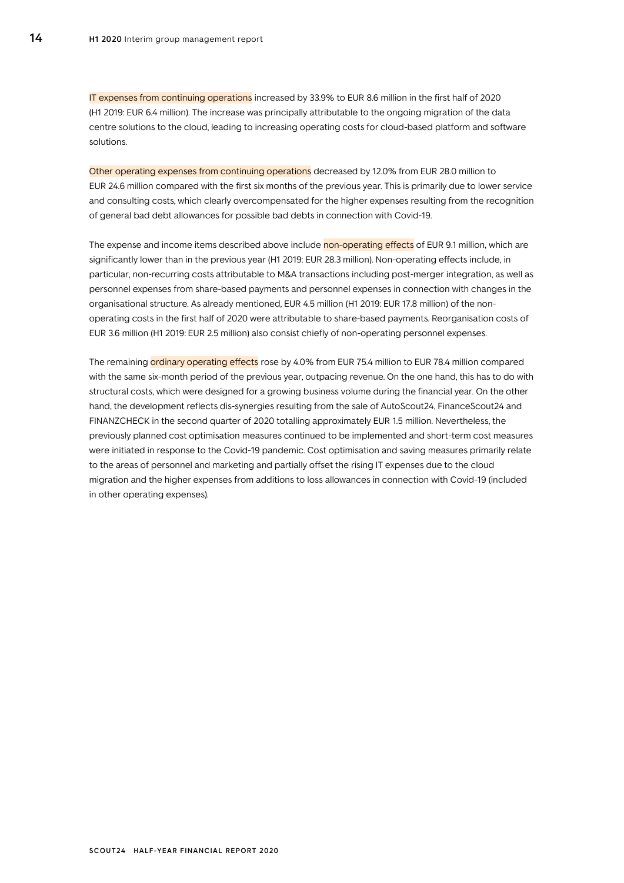IT expenses from continuing operations increased by 33.9% to EUR 8.6 million in the first half of 2020 (H1 2019: EUR 6.4 million). The increase was principally attributable to the ongoing migration of the data centre solutions to the cloud, leading to increasing operating costs for cloud-based platform and software solutions.

Other operating expenses from continuing operations decreased by 12.0% from EUR 28.0 million to EUR 24.6 million compared with the first six months of the previous year. This is primarily due to lower service and consulting costs, which clearly overcompensated for the higher expenses resulting from the recognition of general bad debt allowances for possible bad debts in connection with Covid-19.

The expense and income items described above include non-operating effects of EUR 9.1 million, which are significantly lower than in the previous year (H1 2019: EUR 28.3 million). Non-operating effects include, in particular, non-recurring costs attributable to M&A transactions including post-merger integration, as well as personnel expenses from share-based payments and personnel expenses in connection with changes in the organisational structure. As already mentioned, EUR 4.5 million (H1 2019: EUR 17.8 million) of the non-operating costs in the first half of 2020 were attributable to share-based payments. Reorganisation costs of EUR 3.6 million (H1 2019: EUR 2.5 million) also consist chiefly of non-operating personnel expenses.

The remaining ordinary operating effects rose by 4.0% from EUR 75.4 million to EUR 78.4 million compared with the same six-month period of the previous year, outpacing revenue. On the one hand, this has to do with structural costs, which were designed for a growing business volume during the financial year. On the other hand, the development reflects dis-synergies resulting from the sale of AutoScout24, FinanceScout24 and FINANZCHECK in the second quarter of 2020 totalling approximately EUR 1.5 million. Nevertheless, the previously planned cost optimisation measures continued to be implemented and short-term cost measures were initiated in response to the Covid-19 pandemic. Cost optimisation and saving measures primarily relate to the areas of personnel and marketing and partially offset the rising IT expenses due to the cloud migration and the higher expenses from additions to loss allowances in connection with Covid-19 (included in other operating expenses).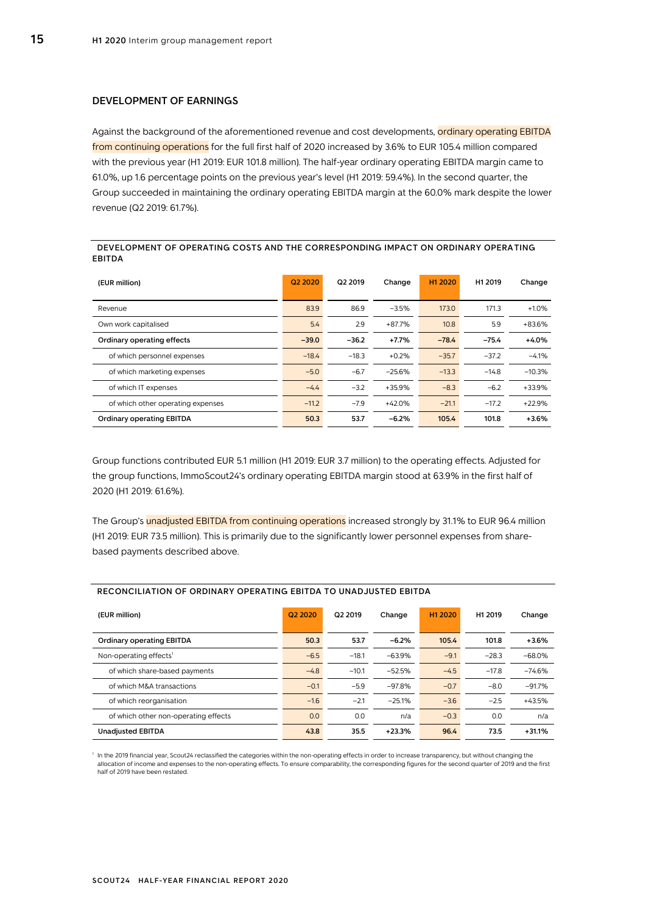## DEVELOPMENT OF EARNINGS

Against the background of the aforementioned revenue and cost developments, ordinary operating EBITDA from continuing operations for the full first half of 2020 increased by 3.6% to EUR 105.4 million compared with the previous year (H1 2019: EUR 101.8 million). The half-year ordinary operating EBITDA margin came to 61.0%, up 1.6 percentage points on the previous year's level (H1 2019: 59.4%). In the second quarter, the Group succeeded in maintaining the ordinary operating EBITDA margin at the 60.0% mark despite the lower revenue (Q2 2019: 61.7%).

**DEVELOPMENT OF OPERATING COSTS AND THE CORRESPONDING IMPACT ON ORDINARY OPERATING EBITDA**

| (EUR million) | Q2 2020 | Q2 2019 | Change | H1 2020 | H1 2019 | Change |
|---|---|---|---|---|---|---|
| Revenue | 83.9 | 86.9 | −3.5% | 173.0 | 171.3 | +1.0% |
| Own work capitalised | 5.4 | 2.9 | +87.7% | 10.8 | 5.9 | +83.6% |
| **Ordinary operating effects** | **−39.0** | **−36.2** | **+7.7%** | **−78.4** | **−75.4** | **+4.0%** |
| of which personnel expenses | −18.4 | −18.3 | +0.2% | −35.7 | −37.2 | −4.1% |
| of which marketing expenses | −5.0 | −6.7 | −25.6% | −13.3 | −14.8 | −10.3% |
| of which IT expenses | −4.4 | −3.2 | +35.9% | −8.3 | −6.2 | +33.9% |
| of which other operating expenses | −11.2 | −7.9 | +42.0% | −21.1 | −17.2 | +22.9% |
| **Ordinary operating EBITDA** | **50.3** | **53.7** | **−6.2%** | **105.4** | **101.8** | **+3.6%** |

Group functions contributed EUR 5.1 million (H1 2019: EUR 3.7 million) to the operating effects. Adjusted for the group functions, ImmoScout24's ordinary operating EBITDA margin stood at 63.9% in the first half of 2020 (H1 2019: 61.6%).

The Group's unadjusted EBITDA from continuing operations increased strongly by 31.1% to EUR 96.4 million (H1 2019: EUR 73.5 million). This is primarily due to the significantly lower personnel expenses from share-based payments described above.

**RECONCILIATION OF ORDINARY OPERATING EBITDA TO UNADJUSTED EBITDA**

| (EUR million) | Q2 2020 | Q2 2019 | Change | H1 2020 | H1 2019 | Change |
|---|---|---|---|---|---|---|
| **Ordinary operating EBITDA** | **50.3** | **53.7** | **−6.2%** | **105.4** | **101.8** | **+3.6%** |
| Non-operating effects[1] | −6.5 | −18.1 | −63.9% | −9.1 | −28.3 | −68.0% |
| of which share-based payments | −4.8 | −10.1 | −52.5% | −4.5 | −17.8 | −74.6% |
| of which M&A transactions | −0.1 | −5.9 | −97.8% | −0.7 | −8.0 | −91.7% |
| of which reorganisation | −1.6 | −2.1 | −25.1% | −3.6 | −2.5 | +43.5% |
| of which other non-operating effects | 0.0 | 0.0 | n/a | −0.3 | 0.0 | n/a |
| **Unadjusted EBITDA** | **43.8** | **35.5** | **+23.3%** | **96.4** | **73.5** | **+31.1%** |

[1] In the 2019 financial year, Scout24 reclassified the categories within the non-operating effects in order to increase transparency, but without changing the allocation of income and expenses to the non-operating effects. To ensure comparability, the corresponding figures for the second quarter of 2019 and the first half of 2019 have been restated.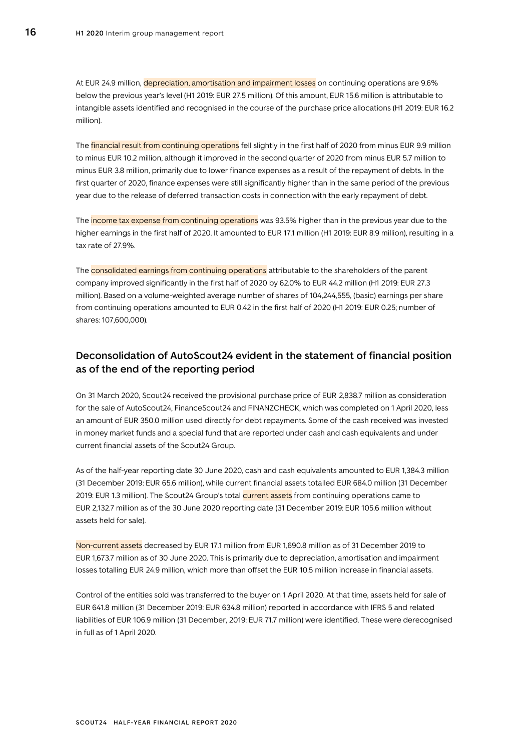At EUR 24.9 million, depreciation, amortisation and impairment losses on continuing operations are 9.6% below the previous year's level (H1 2019: EUR 27.5 million). Of this amount, EUR 15.6 million is attributable to intangible assets identified and recognised in the course of the purchase price allocations (H1 2019: EUR 16.2 million).

The financial result from continuing operations fell slightly in the first half of 2020 from minus EUR 9.9 million to minus EUR 10.2 million, although it improved in the second quarter of 2020 from minus EUR 5.7 million to minus EUR 3.8 million, primarily due to lower finance expenses as a result of the repayment of debts. In the first quarter of 2020, finance expenses were still significantly higher than in the same period of the previous year due to the release of deferred transaction costs in connection with the early repayment of debt.

The income tax expense from continuing operations was 93.5% higher than in the previous year due to the higher earnings in the first half of 2020. It amounted to EUR 17.1 million (H1 2019: EUR 8.9 million), resulting in a tax rate of 27.9%.

The consolidated earnings from continuing operations attributable to the shareholders of the parent company improved significantly in the first half of 2020 by 62.0% to EUR 44.2 million (H1 2019: EUR 27.3 million). Based on a volume-weighted average number of shares of 104,244,555, (basic) earnings per share from continuing operations amounted to EUR 0.42 in the first half of 2020 (H1 2019: EUR 0.25; number of shares: 107,600,000).

## Deconsolidation of AutoScout24 evident in the statement of financial position as of the end of the reporting period

On 31 March 2020, Scout24 received the provisional purchase price of EUR 2,838.7 million as consideration for the sale of AutoScout24, FinanceScout24 and FINANZCHECK, which was completed on 1 April 2020, less an amount of EUR 350.0 million used directly for debt repayments. Some of the cash received was invested in money market funds and a special fund that are reported under cash and cash equivalents and under current financial assets of the Scout24 Group.

As of the half-year reporting date 30 June 2020, cash and cash equivalents amounted to EUR 1,384.3 million (31 December 2019: EUR 65.6 million), while current financial assets totalled EUR 684.0 million (31 December 2019: EUR 1.3 million). The Scout24 Group's total current assets from continuing operations came to EUR 2,132.7 million as of the 30 June 2020 reporting date (31 December 2019: EUR 105.6 million without assets held for sale).

Non-current assets decreased by EUR 17.1 million from EUR 1,690.8 million as of 31 December 2019 to EUR 1,673.7 million as of 30 June 2020. This is primarily due to depreciation, amortisation and impairment losses totalling EUR 24.9 million, which more than offset the EUR 10.5 million increase in financial assets.

Control of the entities sold was transferred to the buyer on 1 April 2020. At that time, assets held for sale of EUR 641.8 million (31 December 2019: EUR 634.8 million) reported in accordance with IFRS 5 and related liabilities of EUR 106.9 million (31 December, 2019: EUR 71.7 million) were identified. These were derecognised in full as of 1 April 2020.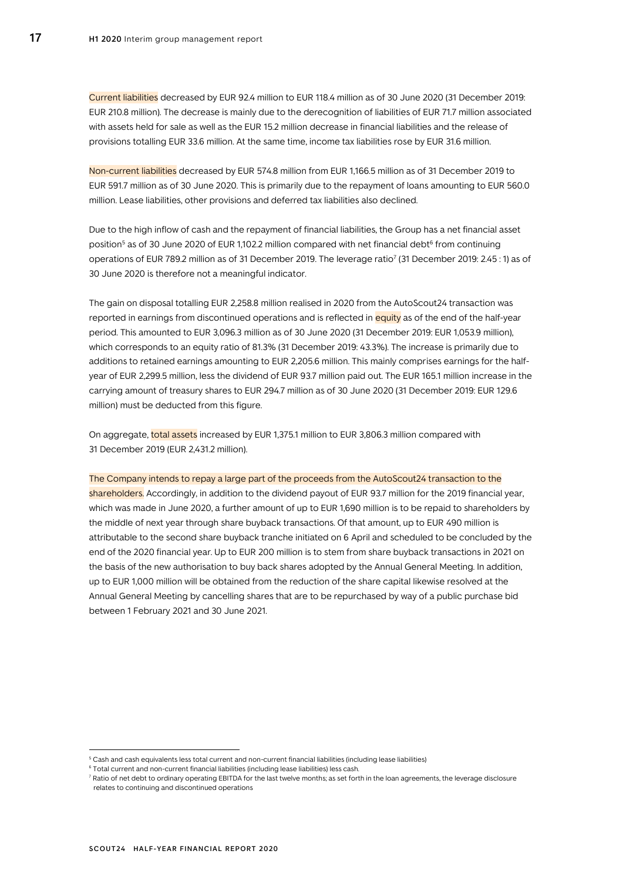Current liabilities decreased by EUR 92.4 million to EUR 118.4 million as of 30 June 2020 (31 December 2019: EUR 210.8 million). The decrease is mainly due to the derecognition of liabilities of EUR 71.7 million associated with assets held for sale as well as the EUR 15.2 million decrease in financial liabilities and the release of provisions totalling EUR 33.6 million. At the same time, income tax liabilities rose by EUR 31.6 million.

Non-current liabilities decreased by EUR 574.8 million from EUR 1,166.5 million as of 31 December 2019 to EUR 591.7 million as of 30 June 2020. This is primarily due to the repayment of loans amounting to EUR 560.0 million. Lease liabilities, other provisions and deferred tax liabilities also declined.

Due to the high inflow of cash and the repayment of financial liabilities, the Group has a net financial asset position[5] as of 30 June 2020 of EUR 1,102.2 million compared with net financial debt[6] from continuing operations of EUR 789.2 million as of 31 December 2019. The leverage ratio[7] (31 December 2019: 2.45 : 1) as of 30 June 2020 is therefore not a meaningful indicator.

The gain on disposal totalling EUR 2,258.8 million realised in 2020 from the AutoScout24 transaction was reported in earnings from discontinued operations and is reflected in equity as of the end of the half-year period. This amounted to EUR 3,096.3 million as of 30 June 2020 (31 December 2019: EUR 1,053.9 million), which corresponds to an equity ratio of 81.3% (31 December 2019: 43.3%). The increase is primarily due to additions to retained earnings amounting to EUR 2,205.6 million. This mainly comprises earnings for the half-year of EUR 2,299.5 million, less the dividend of EUR 93.7 million paid out. The EUR 165.1 million increase in the carrying amount of treasury shares to EUR 294.7 million as of 30 June 2020 (31 December 2019: EUR 129.6 million) must be deducted from this figure.

On aggregate, total assets increased by EUR 1,375.1 million to EUR 3,806.3 million compared with 31 December 2019 (EUR 2,431.2 million).

The Company intends to repay a large part of the proceeds from the AutoScout24 transaction to the shareholders. Accordingly, in addition to the dividend payout of EUR 93.7 million for the 2019 financial year, which was made in June 2020, a further amount of up to EUR 1,690 million is to be repaid to shareholders by the middle of next year through share buyback transactions. Of that amount, up to EUR 490 million is attributable to the second share buyback tranche initiated on 6 April and scheduled to be concluded by the end of the 2020 financial year. Up to EUR 200 million is to stem from share buyback transactions in 2021 on the basis of the new authorisation to buy back shares adopted by the Annual General Meeting. In addition, up to EUR 1,000 million will be obtained from the reduction of the share capital likewise resolved at the Annual General Meeting by cancelling shares that are to be repurchased by way of a public purchase bid between 1 February 2021 and 30 June 2021.

---

[5] Cash and cash equivalents less total current and non-current financial liabilities (including lease liabilities)

[6] Total current and non-current financial liabilities (including lease liabilities) less cash.

[7] Ratio of net debt to ordinary operating EBITDA for the last twelve months; as set forth in the loan agreements, the leverage disclosure relates to continuing and discontinued operations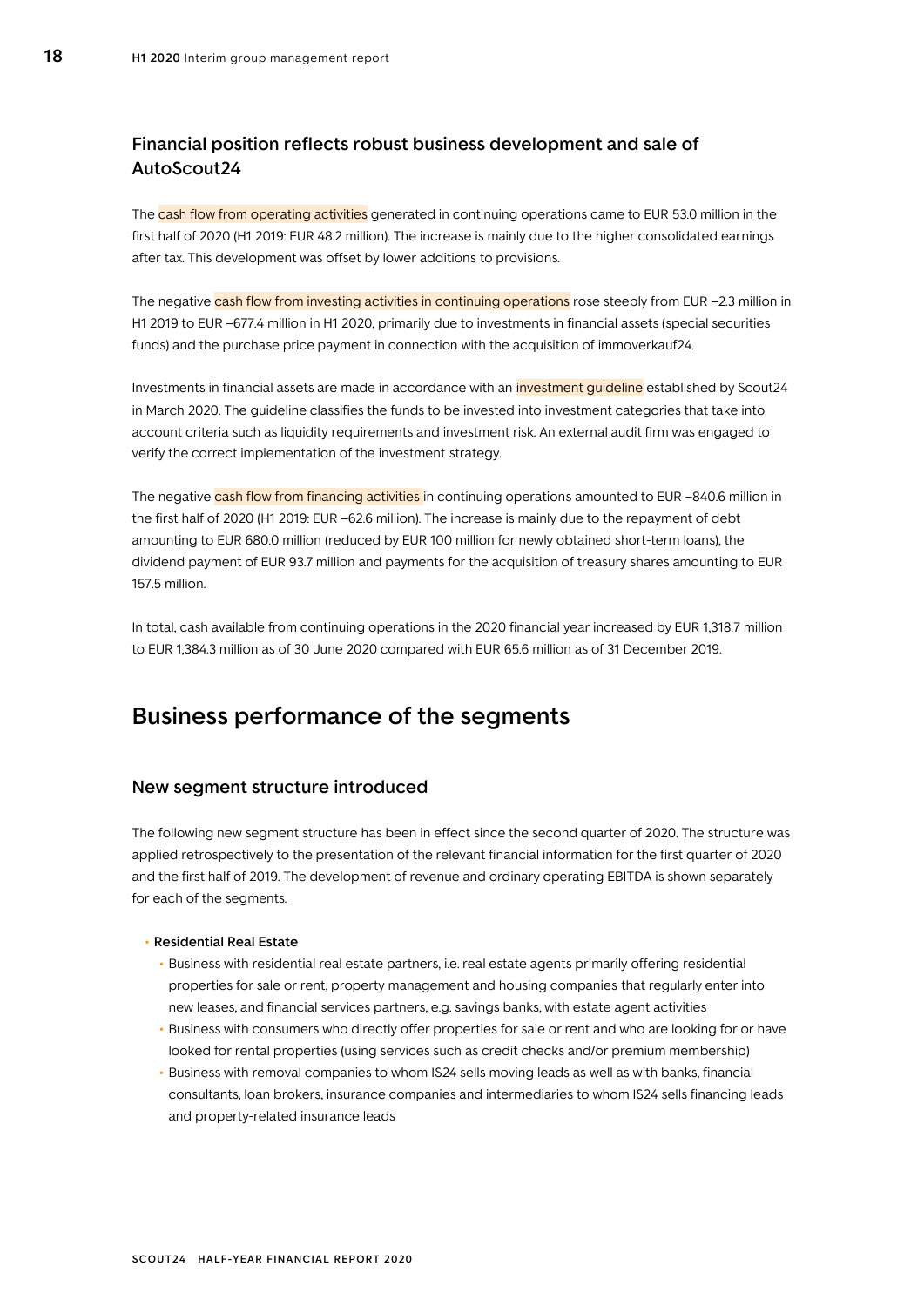## Financial position reflects robust business development and sale of AutoScout24

The cash flow from operating activities generated in continuing operations came to EUR 53.0 million in the first half of 2020 (H1 2019: EUR 48.2 million). The increase is mainly due to the higher consolidated earnings after tax. This development was offset by lower additions to provisions.

The negative cash flow from investing activities in continuing operations rose steeply from EUR –2.3 million in H1 2019 to EUR –677.4 million in H1 2020, primarily due to investments in financial assets (special securities funds) and the purchase price payment in connection with the acquisition of immoverkauf24.

Investments in financial assets are made in accordance with an investment guideline established by Scout24 in March 2020. The guideline classifies the funds to be invested into investment categories that take into account criteria such as liquidity requirements and investment risk. An external audit firm was engaged to verify the correct implementation of the investment strategy.

The negative cash flow from financing activities in continuing operations amounted to EUR –840.6 million in the first half of 2020 (H1 2019: EUR –62.6 million). The increase is mainly due to the repayment of debt amounting to EUR 680.0 million (reduced by EUR 100 million for newly obtained short-term loans), the dividend payment of EUR 93.7 million and payments for the acquisition of treasury shares amounting to EUR 157.5 million.

In total, cash available from continuing operations in the 2020 financial year increased by EUR 1,318.7 million to EUR 1,384.3 million as of 30 June 2020 compared with EUR 65.6 million as of 31 December 2019.

# Business performance of the segments

## New segment structure introduced

The following new segment structure has been in effect since the second quarter of 2020. The structure was applied retrospectively to the presentation of the relevant financial information for the first quarter of 2020 and the first half of 2019. The development of revenue and ordinary operating EBITDA is shown separately for each of the segments.

- **Residential Real Estate**
  - Business with residential real estate partners, i.e. real estate agents primarily offering residential properties for sale or rent, property management and housing companies that regularly enter into new leases, and financial services partners, e.g. savings banks, with estate agent activities
  - Business with consumers who directly offer properties for sale or rent and who are looking for or have looked for rental properties (using services such as credit checks and/or premium membership)
  - Business with removal companies to whom IS24 sells moving leads as well as with banks, financial consultants, loan brokers, insurance companies and intermediaries to whom IS24 sells financing leads and property-related insurance leads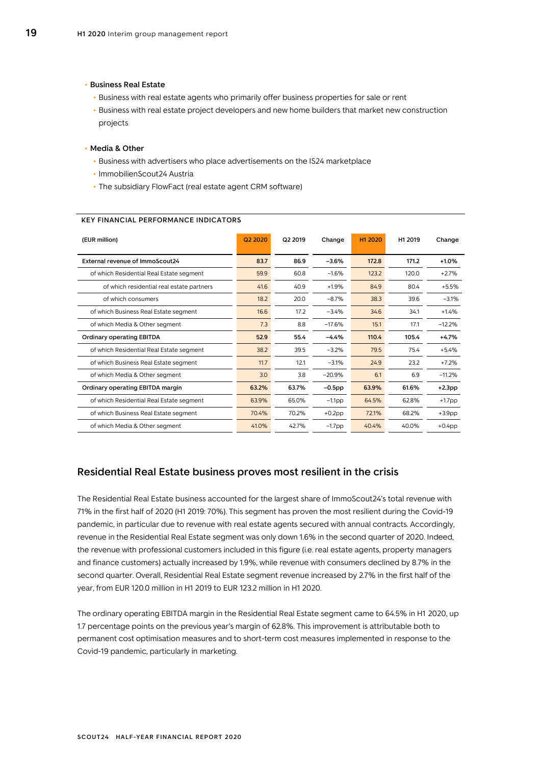- **Business Real Estate**
  - Business with real estate agents who primarily offer business properties for sale or rent
  - Business with real estate project developers and new home builders that market new construction projects

- **Media & Other**
  - Business with advertisers who place advertisements on the IS24 marketplace
  - ImmobilienScout24 Austria
  - The subsidiary FlowFact (real estate agent CRM software)

**KEY FINANCIAL PERFORMANCE INDICATORS**

| (EUR million) | Q2 2020 | Q2 2019 | Change | H1 2020 | H1 2019 | Change |
|---|---|---|---|---|---|---|
| **External revenue of ImmoScout24** | **83.7** | **86.9** | **−3.6%** | **172.8** | **171.2** | **+1.0%** |
| of which Residential Real Estate segment | 59.9 | 60.8 | −1.6% | 123.2 | 120.0 | +2.7% |
| of which residential real estate partners | 41.6 | 40.9 | +1.9% | 84.9 | 80.4 | +5.5% |
| of which consumers | 18.2 | 20.0 | −8.7% | 38.3 | 39.6 | −3.1% |
| of which Business Real Estate segment | 16.6 | 17.2 | −3.4% | 34.6 | 34.1 | +1.4% |
| of which Media & Other segment | 7.3 | 8.8 | −17.6% | 15.1 | 17.1 | −12.2% |
| **Ordinary operating EBITDA** | **52.9** | **55.4** | **−4.4%** | **110.4** | **105.4** | **+4.7%** |
| of which Residential Real Estate segment | 38.2 | 39.5 | −3.2% | 79.5 | 75.4 | +5.4% |
| of which Business Real Estate segment | 11.7 | 12.1 | −3.1% | 24.9 | 23.2 | +7.2% |
| of which Media & Other segment | 3.0 | 3.8 | −20.9% | 6.1 | 6.9 | −11.2% |
| **Ordinary operating EBITDA margin** | **63.2%** | **63.7%** | **−0.5pp** | **63.9%** | **61.6%** | **+2.3pp** |
| of which Residential Real Estate segment | 63.9% | 65.0% | −1.1pp | 64.5% | 62.8% | +1.7pp |
| of which Business Real Estate segment | 70.4% | 70.2% | +0.2pp | 72.1% | 68.2% | +3.9pp |
| of which Media & Other segment | 41.0% | 42.7% | −1.7pp | 40.4% | 40.0% | +0.4pp |

## Residential Real Estate business proves most resilient in the crisis

The Residential Real Estate business accounted for the largest share of ImmoScout24's total revenue with 71% in the first half of 2020 (H1 2019: 70%). This segment has proven the most resilient during the Covid-19 pandemic, in particular due to revenue with real estate agents secured with annual contracts. Accordingly, revenue in the Residential Real Estate segment was only down 1.6% in the second quarter of 2020. Indeed, the revenue with professional customers included in this figure (i.e. real estate agents, property managers and finance customers) actually increased by 1.9%, while revenue with consumers declined by 8.7% in the second quarter. Overall, Residential Real Estate segment revenue increased by 2.7% in the first half of the year, from EUR 120.0 million in H1 2019 to EUR 123.2 million in H1 2020.

The ordinary operating EBITDA margin in the Residential Real Estate segment came to 64.5% in H1 2020, up 1.7 percentage points on the previous year's margin of 62.8%. This improvement is attributable both to permanent cost optimisation measures and to short-term cost measures implemented in response to the Covid-19 pandemic, particularly in marketing.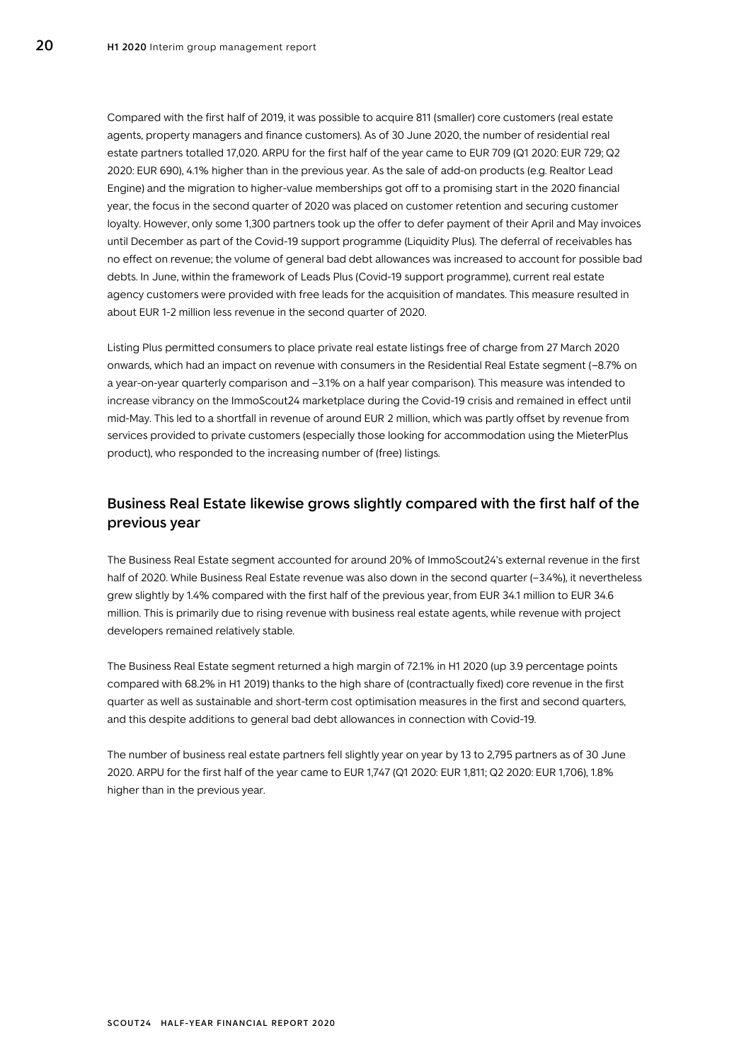Compared with the first half of 2019, it was possible to acquire 811 (smaller) core customers (real estate agents, property managers and finance customers). As of 30 June 2020, the number of residential real estate partners totalled 17,020. ARPU for the first half of the year came to EUR 709 (Q1 2020: EUR 729; Q2 2020: EUR 690), 4.1% higher than in the previous year. As the sale of add-on products (e.g. Realtor Lead Engine) and the migration to higher-value memberships got off to a promising start in the 2020 financial year, the focus in the second quarter of 2020 was placed on customer retention and securing customer loyalty. However, only some 1,300 partners took up the offer to defer payment of their April and May invoices until December as part of the Covid-19 support programme (Liquidity Plus). The deferral of receivables has no effect on revenue; the volume of general bad debt allowances was increased to account for possible bad debts. In June, within the framework of Leads Plus (Covid-19 support programme), current real estate agency customers were provided with free leads for the acquisition of mandates. This measure resulted in about EUR 1-2 million less revenue in the second quarter of 2020.

Listing Plus permitted consumers to place private real estate listings free of charge from 27 March 2020 onwards, which had an impact on revenue with consumers in the Residential Real Estate segment (–8.7% on a year-on-year quarterly comparison and –3.1% on a half year comparison). This measure was intended to increase vibrancy on the ImmoScout24 marketplace during the Covid-19 crisis and remained in effect until mid-May. This led to a shortfall in revenue of around EUR 2 million, which was partly offset by revenue from services provided to private customers (especially those looking for accommodation using the MieterPlus product), who responded to the increasing number of (free) listings.

## Business Real Estate likewise grows slightly compared with the first half of the previous year

The Business Real Estate segment accounted for around 20% of ImmoScout24's external revenue in the first half of 2020. While Business Real Estate revenue was also down in the second quarter (–3.4%), it nevertheless grew slightly by 1.4% compared with the first half of the previous year, from EUR 34.1 million to EUR 34.6 million. This is primarily due to rising revenue with business real estate agents, while revenue with project developers remained relatively stable.

The Business Real Estate segment returned a high margin of 72.1% in H1 2020 (up 3.9 percentage points compared with 68.2% in H1 2019) thanks to the high share of (contractually fixed) core revenue in the first quarter as well as sustainable and short-term cost optimisation measures in the first and second quarters, and this despite additions to general bad debt allowances in connection with Covid-19.

The number of business real estate partners fell slightly year on year by 13 to 2,795 partners as of 30 June 2020. ARPU for the first half of the year came to EUR 1,747 (Q1 2020: EUR 1,811; Q2 2020: EUR 1,706), 1.8% higher than in the previous year.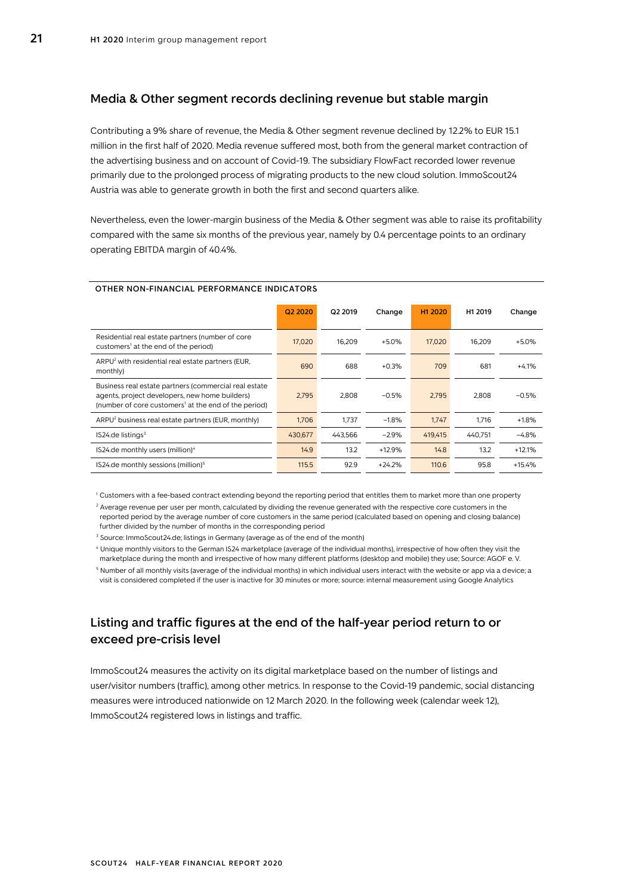## Media & Other segment records declining revenue but stable margin

Contributing a 9% share of revenue, the Media & Other segment revenue declined by 12.2% to EUR 15.1 million in the first half of 2020. Media revenue suffered most, both from the general market contraction of the advertising business and on account of Covid-19. The subsidiary FlowFact recorded lower revenue primarily due to the prolonged process of migrating products to the new cloud solution. ImmoScout24 Austria was able to generate growth in both the first and second quarters alike.

Nevertheless, even the lower-margin business of the Media & Other segment was able to raise its profitability compared with the same six months of the previous year, namely by 0.4 percentage points to an ordinary operating EBITDA margin of 40.4%.

**OTHER NON-FINANCIAL PERFORMANCE INDICATORS**

| | Q2 2020 | Q2 2019 | Change | H1 2020 | H1 2019 | Change |
|---|---|---|---|---|---|---|
| Residential real estate partners (number of core customers[1] at the end of the period) | 17,020 | 16,209 | +5.0% | 17,020 | 16,209 | +5.0% |
| ARPU[2] with residential real estate partners (EUR, monthly) | 690 | 688 | +0.3% | 709 | 681 | +4.1% |
| Business real estate partners (commercial real estate agents, project developers, new home builders) (number of core customers[1] at the end of the period) | 2,795 | 2,808 | −0.5% | 2,795 | 2,808 | −0.5% |
| ARPU[2] business real estate partners (EUR, monthly) | 1,706 | 1,737 | −1.8% | 1,747 | 1,716 | +1.8% |
| IS24.de listings[3] | 430,677 | 443,566 | −2.9% | 419,415 | 440,751 | −4.8% |
| IS24.de monthly users (million)[4] | 14.9 | 13.2 | +12.9% | 14.8 | 13.2 | +12.1% |
| IS24.de monthly sessions (million)[5] | 115.5 | 92.9 | +24.2% | 110.6 | 95.8 | +15.4% |

[1] Customers with a fee-based contract extending beyond the reporting period that entitles them to market more than one property

[2] Average revenue per user per month, calculated by dividing the revenue generated with the respective core customers in the reported period by the average number of core customers in the same period (calculated based on opening and closing balance) further divided by the number of months in the corresponding period

[3] Source: ImmoScout24.de; listings in Germany (average as of the end of the month)

[4] Unique monthly visitors to the German IS24 marketplace (average of the individual months), irrespective of how often they visit the marketplace during the month and irrespective of how many different platforms (desktop and mobile) they use; Source: AGOF e. V.

[5] Number of all monthly visits (average of the individual months) in which individual users interact with the website or app via a device; a visit is considered completed if the user is inactive for 30 minutes or more; source: internal measurement using Google Analytics

## Listing and traffic figures at the end of the half-year period return to or exceed pre-crisis level

ImmoScout24 measures the activity on its digital marketplace based on the number of listings and user/visitor numbers (traffic), among other metrics. In response to the Covid-19 pandemic, social distancing measures were introduced nationwide on 12 March 2020. In the following week (calendar week 12), ImmoScout24 registered lows in listings and traffic.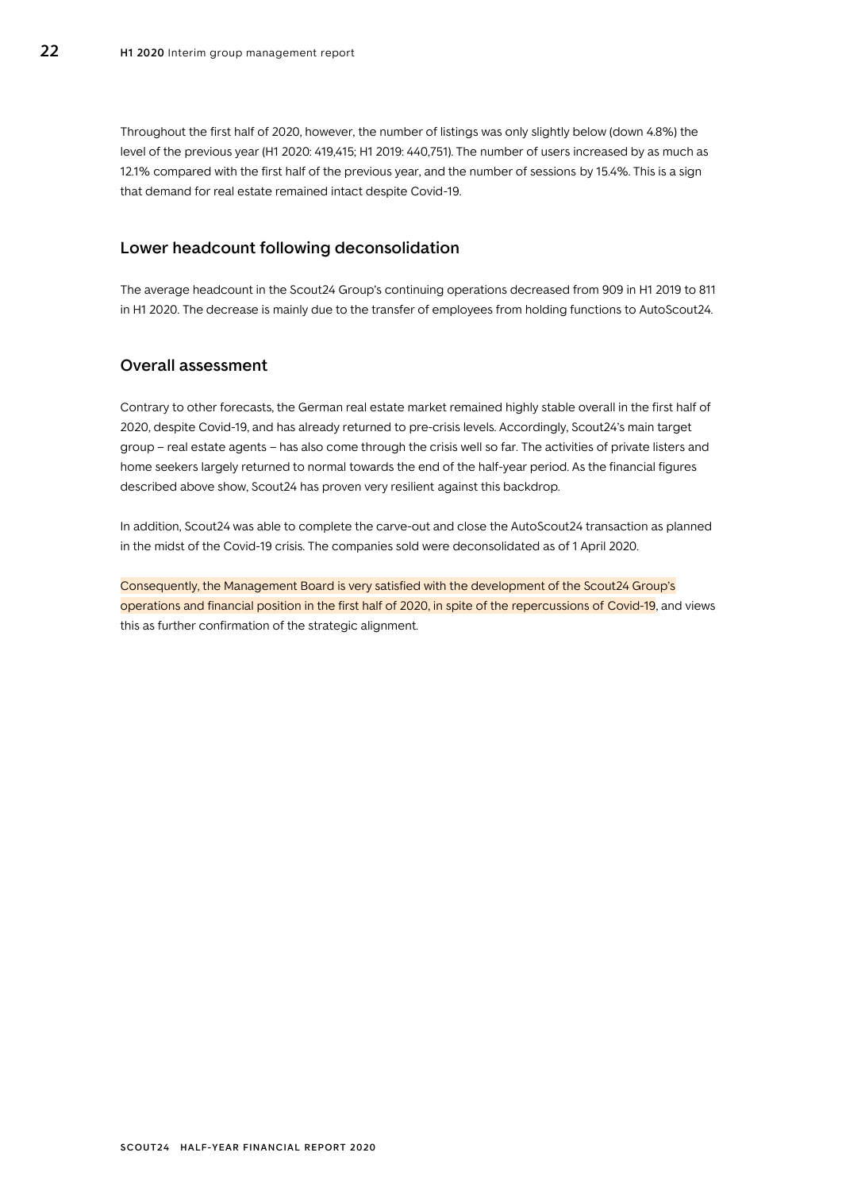Throughout the first half of 2020, however, the number of listings was only slightly below (down 4.8%) the level of the previous year (H1 2020: 419,415; H1 2019: 440,751). The number of users increased by as much as 12.1% compared with the first half of the previous year, and the number of sessions by 15.4%. This is a sign that demand for real estate remained intact despite Covid-19.

## Lower headcount following deconsolidation

The average headcount in the Scout24 Group's continuing operations decreased from 909 in H1 2019 to 811 in H1 2020. The decrease is mainly due to the transfer of employees from holding functions to AutoScout24.

## Overall assessment

Contrary to other forecasts, the German real estate market remained highly stable overall in the first half of 2020, despite Covid-19, and has already returned to pre-crisis levels. Accordingly, Scout24's main target group – real estate agents – has also come through the crisis well so far. The activities of private listers and home seekers largely returned to normal towards the end of the half-year period. As the financial figures described above show, Scout24 has proven very resilient against this backdrop.

In addition, Scout24 was able to complete the carve-out and close the AutoScout24 transaction as planned in the midst of the Covid-19 crisis. The companies sold were deconsolidated as of 1 April 2020.

Consequently, the Management Board is very satisfied with the development of the Scout24 Group's operations and financial position in the first half of 2020, in spite of the repercussions of Covid-19, and views this as further confirmation of the strategic alignment.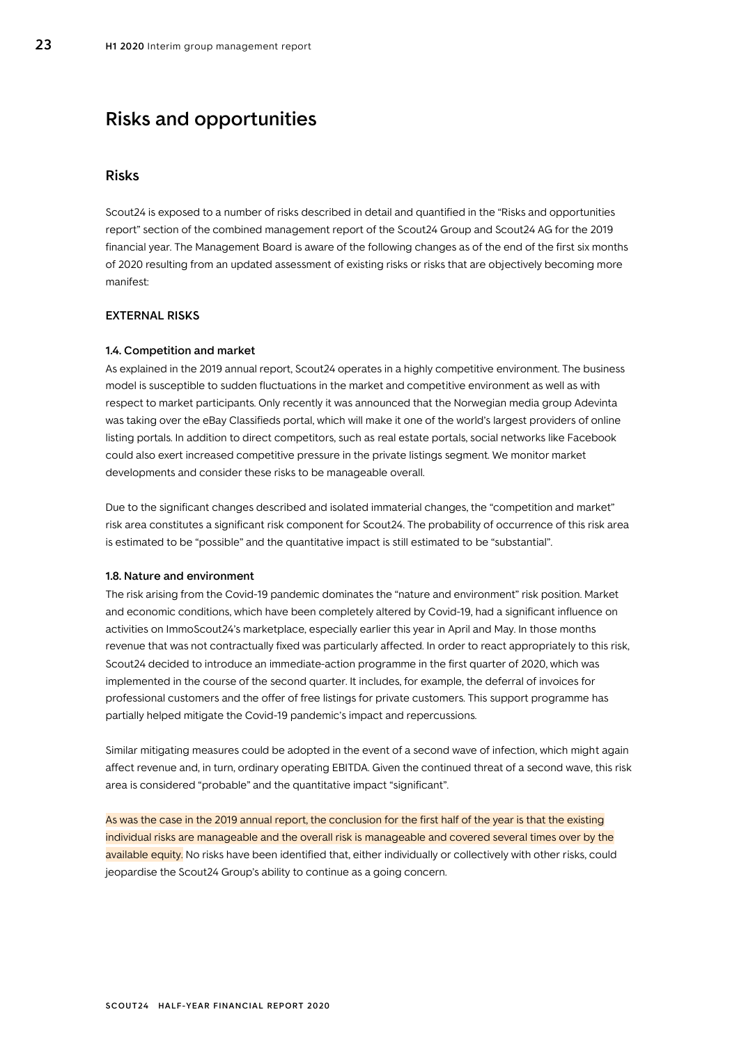# Risks and opportunities

## Risks

Scout24 is exposed to a number of risks described in detail and quantified in the "Risks and opportunities report" section of the combined management report of the Scout24 Group and Scout24 AG for the 2019 financial year. The Management Board is aware of the following changes as of the end of the first six months of 2020 resulting from an updated assessment of existing risks or risks that are objectively becoming more manifest:

### EXTERNAL RISKS

#### 1.4. Competition and market

As explained in the 2019 annual report, Scout24 operates in a highly competitive environment. The business model is susceptible to sudden fluctuations in the market and competitive environment as well as with respect to market participants. Only recently it was announced that the Norwegian media group Adevinta was taking over the eBay Classifieds portal, which will make it one of the world's largest providers of online listing portals. In addition to direct competitors, such as real estate portals, social networks like Facebook could also exert increased competitive pressure in the private listings segment. We monitor market developments and consider these risks to be manageable overall.

Due to the significant changes described and isolated immaterial changes, the "competition and market" risk area constitutes a significant risk component for Scout24. The probability of occurrence of this risk area is estimated to be "possible" and the quantitative impact is still estimated to be "substantial".

#### 1.8. Nature and environment

The risk arising from the Covid-19 pandemic dominates the "nature and environment" risk position. Market and economic conditions, which have been completely altered by Covid-19, had a significant influence on activities on ImmoScout24's marketplace, especially earlier this year in April and May. In those months revenue that was not contractually fixed was particularly affected. In order to react appropriately to this risk, Scout24 decided to introduce an immediate-action programme in the first quarter of 2020, which was implemented in the course of the second quarter. It includes, for example, the deferral of invoices for professional customers and the offer of free listings for private customers. This support programme has partially helped mitigate the Covid-19 pandemic's impact and repercussions.

Similar mitigating measures could be adopted in the event of a second wave of infection, which might again affect revenue and, in turn, ordinary operating EBITDA. Given the continued threat of a second wave, this risk area is considered "probable" and the quantitative impact "significant".

As was the case in the 2019 annual report, the conclusion for the first half of the year is that the existing individual risks are manageable and the overall risk is manageable and covered several times over by the available equity. No risks have been identified that, either individually or collectively with other risks, could jeopardise the Scout24 Group's ability to continue as a going concern.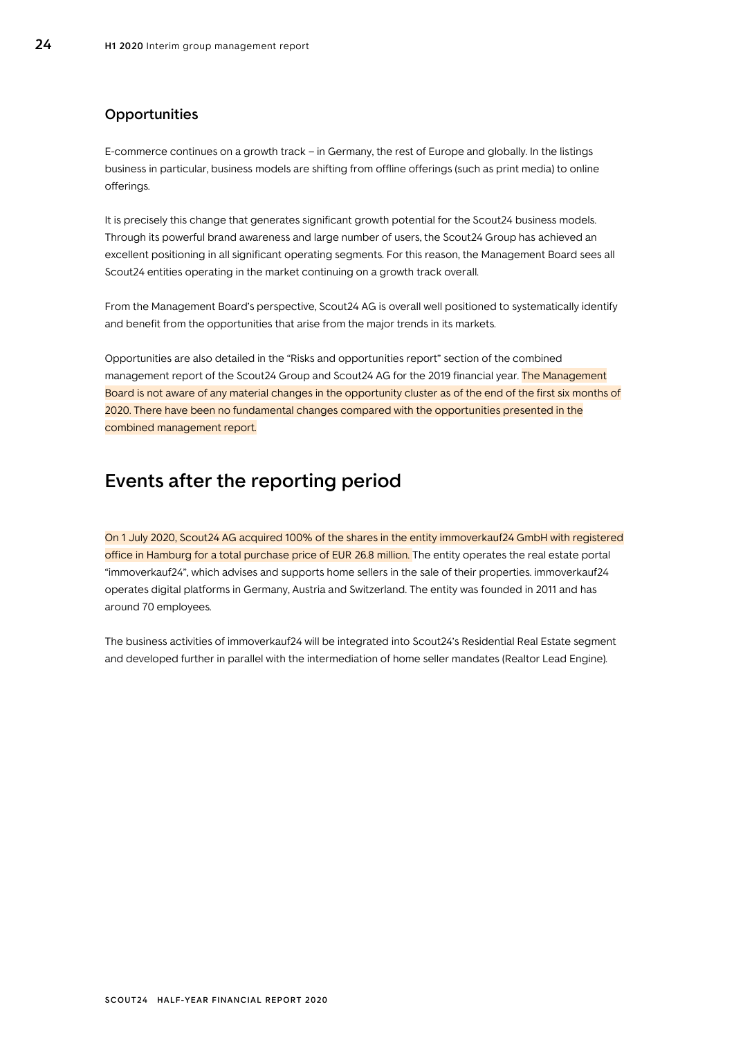### Opportunities

E-commerce continues on a growth track – in Germany, the rest of Europe and globally. In the listings business in particular, business models are shifting from offline offerings (such as print media) to online offerings.

It is precisely this change that generates significant growth potential for the Scout24 business models. Through its powerful brand awareness and large number of users, the Scout24 Group has achieved an excellent positioning in all significant operating segments. For this reason, the Management Board sees all Scout24 entities operating in the market continuing on a growth track overall.

From the Management Board's perspective, Scout24 AG is overall well positioned to systematically identify and benefit from the opportunities that arise from the major trends in its markets.

Opportunities are also detailed in the "Risks and opportunities report" section of the combined management report of the Scout24 Group and Scout24 AG for the 2019 financial year. The Management Board is not aware of any material changes in the opportunity cluster as of the end of the first six months of 2020. There have been no fundamental changes compared with the opportunities presented in the combined management report.

## Events after the reporting period

On 1 July 2020, Scout24 AG acquired 100% of the shares in the entity immoverkauf24 GmbH with registered office in Hamburg for a total purchase price of EUR 26.8 million. The entity operates the real estate portal "immoverkauf24", which advises and supports home sellers in the sale of their properties. immoverkauf24 operates digital platforms in Germany, Austria and Switzerland. The entity was founded in 2011 and has around 70 employees.

The business activities of immoverkauf24 will be integrated into Scout24's Residential Real Estate segment and developed further in parallel with the intermediation of home seller mandates (Realtor Lead Engine).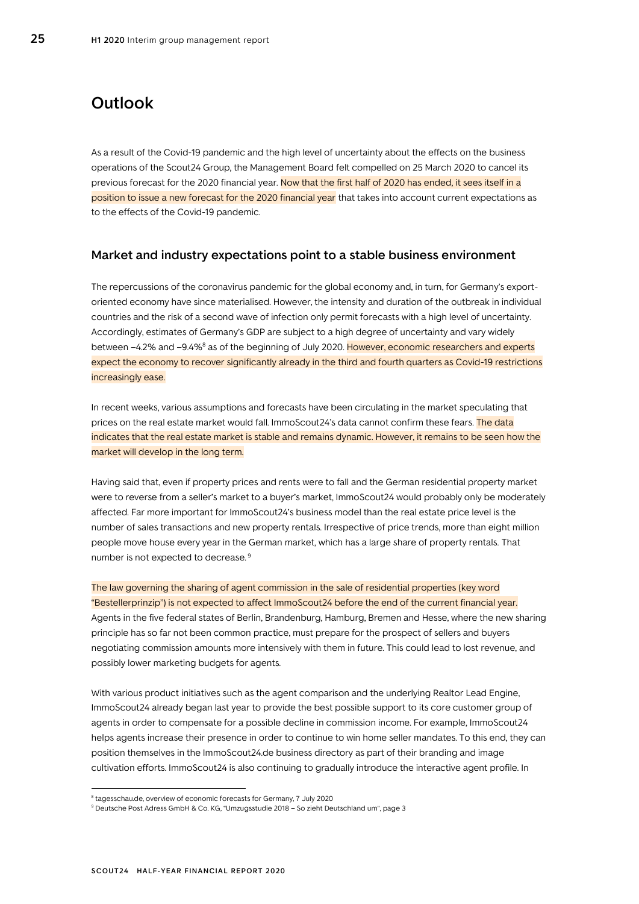# Outlook

As a result of the Covid-19 pandemic and the high level of uncertainty about the effects on the business operations of the Scout24 Group, the Management Board felt compelled on 25 March 2020 to cancel its previous forecast for the 2020 financial year. Now that the first half of 2020 has ended, it sees itself in a position to issue a new forecast for the 2020 financial year that takes into account current expectations as to the effects of the Covid-19 pandemic.

## Market and industry expectations point to a stable business environment

The repercussions of the coronavirus pandemic for the global economy and, in turn, for Germany's export-oriented economy have since materialised. However, the intensity and duration of the outbreak in individual countries and the risk of a second wave of infection only permit forecasts with a high level of uncertainty. Accordingly, estimates of Germany's GDP are subject to a high degree of uncertainty and vary widely between –4.2% and –9.4%[8] as of the beginning of July 2020. However, economic researchers and experts expect the economy to recover significantly already in the third and fourth quarters as Covid-19 restrictions increasingly ease.

In recent weeks, various assumptions and forecasts have been circulating in the market speculating that prices on the real estate market would fall. ImmoScout24's data cannot confirm these fears. The data indicates that the real estate market is stable and remains dynamic. However, it remains to be seen how the market will develop in the long term.

Having said that, even if property prices and rents were to fall and the German residential property market were to reverse from a seller's market to a buyer's market, ImmoScout24 would probably only be moderately affected. Far more important for ImmoScout24's business model than the real estate price level is the number of sales transactions and new property rentals. Irrespective of price trends, more than eight million people move house every year in the German market, which has a large share of property rentals. That number is not expected to decrease.[9]

The law governing the sharing of agent commission in the sale of residential properties (key word "Bestellerprinzip") is not expected to affect ImmoScout24 before the end of the current financial year. Agents in the five federal states of Berlin, Brandenburg, Hamburg, Bremen and Hesse, where the new sharing principle has so far not been common practice, must prepare for the prospect of sellers and buyers negotiating commission amounts more intensively with them in future. This could lead to lost revenue, and possibly lower marketing budgets for agents.

With various product initiatives such as the agent comparison and the underlying Realtor Lead Engine, ImmoScout24 already began last year to provide the best possible support to its core customer group of agents in order to compensate for a possible decline in commission income. For example, ImmoScout24 helps agents increase their presence in order to continue to win home seller mandates. To this end, they can position themselves in the ImmoScout24.de business directory as part of their branding and image cultivation efforts. ImmoScout24 is also continuing to gradually introduce the interactive agent profile. In

[8] tagesschau.de, overview of economic forecasts for Germany, 7 July 2020

[9] Deutsche Post Adress GmbH & Co. KG, "Umzugsstudie 2018 – So zieht Deutschland um", page 3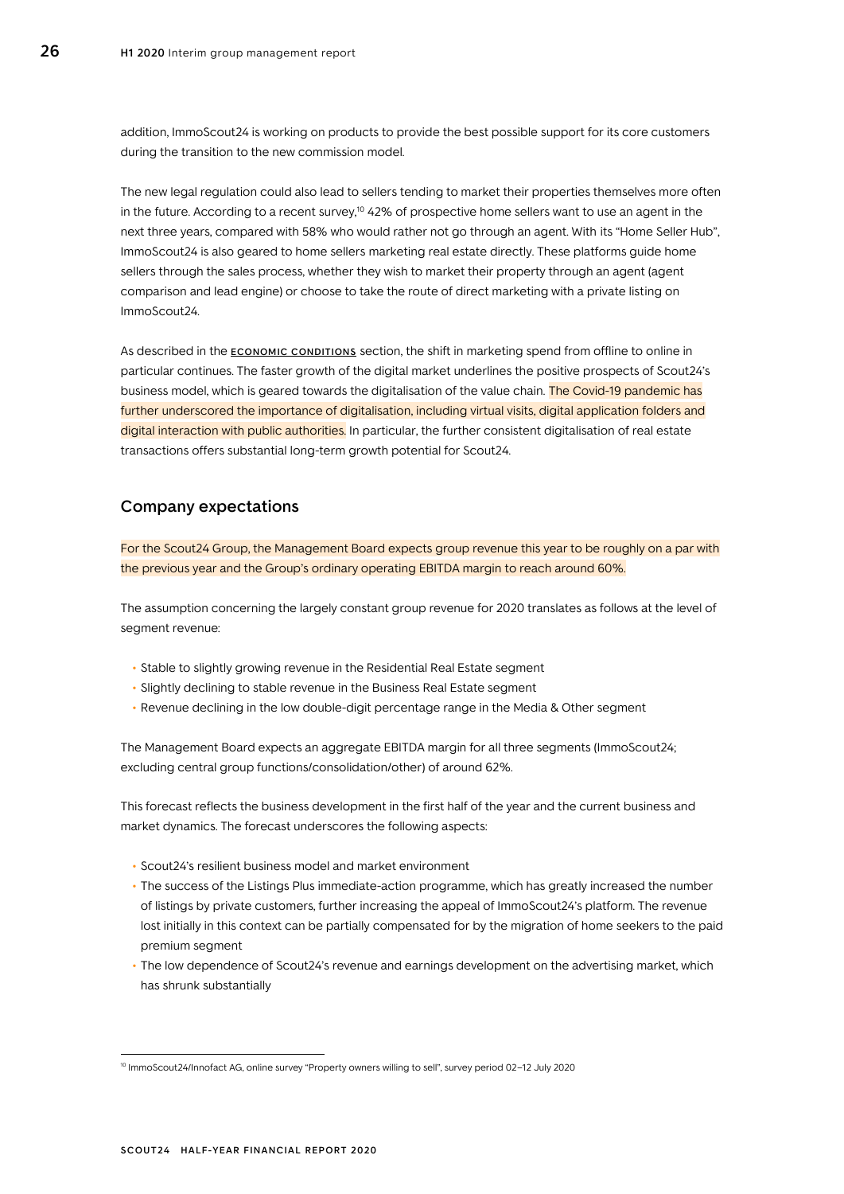addition, ImmoScout24 is working on products to provide the best possible support for its core customers during the transition to the new commission model.

The new legal regulation could also lead to sellers tending to market their properties themselves more often in the future. According to a recent survey,[10] 42% of prospective home sellers want to use an agent in the next three years, compared with 58% who would rather not go through an agent. With its "Home Seller Hub", ImmoScout24 is also geared to home sellers marketing real estate directly. These platforms guide home sellers through the sales process, whether they wish to market their property through an agent (agent comparison and lead engine) or choose to take the route of direct marketing with a private listing on ImmoScout24.

As described in the **ECONOMIC CONDITIONS** section, the shift in marketing spend from offline to online in particular continues. The faster growth of the digital market underlines the positive prospects of Scout24's business model, which is geared towards the digitalisation of the value chain. The Covid-19 pandemic has further underscored the importance of digitalisation, including virtual visits, digital application folders and digital interaction with public authorities. In particular, the further consistent digitalisation of real estate transactions offers substantial long-term growth potential for Scout24.

## Company expectations

For the Scout24 Group, the Management Board expects group revenue this year to be roughly on a par with the previous year and the Group's ordinary operating EBITDA margin to reach around 60%.

The assumption concerning the largely constant group revenue for 2020 translates as follows at the level of segment revenue:

- Stable to slightly growing revenue in the Residential Real Estate segment
- Slightly declining to stable revenue in the Business Real Estate segment
- Revenue declining in the low double-digit percentage range in the Media & Other segment

The Management Board expects an aggregate EBITDA margin for all three segments (ImmoScout24; excluding central group functions/consolidation/other) of around 62%.

This forecast reflects the business development in the first half of the year and the current business and market dynamics. The forecast underscores the following aspects:

- Scout24's resilient business model and market environment
- The success of the Listings Plus immediate-action programme, which has greatly increased the number of listings by private customers, further increasing the appeal of ImmoScout24's platform. The revenue lost initially in this context can be partially compensated for by the migration of home seekers to the paid premium segment
- The low dependence of Scout24's revenue and earnings development on the advertising market, which has shrunk substantially

[10] ImmoScout24/Innofact AG, online survey "Property owners willing to sell", survey period 02–12 July 2020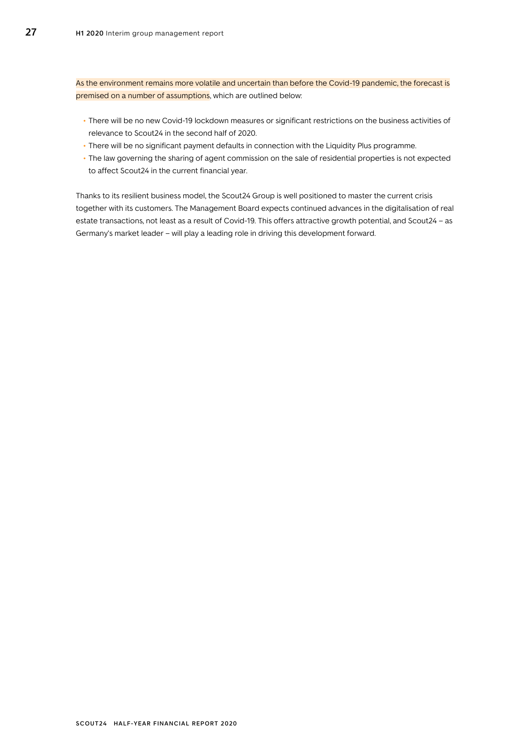As the environment remains more volatile and uncertain than before the Covid-19 pandemic, the forecast is premised on a number of assumptions, which are outlined below:

- There will be no new Covid-19 lockdown measures or significant restrictions on the business activities of relevance to Scout24 in the second half of 2020.
- There will be no significant payment defaults in connection with the Liquidity Plus programme.
- The law governing the sharing of agent commission on the sale of residential properties is not expected to affect Scout24 in the current financial year.

Thanks to its resilient business model, the Scout24 Group is well positioned to master the current crisis together with its customers. The Management Board expects continued advances in the digitalisation of real estate transactions, not least as a result of Covid-19. This offers attractive growth potential, and Scout24 – as Germany's market leader – will play a leading role in driving this development forward.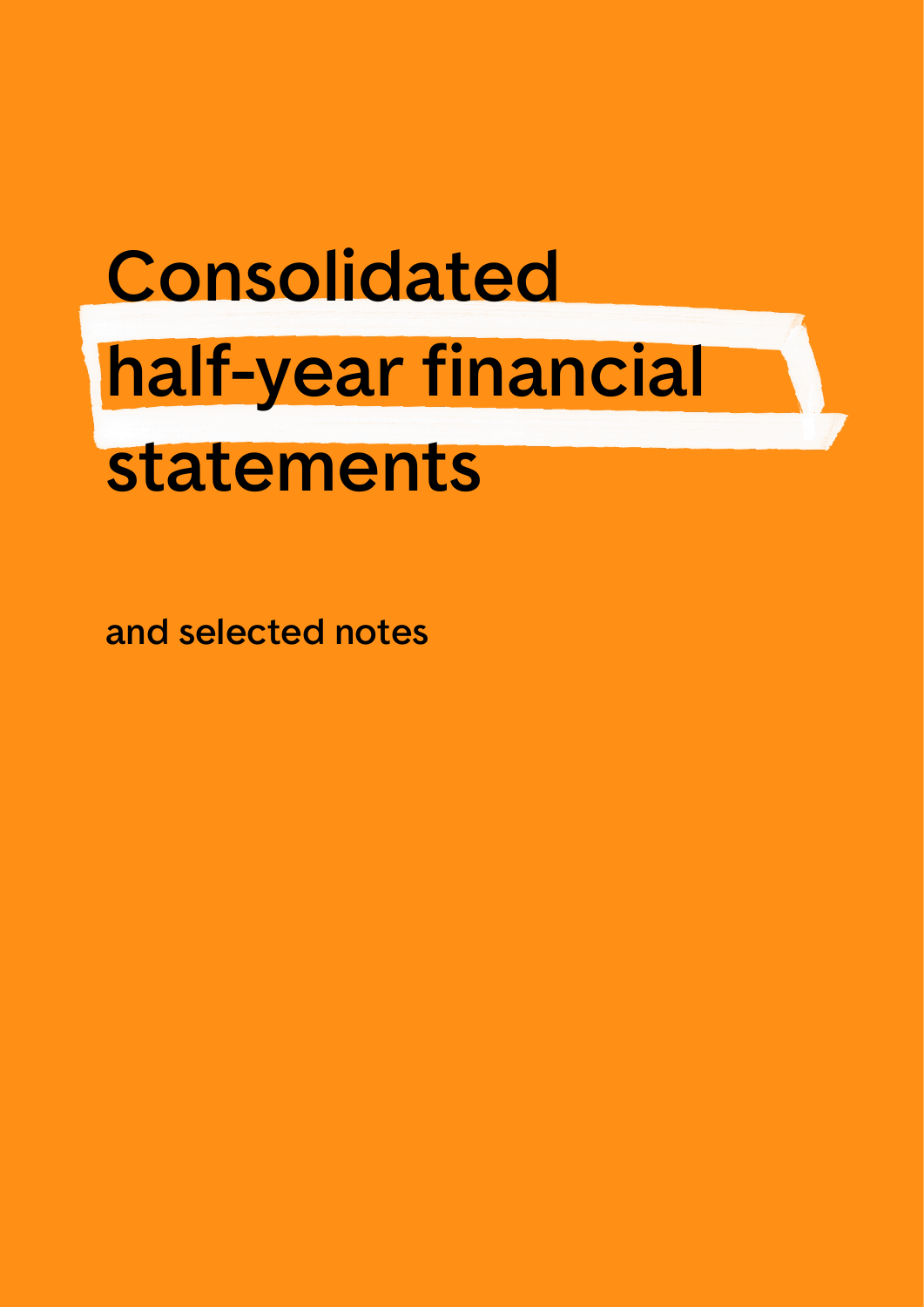# Consolidated half-year financial statements

and selected notes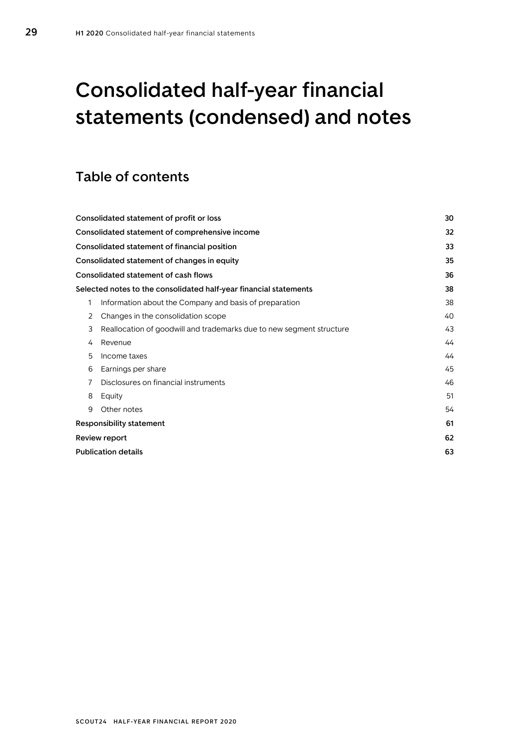# Consolidated half-year financial statements (condensed) and notes

## Table of contents

| | |
|---|---|
| **Consolidated statement of profit or loss** | **30** |
| **Consolidated statement of comprehensive income** | **32** |
| **Consolidated statement of financial position** | **33** |
| **Consolidated statement of changes in equity** | **35** |
| **Consolidated statement of cash flows** | **36** |
| **Selected notes to the consolidated half-year financial statements** | **38** |
| 1 Information about the Company and basis of preparation | 38 |
| 2 Changes in the consolidation scope | 40 |
| 3 Reallocation of goodwill and trademarks due to new segment structure | 43 |
| 4 Revenue | 44 |
| 5 Income taxes | 44 |
| 6 Earnings per share | 45 |
| 7 Disclosures on financial instruments | 46 |
| 8 Equity | 51 |
| 9 Other notes | 54 |
| **Responsibility statement** | **61** |
| **Review report** | **62** |
| **Publication details** | **63** |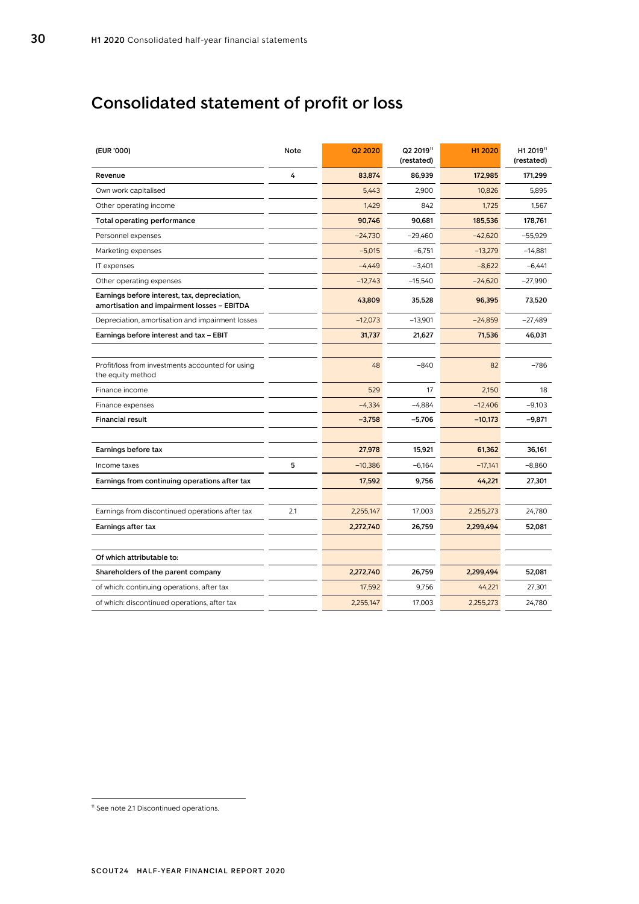# Consolidated statement of profit or loss

| (EUR '000) | Note | Q2 2020 | Q2 2019[11] (restated) | H1 2020 | H1 2019[11] (restated) |
|---|---|---|---|---|---|
| **Revenue** | 4 | **83,874** | **86,939** | **172,985** | **171,299** |
| Own work capitalised | | 5,443 | 2,900 | 10,826 | 5,895 |
| Other operating income | | 1,429 | 842 | 1,725 | 1,567 |
| **Total operating performance** | | **90,746** | **90,681** | **185,536** | **178,761** |
| Personnel expenses | | –24,730 | –29,460 | –42,620 | –55,929 |
| Marketing expenses | | –5,015 | –6,751 | –13,279 | –14,881 |
| IT expenses | | –4,449 | –3,401 | –8,622 | –6,441 |
| Other operating expenses | | –12,743 | –15,540 | –24,620 | –27,990 |
| **Earnings before interest, tax, depreciation, amortisation and impairment losses – EBITDA** | | **43,809** | **35,528** | **96,395** | **73,520** |
| Depreciation, amortisation and impairment losses | | –12,073 | –13,901 | –24,859 | –27,489 |
| **Earnings before interest and tax – EBIT** | | **31,737** | **21,627** | **71,536** | **46,031** |
| | | | | | |
| Profit/loss from investments accounted for using the equity method | | 48 | –840 | 82 | –786 |
| Finance income | | 529 | 17 | 2,150 | 18 |
| Finance expenses | | –4,334 | –4,884 | –12,406 | –9,103 |
| **Financial result** | | **–3,758** | **–5,706** | **–10,173** | **–9,871** |
| | | | | | |
| **Earnings before tax** | | **27,978** | **15,921** | **61,362** | **36,161** |
| Income taxes | 5 | –10,386 | –6,164 | –17,141 | –8,860 |
| **Earnings from continuing operations after tax** | | **17,592** | **9,756** | **44,221** | **27,301** |
| | | | | | |
| Earnings from discontinued operations after tax | 2.1 | 2,255,147 | 17,003 | 2,255,273 | 24,780 |
| **Earnings after tax** | | **2,272,740** | **26,759** | **2,299,494** | **52,081** |
| | | | | | |
| **Of which attributable to:** | | | | | |
| **Shareholders of the parent company** | | **2,272,740** | **26,759** | **2,299,494** | **52,081** |
| of which: continuing operations, after tax | | 17,592 | 9,756 | 44,221 | 27,301 |
| of which: discontinued operations, after tax | | 2,255,147 | 17,003 | 2,255,273 | 24,780 |

[11] See note 2.1 Discontinued operations.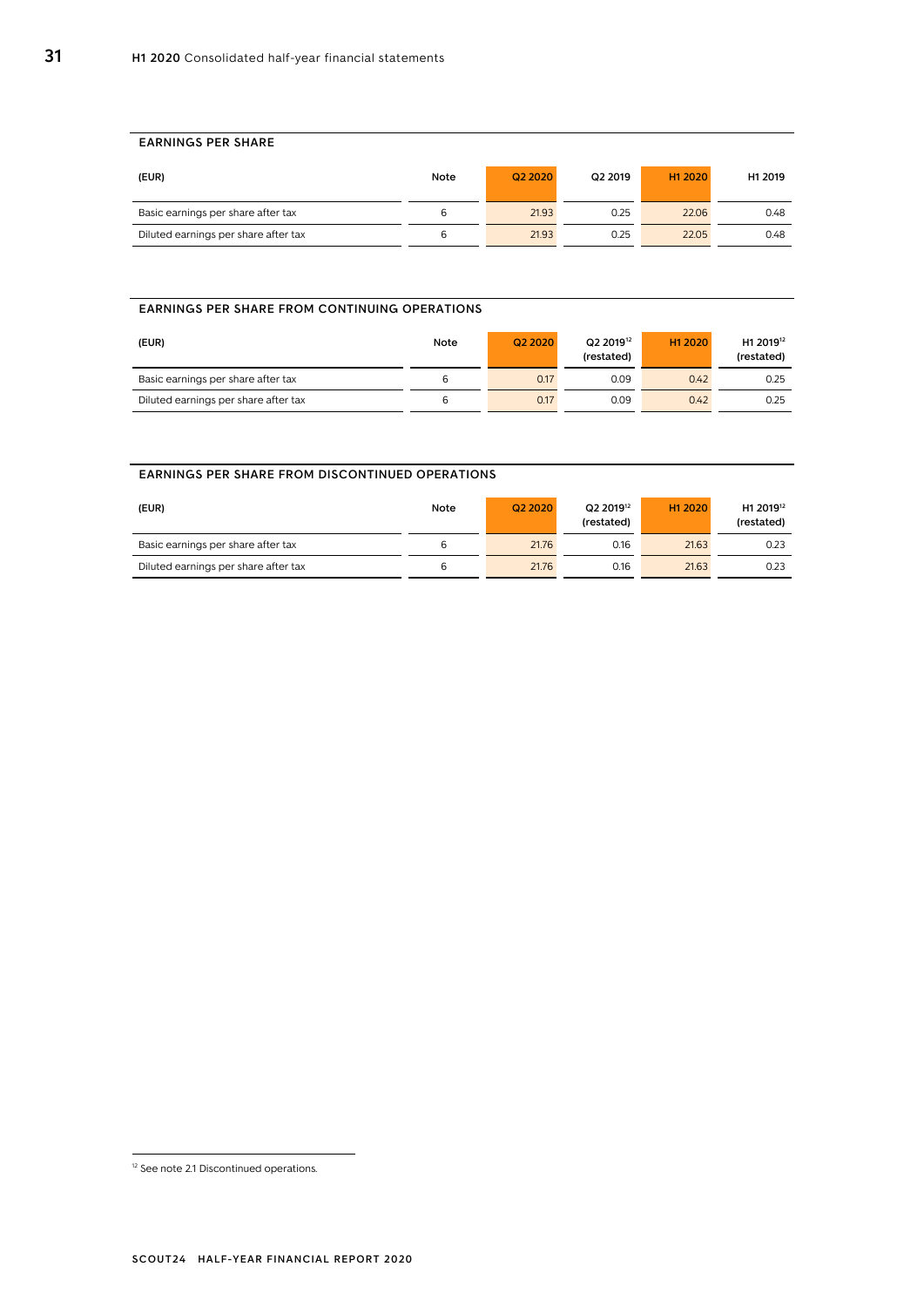#### EARNINGS PER SHARE

| (EUR) | Note | Q2 2020 | Q2 2019 | H1 2020 | H1 2019 |
|---|---|---|---|---|---|
| Basic earnings per share after tax | 6 | 21.93 | 0.25 | 22.06 | 0.48 |
| Diluted earnings per share after tax | 6 | 21.93 | 0.25 | 22.05 | 0.48 |

#### EARNINGS PER SHARE FROM CONTINUING OPERATIONS

| (EUR) | Note | Q2 2020 | Q2 2019[12] (restated) | H1 2020 | H1 2019[12] (restated) |
|---|---|---|---|---|---|
| Basic earnings per share after tax | 6 | 0.17 | 0.09 | 0.42 | 0.25 |
| Diluted earnings per share after tax | 6 | 0.17 | 0.09 | 0.42 | 0.25 |

#### EARNINGS PER SHARE FROM DISCONTINUED OPERATIONS

| (EUR) | Note | Q2 2020 | Q2 2019[12] (restated) | H1 2020 | H1 2019[12] (restated) |
|---|---|---|---|---|---|
| Basic earnings per share after tax | 6 | 21.76 | 0.16 | 21.63 | 0.23 |
| Diluted earnings per share after tax | 6 | 21.76 | 0.16 | 21.63 | 0.23 |

[12] See note 2.1 Discontinued operations.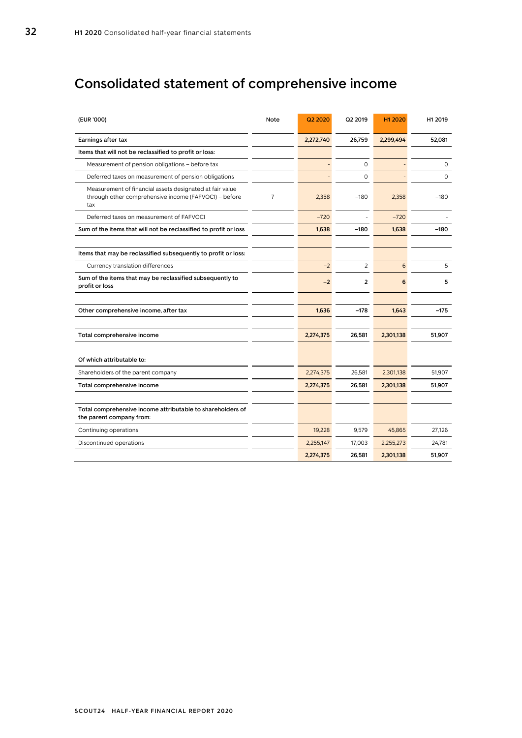# Consolidated statement of comprehensive income

| (EUR '000) | Note | Q2 2020 | Q2 2019 | H1 2020 | H1 2019 |
|---|---|---|---|---|---|
| **Earnings after tax** | | **2,272,740** | **26,759** | **2,299,494** | **52,081** |
| **Items that will not be reclassified to profit or loss:** | | | | | |
| Measurement of pension obligations – before tax | | - | 0 | - | 0 |
| Deferred taxes on measurement of pension obligations | | - | 0 | - | 0 |
| Measurement of financial assets designated at fair value through other comprehensive income (FAFVOCI) – before tax | 7 | 2,358 | –180 | 2,358 | –180 |
| Deferred taxes on measurement of FAFVOCI | | –720 | - | –720 | - |
| **Sum of the items that will not be reclassified to profit or loss** | | **1,638** | **–180** | **1,638** | **–180** |
| | | | | | |
| **Items that may be reclassified subsequently to profit or loss:** | | | | | |
| Currency translation differences | | –2 | 2 | 6 | 5 |
| **Sum of the items that may be reclassified subsequently to profit or loss** | | **–2** | **2** | **6** | **5** |
| | | | | | |
| **Other comprehensive income, after tax** | | **1,636** | **–178** | **1,643** | **–175** |
| | | | | | |
| **Total comprehensive income** | | **2,274,375** | **26,581** | **2,301,138** | **51,907** |
| | | | | | |
| **Of which attributable to:** | | | | | |
| Shareholders of the parent company | | 2,274,375 | 26,581 | 2,301,138 | 51,907 |
| **Total comprehensive income** | | **2,274,375** | **26,581** | **2,301,138** | **51,907** |
| | | | | | |
| **Total comprehensive income attributable to shareholders of the parent company from:** | | | | | |
| Continuing operations | | 19,228 | 9,579 | 45,865 | 27,126 |
| Discontinued operations | | 2,255,147 | 17,003 | 2,255,273 | 24,781 |
| | | **2,274,375** | **26,581** | **2,301,138** | **51,907** |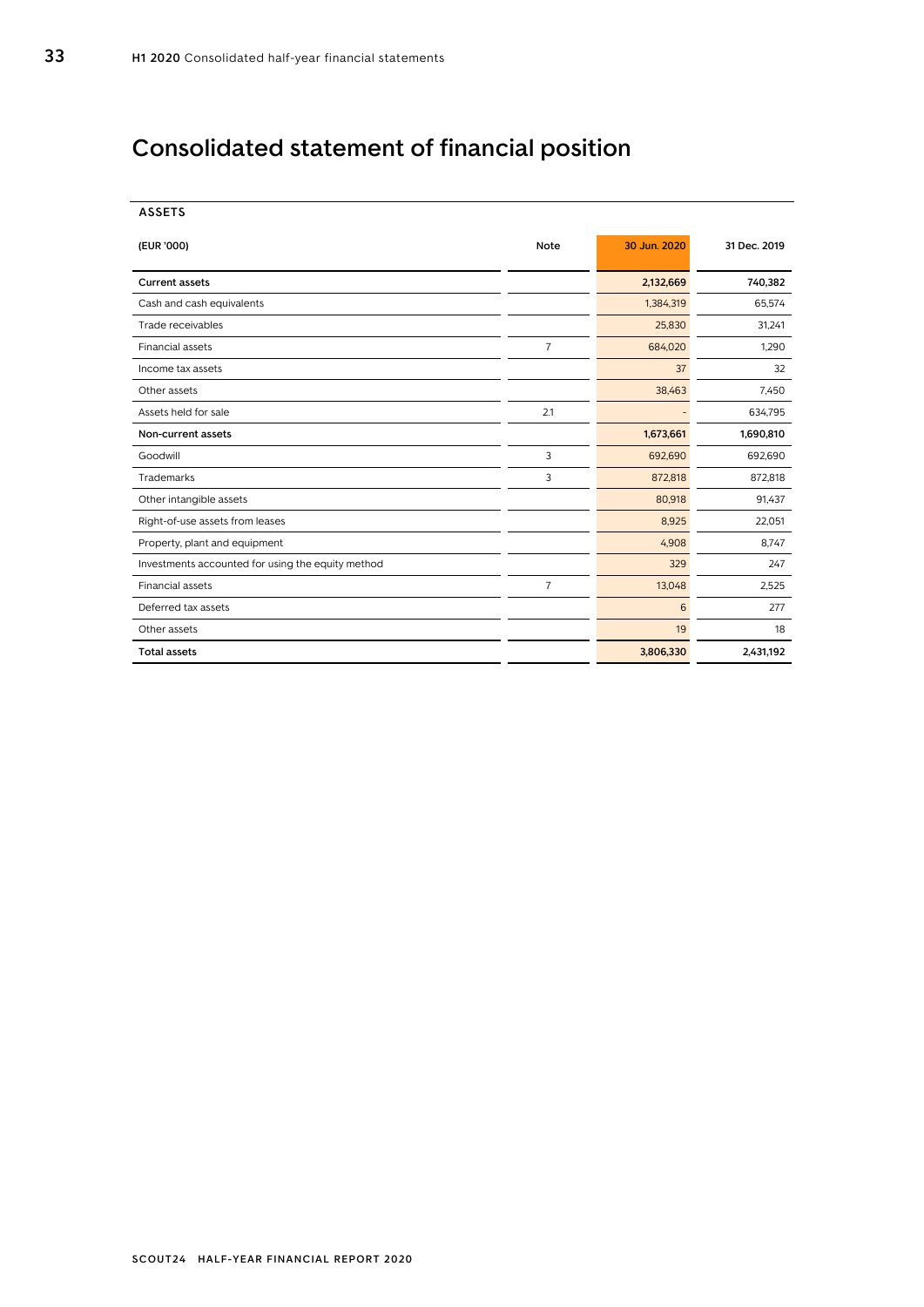# Consolidated statement of financial position

ASSETS

| (EUR '000) | Note | 30 Jun. 2020 | 31 Dec. 2019 |
|---|---|---|---|
| **Current assets** | | **2,132,669** | **740,382** |
| Cash and cash equivalents | | 1,384,319 | 65,574 |
| Trade receivables | | 25,830 | 31,241 |
| Financial assets | 7 | 684,020 | 1,290 |
| Income tax assets | | 37 | 32 |
| Other assets | | 38,463 | 7,450 |
| Assets held for sale | 2.1 | - | 634,795 |
| **Non-current assets** | | **1,673,661** | **1,690,810** |
| Goodwill | 3 | 692,690 | 692,690 |
| Trademarks | 3 | 872,818 | 872,818 |
| Other intangible assets | | 80,918 | 91,437 |
| Right-of-use assets from leases | | 8,925 | 22,051 |
| Property, plant and equipment | | 4,908 | 8,747 |
| Investments accounted for using the equity method | | 329 | 247 |
| Financial assets | 7 | 13,048 | 2,525 |
| Deferred tax assets | | 6 | 277 |
| Other assets | | 19 | 18 |
| **Total assets** | | **3,806,330** | **2,431,192** |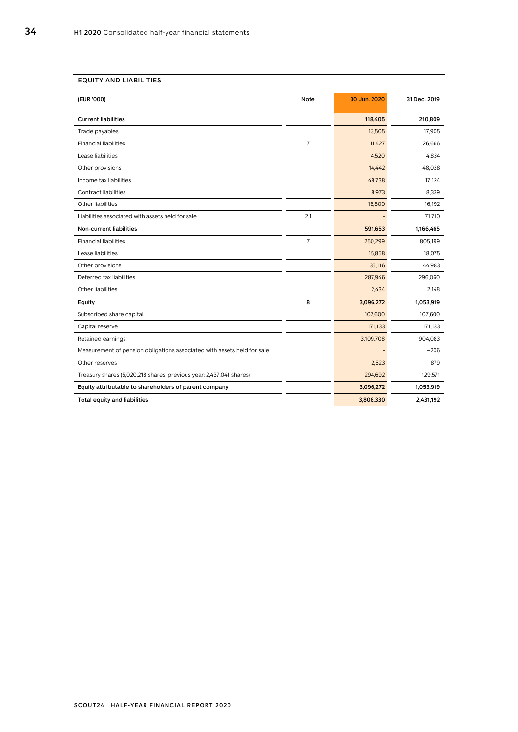## EQUITY AND LIABILITIES

| (EUR '000) | Note | 30 Jun. 2020 | 31 Dec. 2019 |
|---|---|---|---|
| **Current liabilities** | | **118,405** | **210,809** |
| Trade payables | | 13,505 | 17,905 |
| Financial liabilities | 7 | 11,427 | 26,666 |
| Lease liabilities | | 4,520 | 4,834 |
| Other provisions | | 14,442 | 48,038 |
| Income tax liabilities | | 48,738 | 17,124 |
| Contract liabilities | | 8,973 | 8,339 |
| Other liabilities | | 16,800 | 16,192 |
| Liabilities associated with assets held for sale | 2.1 | - | 71,710 |
| **Non-current liabilities** | | **591,653** | **1,166,465** |
| Financial liabilities | 7 | 250,299 | 805,199 |
| Lease liabilities | | 15,858 | 18,075 |
| Other provisions | | 35,116 | 44,983 |
| Deferred tax liabilities | | 287,946 | 296,060 |
| Other liabilities | | 2,434 | 2,148 |
| **Equity** | **8** | **3,096,272** | **1,053,919** |
| Subscribed share capital | | 107,600 | 107,600 |
| Capital reserve | | 171,133 | 171,133 |
| Retained earnings | | 3,109,708 | 904,083 |
| Measurement of pension obligations associated with assets held for sale | | - | −206 |
| Other reserves | | 2,523 | 879 |
| Treasury shares (5,020,218 shares; previous year: 2,437,041 shares) | | −294,692 | −129,571 |
| **Equity attributable to shareholders of parent company** | | **3,096,272** | **1,053,919** |
| **Total equity and liabilities** | | **3,806,330** | **2,431,192** |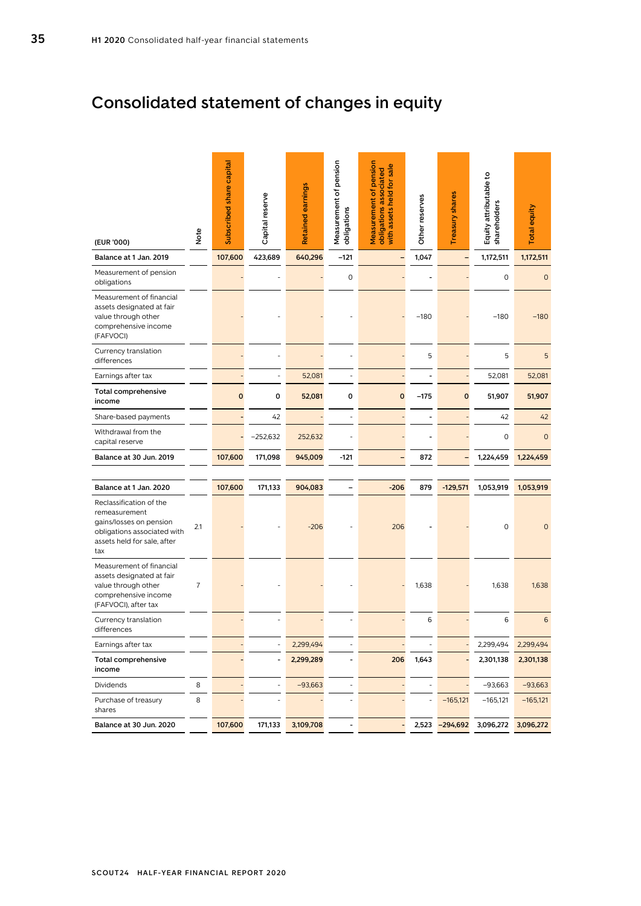# Consolidated statement of changes in equity

| (EUR '000) | Note | Subscribed share capital | Capital reserve | Retained earnings | Measurement of pension obligations | Measurement of pension obligations associated with assets held for sale | Other reserves | Treasury shares | Equity attributable to shareholders | Total equity |
|---|---|---|---|---|---|---|---|---|---|---|
| **Balance at 1 Jan. 2019** | | **107,600** | **423,689** | **640,296** | **−121** | **–** | **1,047** | **–** | **1,172,511** | **1,172,511** |
| Measurement of pension obligations | | - | - | - | 0 | - | - | - | 0 | 0 |
| Measurement of financial assets designated at fair value through other comprehensive income (FAFVOCI) | | - | - | - | - | - | −180 | - | −180 | −180 |
| Currency translation differences | | - | - | - | - | - | 5 | - | 5 | 5 |
| Earnings after tax | | - | - | 52,081 | - | - | - | - | 52,081 | 52,081 |
| **Total comprehensive income** | | **0** | **0** | **52,081** | **0** | **0** | **−175** | **0** | **51,907** | **51,907** |
| Share-based payments | | - | 42 | - | - | - | - | - | 42 | 42 |
| Withdrawal from the capital reserve | | - | −252,632 | 252,632 | - | - | - | - | 0 | 0 |
| **Balance at 30 Jun. 2019** | | **107,600** | **171,098** | **945,009** | **-121** | **–** | **872** | **–** | **1,224,459** | **1,224,459** |
| | | | | | | | | | | |
| **Balance at 1 Jan. 2020** | | **107,600** | **171,133** | **904,083** | **–** | **-206** | **879** | **-129,571** | **1,053,919** | **1,053,919** |
| Reclassification of the remeasurement gains/losses on pension obligations associated with assets held for sale, after tax | 2.1 | - | - | -206 | - | 206 | - | - | 0 | 0 |
| Measurement of financial assets designated at fair value through other comprehensive income (FAFVOCI), after tax | 7 | - | - | - | - | - | 1,638 | - | 1,638 | 1,638 |
| Currency translation differences | | - | - | - | - | - | 6 | - | 6 | 6 |
| Earnings after tax | | - | - | 2,299,494 | - | - | - | - | 2,299,494 | 2,299,494 |
| **Total comprehensive income** | | **-** | **-** | **2,299,289** | **-** | **206** | **1,643** | **-** | **2,301,138** | **2,301,138** |
| Dividends | 8 | - | - | −93,663 | - | - | - | - | −93,663 | −93,663 |
| Purchase of treasury shares | 8 | - | - | - | - | - | - | −165,121 | −165,121 | −165,121 |
| **Balance at 30 Jun. 2020** | | **107,600** | **171,133** | **3,109,708** | **-** | **-** | **2,523** | **−294,692** | **3,096,272** | **3,096,272** |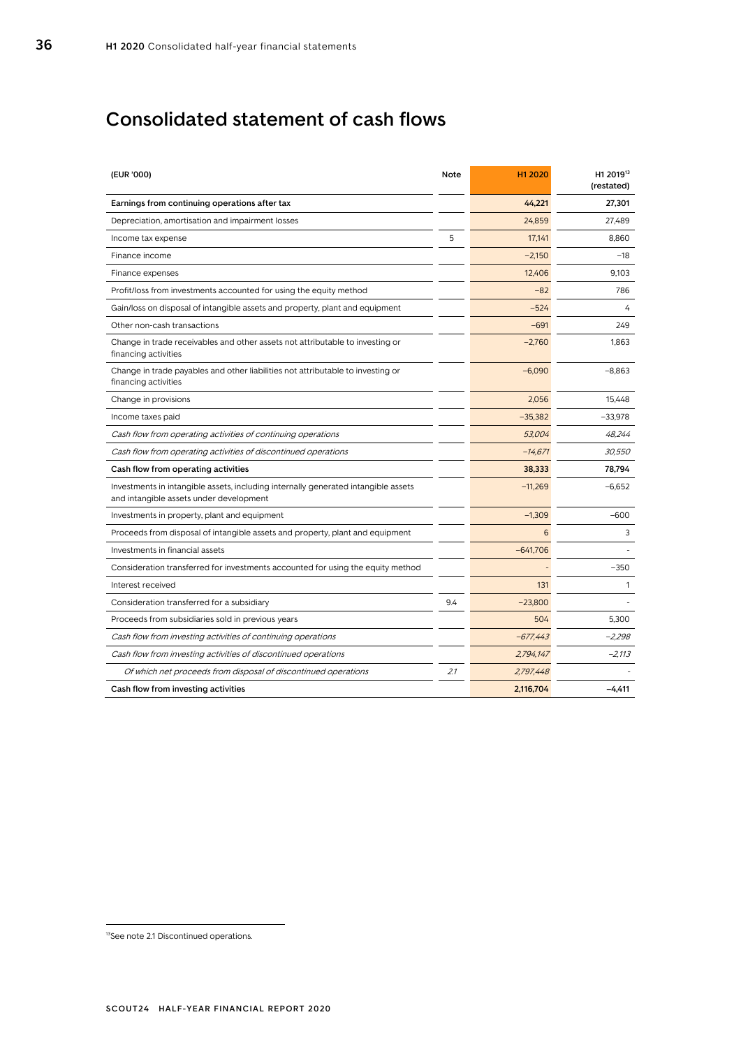# Consolidated statement of cash flows

| (EUR '000) | Note | H1 2020 | H1 2019[13] (restated) |
|---|---|---|---|
| **Earnings from continuing operations after tax** | | **44,221** | **27,301** |
| Depreciation, amortisation and impairment losses | | 24,859 | 27,489 |
| Income tax expense | 5 | 17,141 | 8,860 |
| Finance income | | −2,150 | −18 |
| Finance expenses | | 12,406 | 9,103 |
| Profit/loss from investments accounted for using the equity method | | −82 | 786 |
| Gain/loss on disposal of intangible assets and property, plant and equipment | | −524 | 4 |
| Other non-cash transactions | | −691 | 249 |
| Change in trade receivables and other assets not attributable to investing or financing activities | | −2,760 | 1,863 |
| Change in trade payables and other liabilities not attributable to investing or financing activities | | −6,090 | −8,863 |
| Change in provisions | | 2,056 | 15,448 |
| Income taxes paid | | −35,382 | −33,978 |
| *Cash flow from operating activities of continuing operations* | | *53,004* | *48,244* |
| *Cash flow from operating activities of discontinued operations* | | *−14,671* | *30,550* |
| **Cash flow from operating activities** | | **38,333** | **78,794** |
| Investments in intangible assets, including internally generated intangible assets and intangible assets under development | | −11,269 | −6,652 |
| Investments in property, plant and equipment | | −1,309 | −600 |
| Proceeds from disposal of intangible assets and property, plant and equipment | | 6 | 3 |
| Investments in financial assets | | −641,706 | - |
| Consideration transferred for investments accounted for using the equity method | | - | −350 |
| Interest received | | 131 | 1 |
| Consideration transferred for a subsidiary | 9.4 | −23,800 | - |
| Proceeds from subsidiaries sold in previous years | | 504 | 5,300 |
| *Cash flow from investing activities of continuing operations* | | *−677,443* | *−2,298* |
| *Cash flow from investing activities of discontinued operations* | | *2,794,147* | *−2,113* |
| *Of which net proceeds from disposal of discontinued operations* | *2.1* | *2,797,448* | - |
| **Cash flow from investing activities** | | **2,116,704** | **−4,411** |

[13] See note 2.1 Discontinued operations.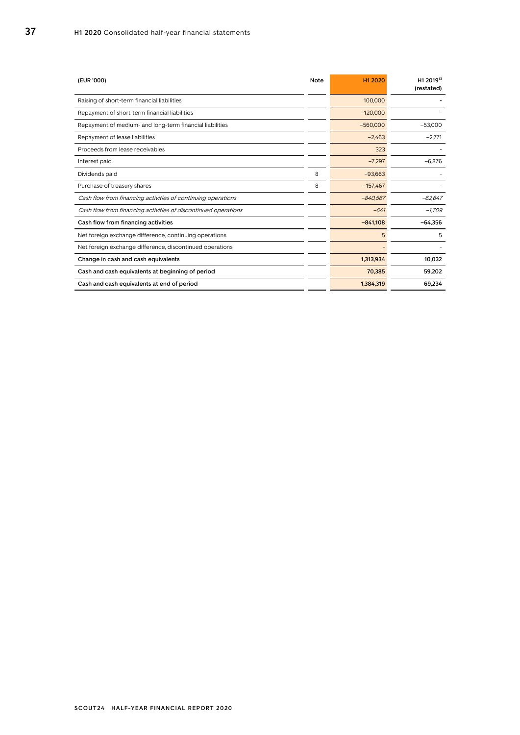| (EUR '000) | Note | H1 2020 | H1 2019[13] (restated) |
|---|---|---|---|
| Raising of short-term financial liabilities | | 100,000 | - |
| Repayment of short-term financial liabilities | | −120,000 | - |
| Repayment of medium- and long-term financial liabilities | | −560,000 | −53,000 |
| Repayment of lease liabilities | | −2,463 | −2,771 |
| Proceeds from lease receivables | | 323 | - |
| Interest paid | | −7,297 | −6,876 |
| Dividends paid | 8 | −93,663 | - |
| Purchase of treasury shares | 8 | −157,467 | - |
| *Cash flow from financing activities of continuing operations* | | *−840,567* | *−62,647* |
| *Cash flow from financing activities of discontinued operations* | | *−541* | *−1,709* |
| **Cash flow from financing activities** | | **−841,108** | **−64,356** |
| Net foreign exchange difference, continuing operations | | 5 | 5 |
| Net foreign exchange difference, discontinued operations | | - | - |
| **Change in cash and cash equivalents** | | **1,313,934** | **10,032** |
| **Cash and cash equivalents at beginning of period** | | **70,385** | **59,202** |
| **Cash and cash equivalents at end of period** | | **1,384,319** | **69,234** |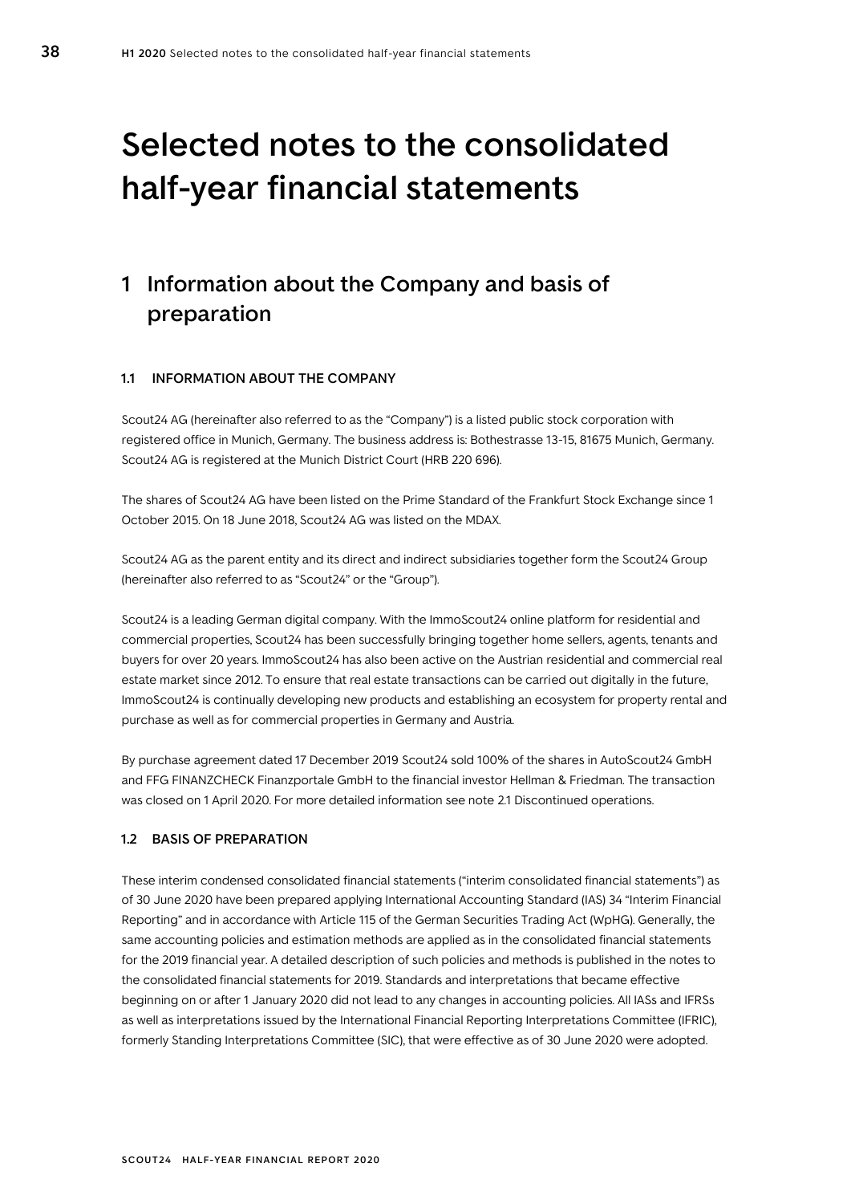# Selected notes to the consolidated half-year financial statements

## 1 Information about the Company and basis of preparation

### 1.1 INFORMATION ABOUT THE COMPANY

Scout24 AG (hereinafter also referred to as the "Company") is a listed public stock corporation with registered office in Munich, Germany. The business address is: Bothestrasse 13-15, 81675 Munich, Germany. Scout24 AG is registered at the Munich District Court (HRB 220 696).

The shares of Scout24 AG have been listed on the Prime Standard of the Frankfurt Stock Exchange since 1 October 2015. On 18 June 2018, Scout24 AG was listed on the MDAX.

Scout24 AG as the parent entity and its direct and indirect subsidiaries together form the Scout24 Group (hereinafter also referred to as "Scout24" or the "Group").

Scout24 is a leading German digital company. With the ImmoScout24 online platform for residential and commercial properties, Scout24 has been successfully bringing together home sellers, agents, tenants and buyers for over 20 years. ImmoScout24 has also been active on the Austrian residential and commercial real estate market since 2012. To ensure that real estate transactions can be carried out digitally in the future, ImmoScout24 is continually developing new products and establishing an ecosystem for property rental and purchase as well as for commercial properties in Germany and Austria.

By purchase agreement dated 17 December 2019 Scout24 sold 100% of the shares in AutoScout24 GmbH and FFG FINANZCHECK Finanzportale GmbH to the financial investor Hellman & Friedman. The transaction was closed on 1 April 2020. For more detailed information see note 2.1 Discontinued operations.

### 1.2 BASIS OF PREPARATION

These interim condensed consolidated financial statements ("interim consolidated financial statements") as of 30 June 2020 have been prepared applying International Accounting Standard (IAS) 34 "Interim Financial Reporting" and in accordance with Article 115 of the German Securities Trading Act (WpHG). Generally, the same accounting policies and estimation methods are applied as in the consolidated financial statements for the 2019 financial year. A detailed description of such policies and methods is published in the notes to the consolidated financial statements for 2019. Standards and interpretations that became effective beginning on or after 1 January 2020 did not lead to any changes in accounting policies. All IASs and IFRSs as well as interpretations issued by the International Financial Reporting Interpretations Committee (IFRIC), formerly Standing Interpretations Committee (SIC), that were effective as of 30 June 2020 were adopted.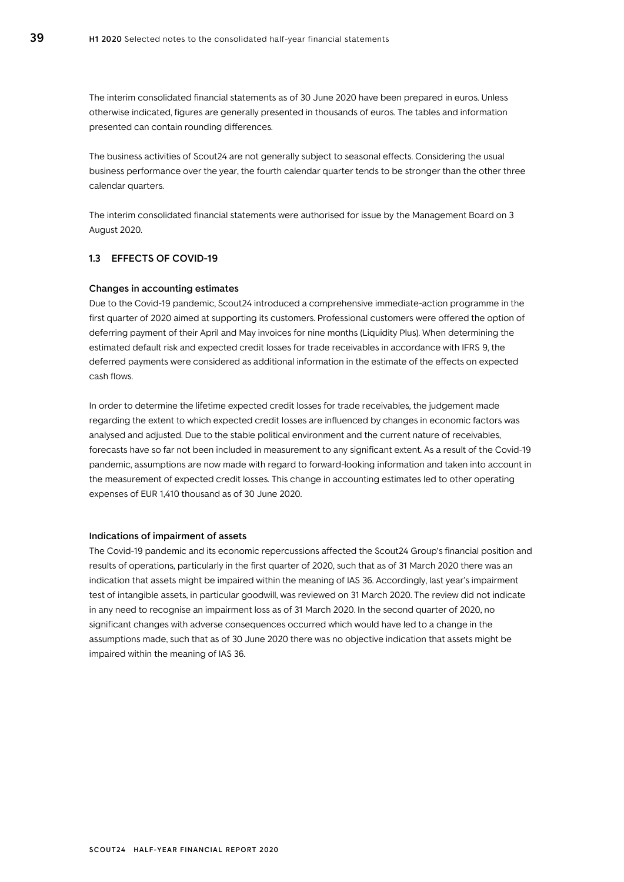The interim consolidated financial statements as of 30 June 2020 have been prepared in euros. Unless otherwise indicated, figures are generally presented in thousands of euros. The tables and information presented can contain rounding differences.

The business activities of Scout24 are not generally subject to seasonal effects. Considering the usual business performance over the year, the fourth calendar quarter tends to be stronger than the other three calendar quarters.

The interim consolidated financial statements were authorised for issue by the Management Board on 3 August 2020.

## 1.3 EFFECTS OF COVID-19

### Changes in accounting estimates

Due to the Covid-19 pandemic, Scout24 introduced a comprehensive immediate-action programme in the first quarter of 2020 aimed at supporting its customers. Professional customers were offered the option of deferring payment of their April and May invoices for nine months (Liquidity Plus). When determining the estimated default risk and expected credit losses for trade receivables in accordance with IFRS 9, the deferred payments were considered as additional information in the estimate of the effects on expected cash flows.

In order to determine the lifetime expected credit losses for trade receivables, the judgement made regarding the extent to which expected credit losses are influenced by changes in economic factors was analysed and adjusted. Due to the stable political environment and the current nature of receivables, forecasts have so far not been included in measurement to any significant extent. As a result of the Covid-19 pandemic, assumptions are now made with regard to forward-looking information and taken into account in the measurement of expected credit losses. This change in accounting estimates led to other operating expenses of EUR 1,410 thousand as of 30 June 2020.

### Indications of impairment of assets

The Covid-19 pandemic and its economic repercussions affected the Scout24 Group's financial position and results of operations, particularly in the first quarter of 2020, such that as of 31 March 2020 there was an indication that assets might be impaired within the meaning of IAS 36. Accordingly, last year's impairment test of intangible assets, in particular goodwill, was reviewed on 31 March 2020. The review did not indicate in any need to recognise an impairment loss as of 31 March 2020. In the second quarter of 2020, no significant changes with adverse consequences occurred which would have led to a change in the assumptions made, such that as of 30 June 2020 there was no objective indication that assets might be impaired within the meaning of IAS 36.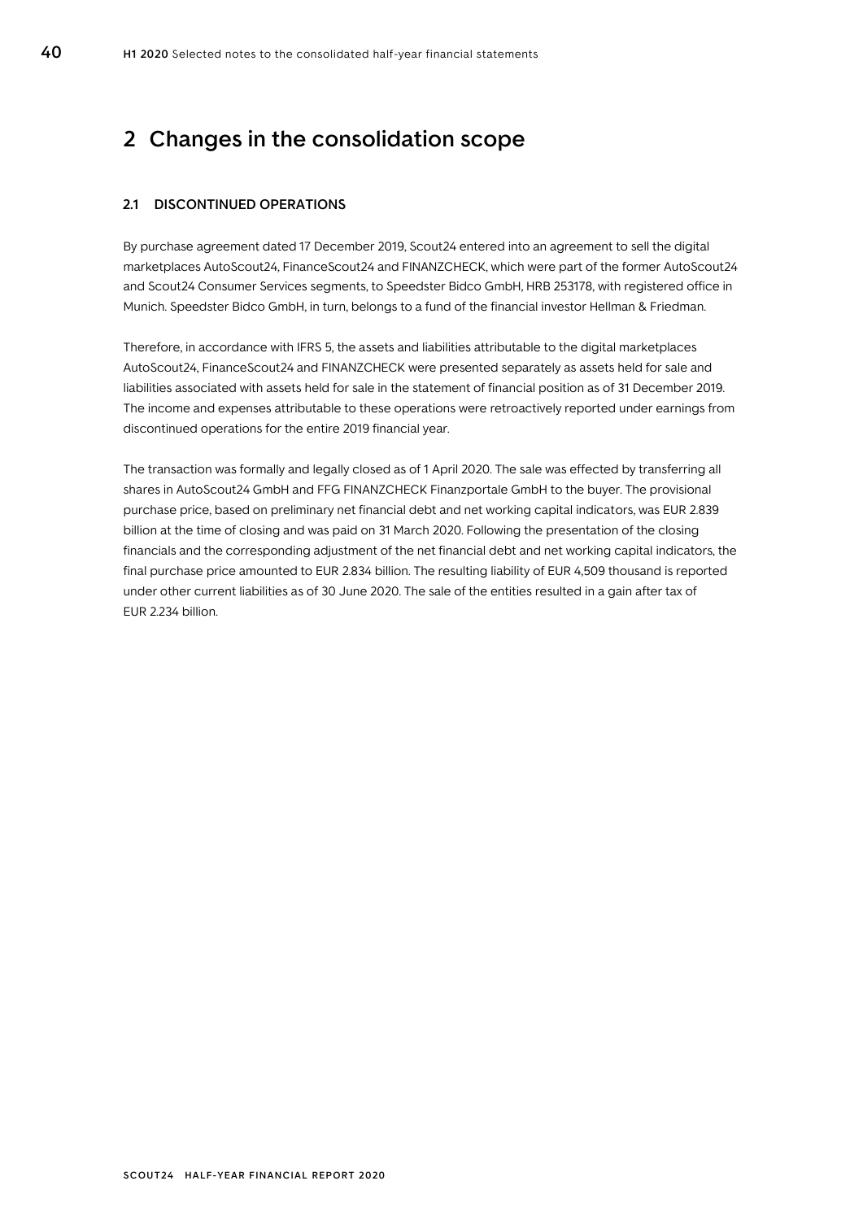# 2 Changes in the consolidation scope

### 2.1 DISCONTINUED OPERATIONS

By purchase agreement dated 17 December 2019, Scout24 entered into an agreement to sell the digital marketplaces AutoScout24, FinanceScout24 and FINANZCHECK, which were part of the former AutoScout24 and Scout24 Consumer Services segments, to Speedster Bidco GmbH, HRB 253178, with registered office in Munich. Speedster Bidco GmbH, in turn, belongs to a fund of the financial investor Hellman & Friedman.

Therefore, in accordance with IFRS 5, the assets and liabilities attributable to the digital marketplaces AutoScout24, FinanceScout24 and FINANZCHECK were presented separately as assets held for sale and liabilities associated with assets held for sale in the statement of financial position as of 31 December 2019. The income and expenses attributable to these operations were retroactively reported under earnings from discontinued operations for the entire 2019 financial year.

The transaction was formally and legally closed as of 1 April 2020. The sale was effected by transferring all shares in AutoScout24 GmbH and FFG FINANZCHECK Finanzportale GmbH to the buyer. The provisional purchase price, based on preliminary net financial debt and net working capital indicators, was EUR 2.839 billion at the time of closing and was paid on 31 March 2020. Following the presentation of the closing financials and the corresponding adjustment of the net financial debt and net working capital indicators, the final purchase price amounted to EUR 2.834 billion. The resulting liability of EUR 4,509 thousand is reported under other current liabilities as of 30 June 2020. The sale of the entities resulted in a gain after tax of EUR 2.234 billion.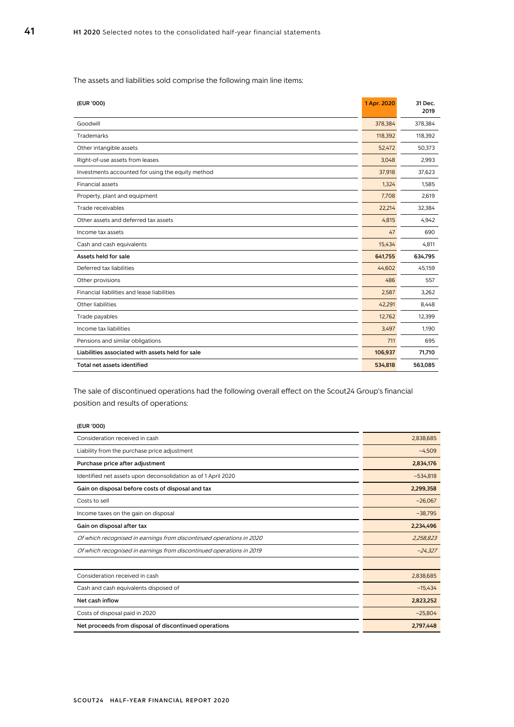The assets and liabilities sold comprise the following main line items:

| (EUR '000) | 1 Apr. 2020 | 31 Dec. 2019 |
|---|---|---|
| Goodwill | 378,384 | 378,384 |
| Trademarks | 118,392 | 118,392 |
| Other intangible assets | 52,472 | 50,373 |
| Right-of-use assets from leases | 3,048 | 2,993 |
| Investments accounted for using the equity method | 37,918 | 37,623 |
| Financial assets | 1,324 | 1,585 |
| Property, plant and equipment | 7,708 | 2,619 |
| Trade receivables | 22,214 | 32,384 |
| Other assets and deferred tax assets | 4,815 | 4,942 |
| Income tax assets | 47 | 690 |
| Cash and cash equivalents | 15,434 | 4,811 |
| **Assets held for sale** | **641,755** | **634,795** |
| Deferred tax liabilities | 44,602 | 45,159 |
| Other provisions | 486 | 557 |
| Financial liabilities and lease liabilities | 2,587 | 3,262 |
| Other liabilities | 42,291 | 8,448 |
| Trade payables | 12,762 | 12,399 |
| Income tax liabilities | 3,497 | 1,190 |
| Pensions and similar obligations | 711 | 695 |
| **Liabilities associated with assets held for sale** | **106,937** | **71,710** |
| **Total net assets identified** | **534,818** | **563,085** |

The sale of discontinued operations had the following overall effect on the Scout24 Group's financial position and results of operations:

| (EUR '000) | |
|---|---|
| Consideration received in cash | 2,838,685 |
| Liability from the purchase price adjustment | –4,509 |
| **Purchase price after adjustment** | **2,834,176** |
| Identified net assets upon deconsolidation as of 1 April 2020 | –534,818 |
| **Gain on disposal before costs of disposal and tax** | **2,299,358** |
| Costs to sell | –26,067 |
| Income taxes on the gain on disposal | –38,795 |
| **Gain on disposal after tax** | **2,234,496** |
| *Of which recognised in earnings from discontinued operations in 2020* | *2,258,823* |
| *Of which recognised in earnings from discontinued operations in 2019* | *–24,327* |
| | |
| Consideration received in cash | 2,838,685 |
| Cash and cash equivalents disposed of | –15,434 |
| **Net cash inflow** | **2,823,252** |
| Costs of disposal paid in 2020 | –25,804 |
| **Net proceeds from disposal of discontinued operations** | **2,797,448** |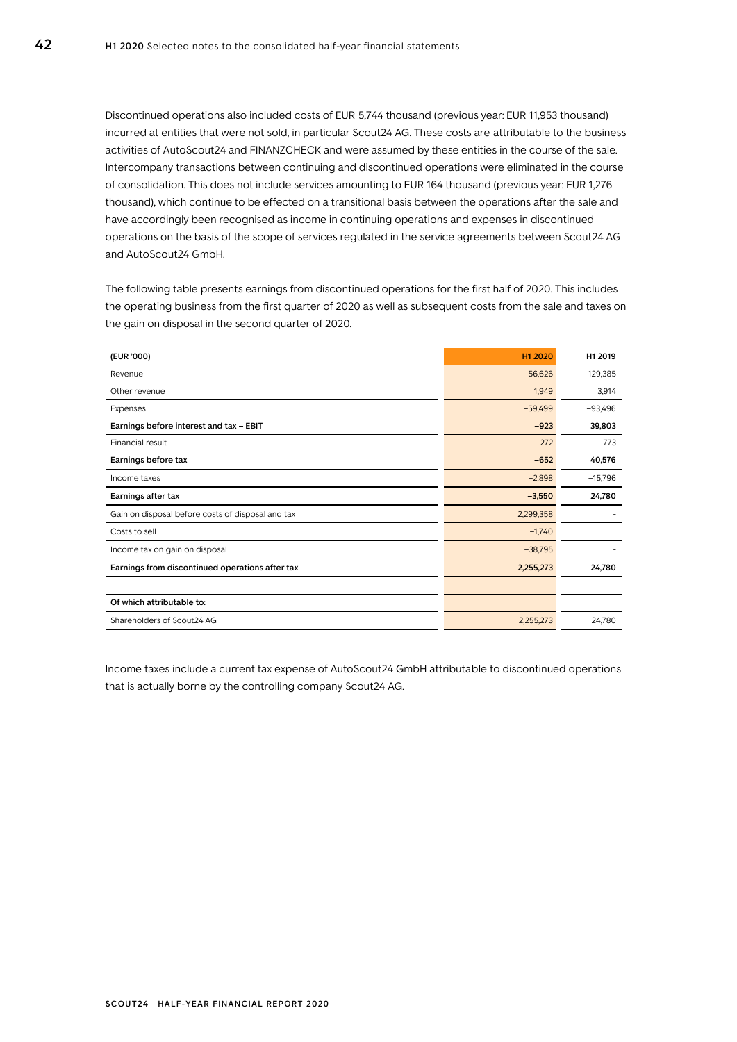Discontinued operations also included costs of EUR 5,744 thousand (previous year: EUR 11,953 thousand) incurred at entities that were not sold, in particular Scout24 AG. These costs are attributable to the business activities of AutoScout24 and FINANZCHECK and were assumed by these entities in the course of the sale. Intercompany transactions between continuing and discontinued operations were eliminated in the course of consolidation. This does not include services amounting to EUR 164 thousand (previous year: EUR 1,276 thousand), which continue to be effected on a transitional basis between the operations after the sale and have accordingly been recognised as income in continuing operations and expenses in discontinued operations on the basis of the scope of services regulated in the service agreements between Scout24 AG and AutoScout24 GmbH.

The following table presents earnings from discontinued operations for the first half of 2020. This includes the operating business from the first quarter of 2020 as well as subsequent costs from the sale and taxes on the gain on disposal in the second quarter of 2020.

| (EUR '000) | H1 2020 | H1 2019 |
|---|---|---|
| Revenue | 56,626 | 129,385 |
| Other revenue | 1,949 | 3,914 |
| Expenses | −59,499 | −93,496 |
| **Earnings before interest and tax – EBIT** | **−923** | **39,803** |
| Financial result | 272 | 773 |
| **Earnings before tax** | **−652** | **40,576** |
| Income taxes | −2,898 | −15,796 |
| **Earnings after tax** | **−3,550** | **24,780** |
| Gain on disposal before costs of disposal and tax | 2,299,358 | - |
| Costs to sell | −1,740 | |
| Income tax on gain on disposal | −38,795 | - |
| **Earnings from discontinued operations after tax** | **2,255,273** | **24,780** |
| | | |
| **Of which attributable to:** | | |
| Shareholders of Scout24 AG | 2,255,273 | 24,780 |

Income taxes include a current tax expense of AutoScout24 GmbH attributable to discontinued operations that is actually borne by the controlling company Scout24 AG.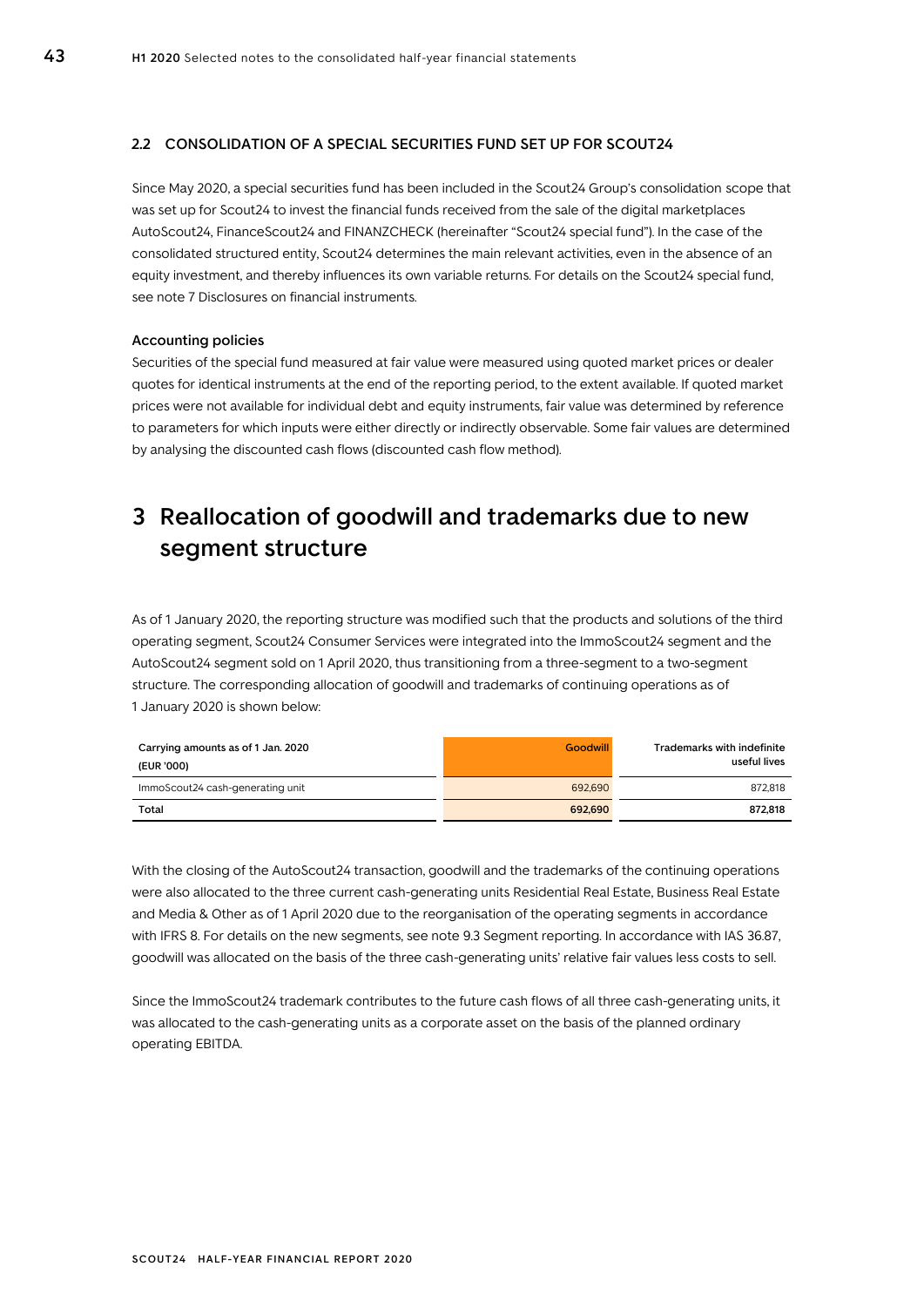### 2.2 CONSOLIDATION OF A SPECIAL SECURITIES FUND SET UP FOR SCOUT24

Since May 2020, a special securities fund has been included in the Scout24 Group's consolidation scope that was set up for Scout24 to invest the financial funds received from the sale of the digital marketplaces AutoScout24, FinanceScout24 and FINANZCHECK (hereinafter "Scout24 special fund"). In the case of the consolidated structured entity, Scout24 determines the main relevant activities, even in the absence of an equity investment, and thereby influences its own variable returns. For details on the Scout24 special fund, see note 7 Disclosures on financial instruments.

#### Accounting policies

Securities of the special fund measured at fair value were measured using quoted market prices or dealer quotes for identical instruments at the end of the reporting period, to the extent available. If quoted market prices were not available for individual debt and equity instruments, fair value was determined by reference to parameters for which inputs were either directly or indirectly observable. Some fair values are determined by analysing the discounted cash flows (discounted cash flow method).

# 3 Reallocation of goodwill and trademarks due to new segment structure

As of 1 January 2020, the reporting structure was modified such that the products and solutions of the third operating segment, Scout24 Consumer Services were integrated into the ImmoScout24 segment and the AutoScout24 segment sold on 1 April 2020, thus transitioning from a three-segment to a two-segment structure. The corresponding allocation of goodwill and trademarks of continuing operations as of 1 January 2020 is shown below:

| Carrying amounts as of 1 Jan. 2020 (EUR '000) | Goodwill | Trademarks with indefinite useful lives |
|---|---|---|
| ImmoScout24 cash-generating unit | 692,690 | 872,818 |
| **Total** | **692,690** | **872,818** |

With the closing of the AutoScout24 transaction, goodwill and the trademarks of the continuing operations were also allocated to the three current cash-generating units Residential Real Estate, Business Real Estate and Media & Other as of 1 April 2020 due to the reorganisation of the operating segments in accordance with IFRS 8. For details on the new segments, see note 9.3 Segment reporting. In accordance with IAS 36.87, goodwill was allocated on the basis of the three cash-generating units' relative fair values less costs to sell.

Since the ImmoScout24 trademark contributes to the future cash flows of all three cash-generating units, it was allocated to the cash-generating units as a corporate asset on the basis of the planned ordinary operating EBITDA.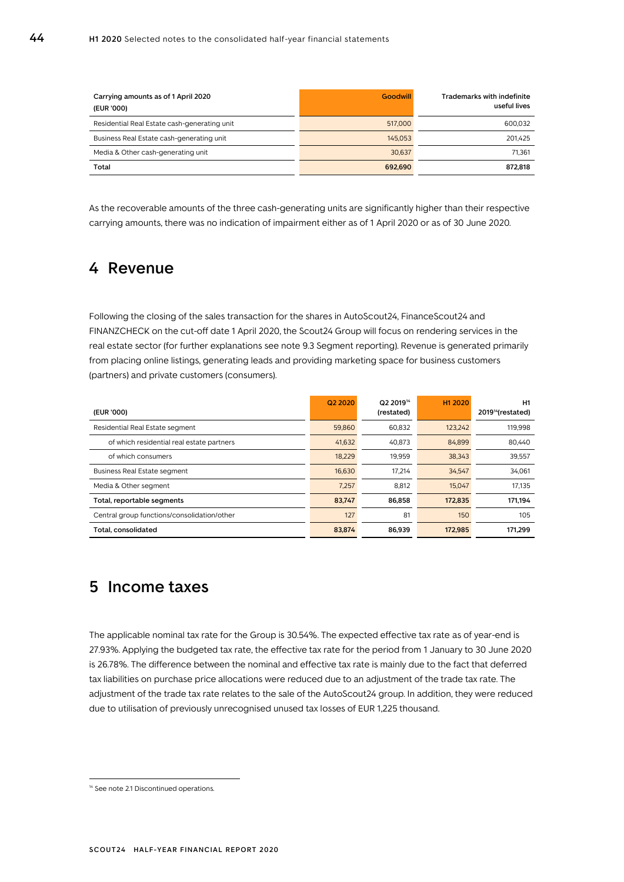| Carrying amounts as of 1 April 2020 (EUR '000) | Goodwill | Trademarks with indefinite useful lives |
|---|---|---|
| Residential Real Estate cash-generating unit | 517,000 | 600,032 |
| Business Real Estate cash-generating unit | 145,053 | 201,425 |
| Media & Other cash-generating unit | 30,637 | 71,361 |
| **Total** | **692,690** | **872,818** |

As the recoverable amounts of the three cash-generating units are significantly higher than their respective carrying amounts, there was no indication of impairment either as of 1 April 2020 or as of 30 June 2020.

## 4 Revenue

Following the closing of the sales transaction for the shares in AutoScout24, FinanceScout24 and FINANZCHECK on the cut-off date 1 April 2020, the Scout24 Group will focus on rendering services in the real estate sector (for further explanations see note 9.3 Segment reporting). Revenue is generated primarily from placing online listings, generating leads and providing marketing space for business customers (partners) and private customers (consumers).

| (EUR '000) | Q2 2020 | Q2 2019[14] (restated) | H1 2020 | H1 2019[14] (restated) |
|---|---|---|---|---|
| Residential Real Estate segment | 59,860 | 60,832 | 123,242 | 119,998 |
| of which residential real estate partners | 41,632 | 40,873 | 84,899 | 80,440 |
| of which consumers | 18,229 | 19,959 | 38,343 | 39,557 |
| Business Real Estate segment | 16,630 | 17,214 | 34,547 | 34,061 |
| Media & Other segment | 7,257 | 8,812 | 15,047 | 17,135 |
| **Total, reportable segments** | **83,747** | **86,858** | **172,835** | **171,194** |
| Central group functions/consolidation/other | 127 | 81 | 150 | 105 |
| **Total, consolidated** | **83,874** | **86,939** | **172,985** | **171,299** |

## 5 Income taxes

The applicable nominal tax rate for the Group is 30.54%. The expected effective tax rate as of year-end is 27.93%. Applying the budgeted tax rate, the effective tax rate for the period from 1 January to 30 June 2020 is 26.78%. The difference between the nominal and effective tax rate is mainly due to the fact that deferred tax liabilities on purchase price allocations were reduced due to an adjustment of the trade tax rate. The adjustment of the trade tax rate relates to the sale of the AutoScout24 group. In addition, they were reduced due to utilisation of previously unrecognised unused tax losses of EUR 1,225 thousand.

[14] See note 2.1 Discontinued operations.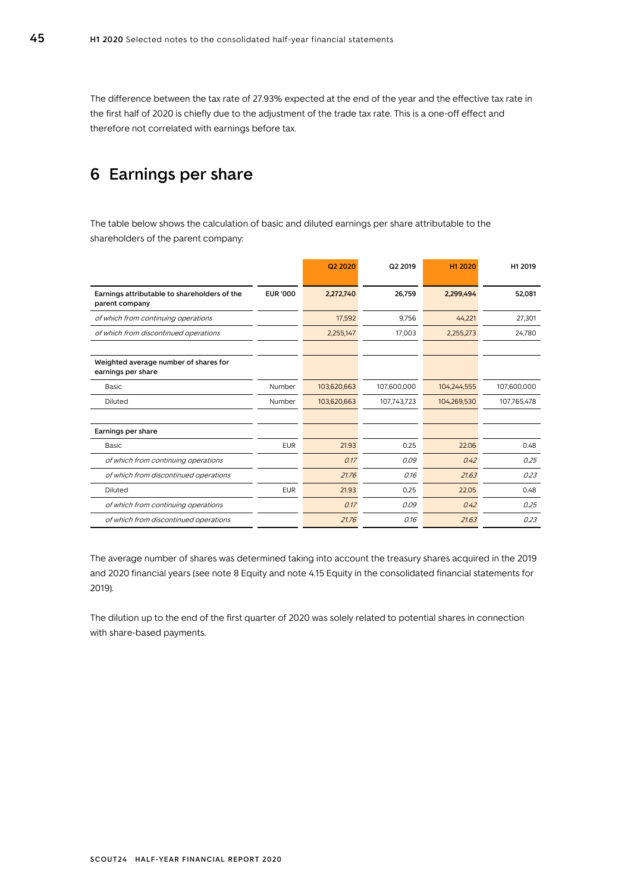The difference between the tax rate of 27.93% expected at the end of the year and the effective tax rate in the first half of 2020 is chiefly due to the adjustment of the trade tax rate. This is a one-off effect and therefore not correlated with earnings before tax.

# 6 Earnings per share

The table below shows the calculation of basic and diluted earnings per share attributable to the shareholders of the parent company:

| | | Q2 2020 | Q2 2019 | H1 2020 | H1 2019 |
|---|---|---|---|---|---|
| **Earnings attributable to shareholders of the parent company** | **EUR '000** | **2,272,740** | **26,759** | **2,299,494** | **52,081** |
| *of which from continuing operations* | | 17,592 | 9,756 | 44,221 | 27,301 |
| *of which from discontinued operations* | | 2,255,147 | 17,003 | 2,255,273 | 24,780 |
| | | | | | |
| **Weighted average number of shares for earnings per share** | | | | | |
| Basic | Number | 103,620,663 | 107,600,000 | 104,244,555 | 107,600,000 |
| Diluted | Number | 103,620,663 | 107,743,723 | 104,269,530 | 107,765,478 |
| | | | | | |
| **Earnings per share** | | | | | |
| Basic | EUR | 21.93 | 0.25 | 22.06 | 0.48 |
| *of which from continuing operations* | | *0.17* | *0.09* | *0.42* | *0.25* |
| *of which from discontinued operations* | | *21.76* | *0.16* | *21.63* | *0.23* |
| Diluted | EUR | 21.93 | 0.25 | 22.05 | 0.48 |
| *of which from continuing operations* | | *0.17* | *0.09* | *0.42* | *0.25* |
| *of which from discontinued operations* | | *21.76* | *0.16* | *21.63* | *0.23* |

The average number of shares was determined taking into account the treasury shares acquired in the 2019 and 2020 financial years (see note 8 Equity and note 4.15 Equity in the consolidated financial statements for 2019).

The dilution up to the end of the first quarter of 2020 was solely related to potential shares in connection with share-based payments.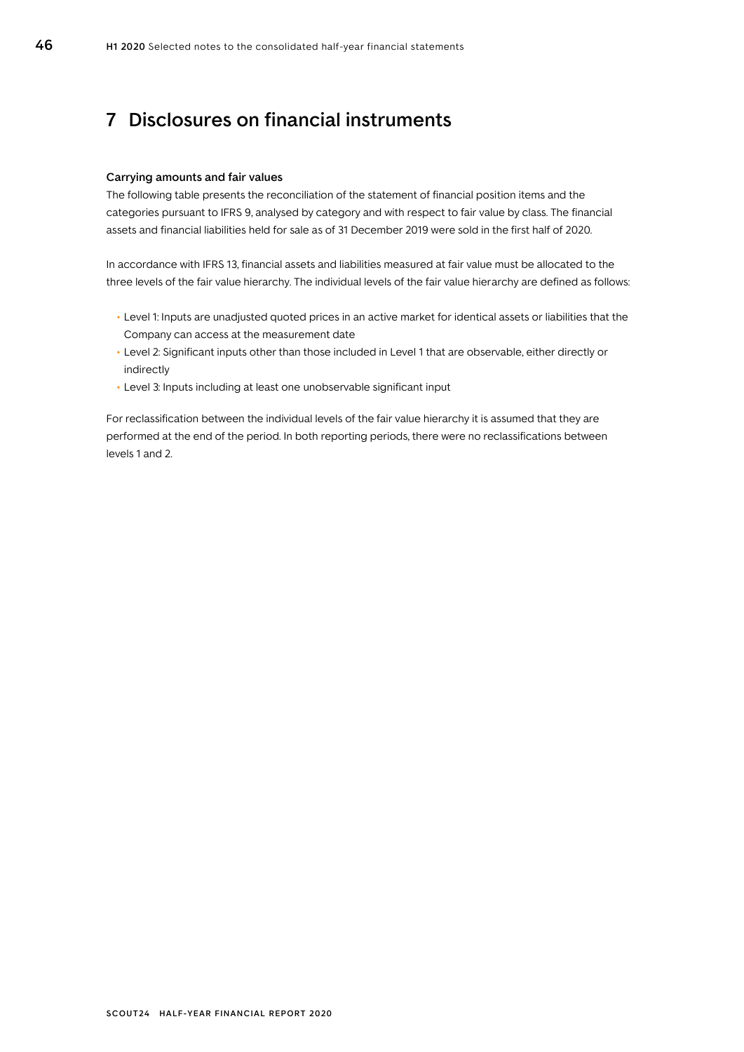# 7 Disclosures on financial instruments

### Carrying amounts and fair values

The following table presents the reconciliation of the statement of financial position items and the categories pursuant to IFRS 9, analysed by category and with respect to fair value by class. The financial assets and financial liabilities held for sale as of 31 December 2019 were sold in the first half of 2020.

In accordance with IFRS 13, financial assets and liabilities measured at fair value must be allocated to the three levels of the fair value hierarchy. The individual levels of the fair value hierarchy are defined as follows:

- Level 1: Inputs are unadjusted quoted prices in an active market for identical assets or liabilities that the Company can access at the measurement date
- Level 2: Significant inputs other than those included in Level 1 that are observable, either directly or indirectly
- Level 3: Inputs including at least one unobservable significant input

For reclassification between the individual levels of the fair value hierarchy it is assumed that they are performed at the end of the period. In both reporting periods, there were no reclassifications between levels 1 and 2.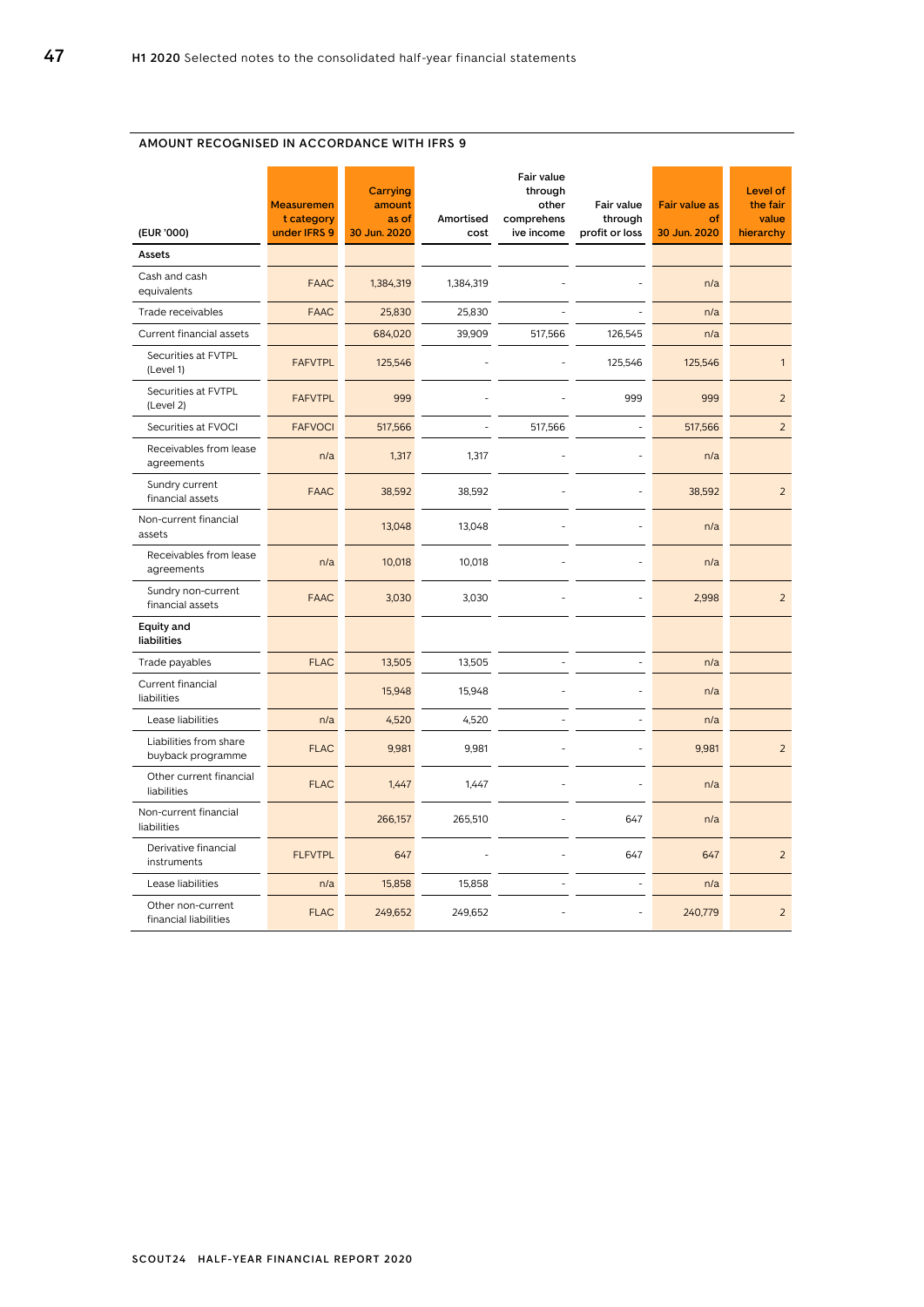## AMOUNT RECOGNISED IN ACCORDANCE WITH IFRS 9

| (EUR '000) | Measurement category under IFRS 9 | Carrying amount as of 30 Jun. 2020 | Amortised cost | Fair value through other comprehensive income | Fair value through profit or loss | Fair value as of 30 Jun. 2020 | Level of the fair value hierarchy |
|---|---|---|---|---|---|---|---|
| **Assets** | | | | | | | |
| Cash and cash equivalents | FAAC | 1,384,319 | 1,384,319 | - | - | n/a | |
| Trade receivables | FAAC | 25,830 | 25,830 | - | - | n/a | |
| Current financial assets | | 684,020 | 39,909 | 517,566 | 126,545 | n/a | |
| Securities at FVTPL (Level 1) | FAFVTPL | 125,546 | - | - | 125,546 | 125,546 | 1 |
| Securities at FVTPL (Level 2) | FAFVTPL | 999 | - | - | 999 | 999 | 2 |
| Securities at FVOCI | FAFVOCI | 517,566 | - | 517,566 | - | 517,566 | 2 |
| Receivables from lease agreements | n/a | 1,317 | 1,317 | - | - | n/a | |
| Sundry current financial assets | FAAC | 38,592 | 38,592 | - | - | 38,592 | 2 |
| Non-current financial assets | | 13,048 | 13,048 | - | - | n/a | |
| Receivables from lease agreements | n/a | 10,018 | 10,018 | - | - | n/a | |
| Sundry non-current financial assets | FAAC | 3,030 | 3,030 | - | - | 2,998 | 2 |
| **Equity and liabilities** | | | | | | | |
| Trade payables | FLAC | 13,505 | 13,505 | - | - | n/a | |
| Current financial liabilities | | 15,948 | 15,948 | - | - | n/a | |
| Lease liabilities | n/a | 4,520 | 4,520 | - | - | n/a | |
| Liabilities from share buyback programme | FLAC | 9,981 | 9,981 | - | - | 9,981 | 2 |
| Other current financial liabilities | FLAC | 1,447 | 1,447 | - | - | n/a | |
| Non-current financial liabilities | | 266,157 | 265,510 | - | 647 | n/a | |
| Derivative financial instruments | FLFVTPL | 647 | - | - | 647 | 647 | 2 |
| Lease liabilities | n/a | 15,858 | 15,858 | - | - | n/a | |
| Other non-current financial liabilities | FLAC | 249,652 | 249,652 | - | - | 240,779 | 2 |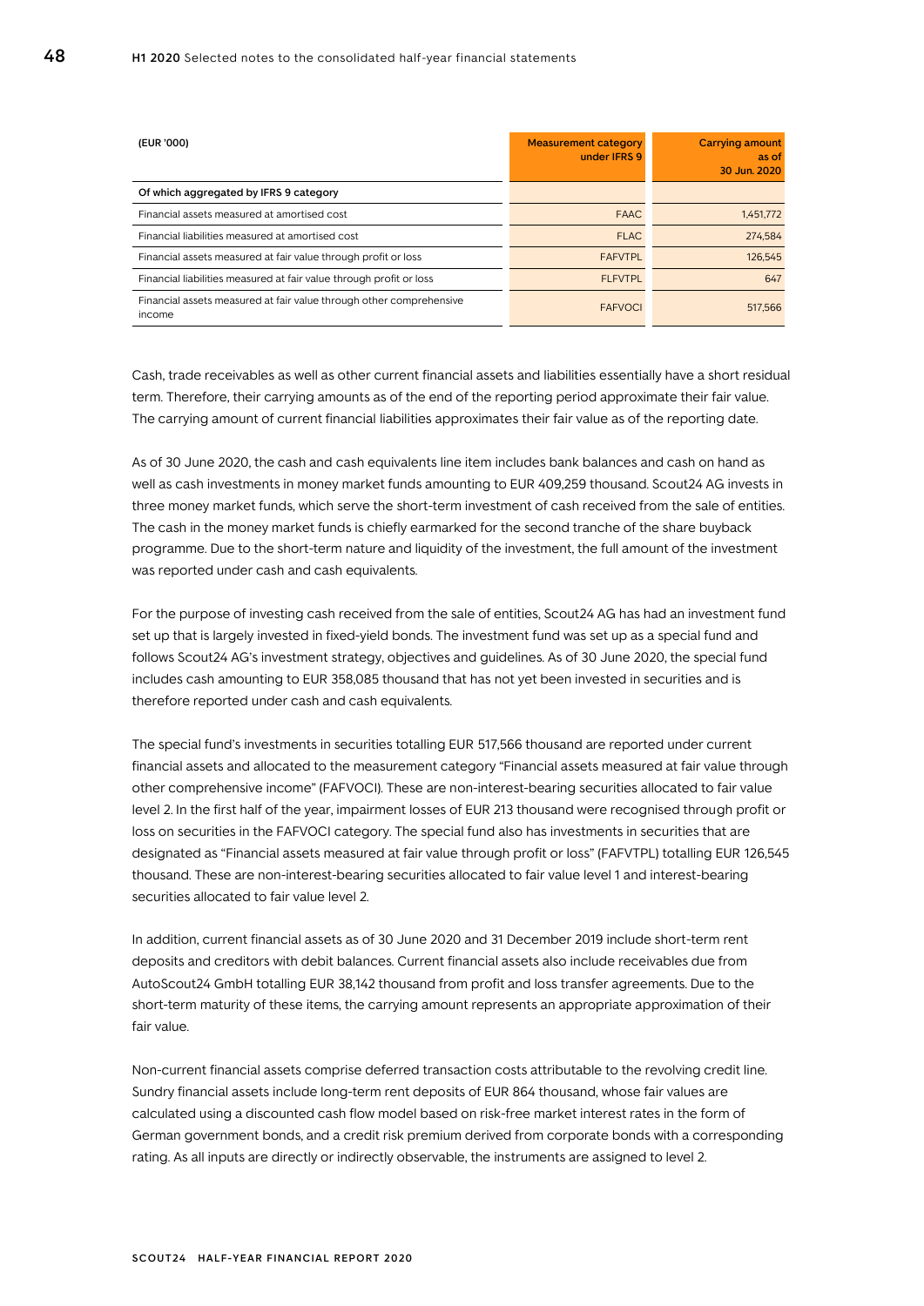| (EUR '000) | Measurement category under IFRS 9 | Carrying amount as of 30 Jun. 2020 |
|---|---|---|
| Of which aggregated by IFRS 9 category | | |
| Financial assets measured at amortised cost | FAAC | 1,451,772 |
| Financial liabilities measured at amortised cost | FLAC | 274,584 |
| Financial assets measured at fair value through profit or loss | FAFVTPL | 126,545 |
| Financial liabilities measured at fair value through profit or loss | FLFVTPL | 647 |
| Financial assets measured at fair value through other comprehensive income | FAFVOCI | 517,566 |

Cash, trade receivables as well as other current financial assets and liabilities essentially have a short residual term. Therefore, their carrying amounts as of the end of the reporting period approximate their fair value. The carrying amount of current financial liabilities approximates their fair value as of the reporting date.

As of 30 June 2020, the cash and cash equivalents line item includes bank balances and cash on hand as well as cash investments in money market funds amounting to EUR 409,259 thousand. Scout24 AG invests in three money market funds, which serve the short-term investment of cash received from the sale of entities. The cash in the money market funds is chiefly earmarked for the second tranche of the share buyback programme. Due to the short-term nature and liquidity of the investment, the full amount of the investment was reported under cash and cash equivalents.

For the purpose of investing cash received from the sale of entities, Scout24 AG has had an investment fund set up that is largely invested in fixed-yield bonds. The investment fund was set up as a special fund and follows Scout24 AG's investment strategy, objectives and guidelines. As of 30 June 2020, the special fund includes cash amounting to EUR 358,085 thousand that has not yet been invested in securities and is therefore reported under cash and cash equivalents.

The special fund's investments in securities totalling EUR 517,566 thousand are reported under current financial assets and allocated to the measurement category "Financial assets measured at fair value through other comprehensive income" (FAFVOCI). These are non-interest-bearing securities allocated to fair value level 2. In the first half of the year, impairment losses of EUR 213 thousand were recognised through profit or loss on securities in the FAFVOCI category. The special fund also has investments in securities that are designated as "Financial assets measured at fair value through profit or loss" (FAFVTPL) totalling EUR 126,545 thousand. These are non-interest-bearing securities allocated to fair value level 1 and interest-bearing securities allocated to fair value level 2.

In addition, current financial assets as of 30 June 2020 and 31 December 2019 include short-term rent deposits and creditors with debit balances. Current financial assets also include receivables due from AutoScout24 GmbH totalling EUR 38,142 thousand from profit and loss transfer agreements. Due to the short-term maturity of these items, the carrying amount represents an appropriate approximation of their fair value.

Non-current financial assets comprise deferred transaction costs attributable to the revolving credit line. Sundry financial assets include long-term rent deposits of EUR 864 thousand, whose fair values are calculated using a discounted cash flow model based on risk-free market interest rates in the form of German government bonds, and a credit risk premium derived from corporate bonds with a corresponding rating. As all inputs are directly or indirectly observable, the instruments are assigned to level 2.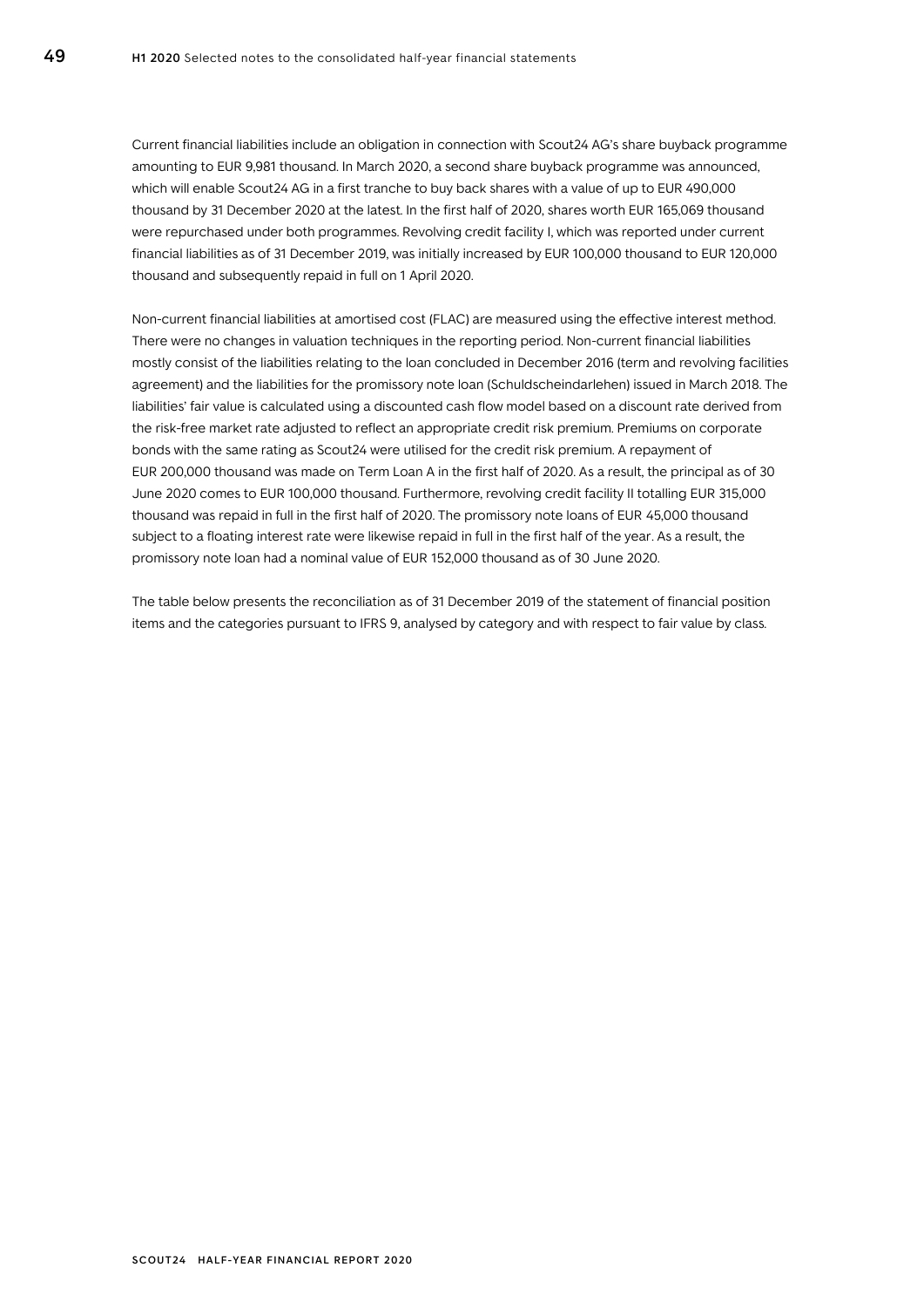Current financial liabilities include an obligation in connection with Scout24 AG's share buyback programme amounting to EUR 9,981 thousand. In March 2020, a second share buyback programme was announced, which will enable Scout24 AG in a first tranche to buy back shares with a value of up to EUR 490,000 thousand by 31 December 2020 at the latest. In the first half of 2020, shares worth EUR 165,069 thousand were repurchased under both programmes. Revolving credit facility I, which was reported under current financial liabilities as of 31 December 2019, was initially increased by EUR 100,000 thousand to EUR 120,000 thousand and subsequently repaid in full on 1 April 2020.

Non-current financial liabilities at amortised cost (FLAC) are measured using the effective interest method. There were no changes in valuation techniques in the reporting period. Non-current financial liabilities mostly consist of the liabilities relating to the loan concluded in December 2016 (term and revolving facilities agreement) and the liabilities for the promissory note loan (Schuldscheindarlehen) issued in March 2018. The liabilities' fair value is calculated using a discounted cash flow model based on a discount rate derived from the risk-free market rate adjusted to reflect an appropriate credit risk premium. Premiums on corporate bonds with the same rating as Scout24 were utilised for the credit risk premium. A repayment of EUR 200,000 thousand was made on Term Loan A in the first half of 2020. As a result, the principal as of 30 June 2020 comes to EUR 100,000 thousand. Furthermore, revolving credit facility II totalling EUR 315,000 thousand was repaid in full in the first half of 2020. The promissory note loans of EUR 45,000 thousand subject to a floating interest rate were likewise repaid in full in the first half of the year. As a result, the promissory note loan had a nominal value of EUR 152,000 thousand as of 30 June 2020.

The table below presents the reconciliation as of 31 December 2019 of the statement of financial position items and the categories pursuant to IFRS 9, analysed by category and with respect to fair value by class.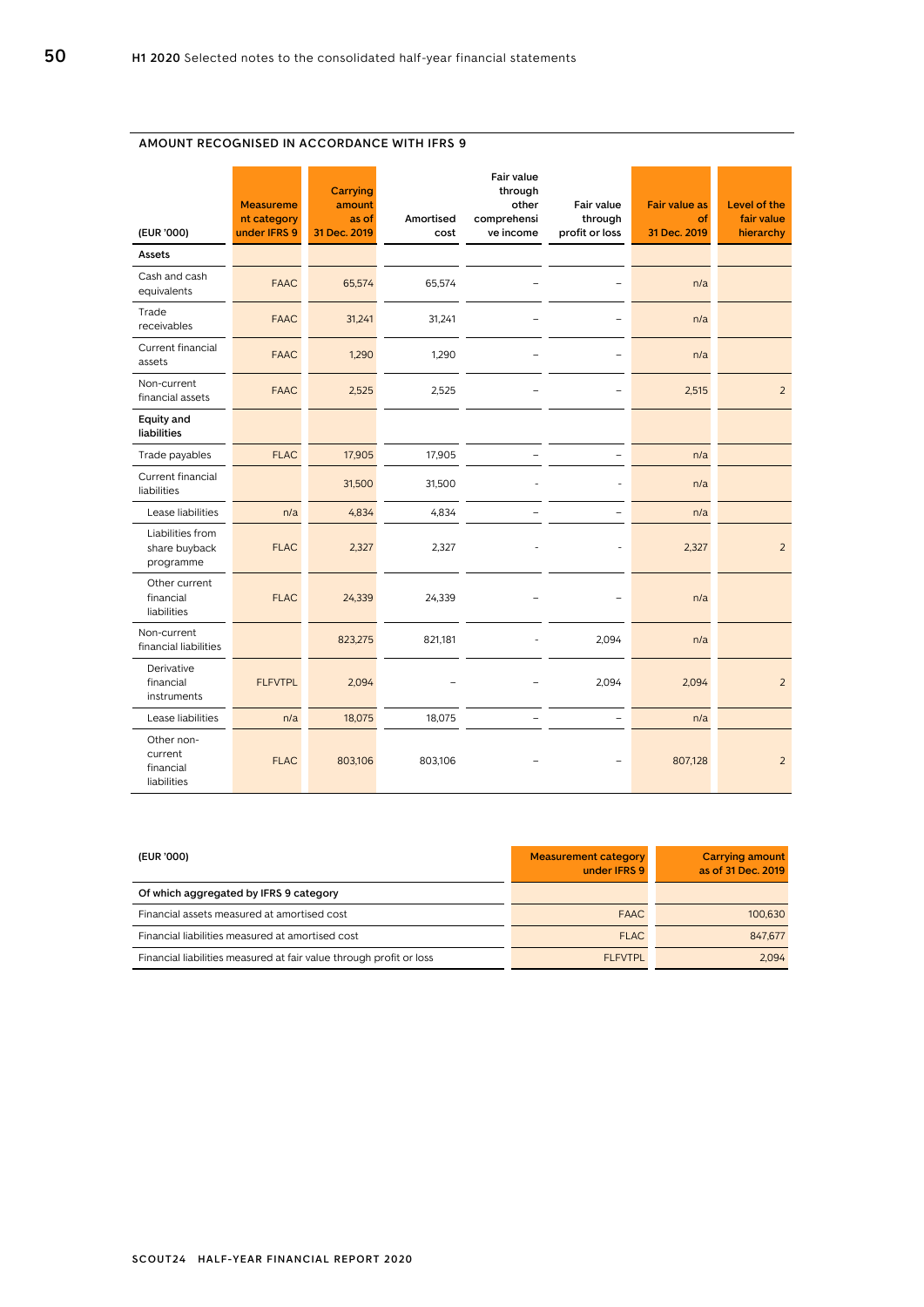## AMOUNT RECOGNISED IN ACCORDANCE WITH IFRS 9

| (EUR '000) | Measurement category under IFRS 9 | Carrying amount as of 31 Dec. 2019 | Amortised cost | Fair value through other comprehensive income | Fair value through profit or loss | Fair value as of 31 Dec. 2019 | Level of the fair value hierarchy |
|---|---|---|---|---|---|---|---|
| **Assets** | | | | | | | |
| Cash and cash equivalents | FAAC | 65,574 | 65,574 | – | – | n/a | |
| Trade receivables | FAAC | 31,241 | 31,241 | – | – | n/a | |
| Current financial assets | FAAC | 1,290 | 1,290 | – | – | n/a | |
| Non-current financial assets | FAAC | 2,525 | 2,525 | – | – | 2,515 | 2 |
| **Equity and liabilities** | | | | | | | |
| Trade payables | FLAC | 17,905 | 17,905 | – | – | n/a | |
| Current financial liabilities | | 31,500 | 31,500 | - | - | n/a | |
| Lease liabilities | n/a | 4,834 | 4,834 | – | – | n/a | |
| Liabilities from share buyback programme | FLAC | 2,327 | 2,327 | - | - | 2,327 | 2 |
| Other current financial liabilities | FLAC | 24,339 | 24,339 | – | – | n/a | |
| Non-current financial liabilities | | 823,275 | 821,181 | - | 2,094 | n/a | |
| Derivative financial instruments | FLFVTPL | 2,094 | – | – | 2,094 | 2,094 | 2 |
| Lease liabilities | n/a | 18,075 | 18,075 | – | – | n/a | |
| Other non-current financial liabilities | FLAC | 803,106 | 803,106 | – | – | 807,128 | 2 |

| (EUR '000) | Measurement category under IFRS 9 | Carrying amount as of 31 Dec. 2019 |
|---|---|---|
| Of which aggregated by IFRS 9 category | | |
| Financial assets measured at amortised cost | FAAC | 100,630 |
| Financial liabilities measured at amortised cost | FLAC | 847,677 |
| Financial liabilities measured at fair value through profit or loss | FLFVTPL | 2,094 |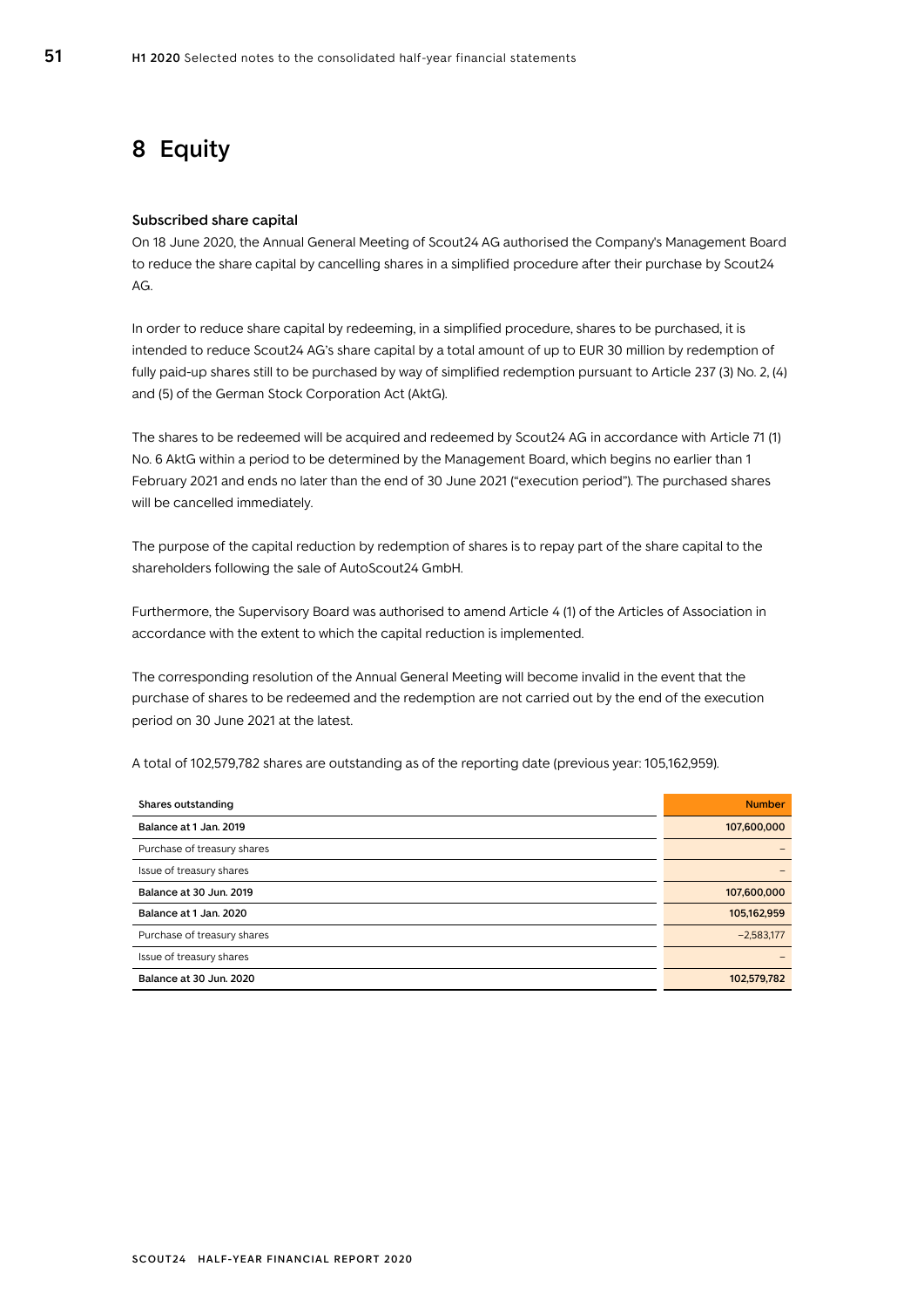# 8 Equity

### Subscribed share capital

On 18 June 2020, the Annual General Meeting of Scout24 AG authorised the Company's Management Board to reduce the share capital by cancelling shares in a simplified procedure after their purchase by Scout24 AG.

In order to reduce share capital by redeeming, in a simplified procedure, shares to be purchased, it is intended to reduce Scout24 AG's share capital by a total amount of up to EUR 30 million by redemption of fully paid-up shares still to be purchased by way of simplified redemption pursuant to Article 237 (3) No. 2, (4) and (5) of the German Stock Corporation Act (AktG).

The shares to be redeemed will be acquired and redeemed by Scout24 AG in accordance with Article 71 (1) No. 6 AktG within a period to be determined by the Management Board, which begins no earlier than 1 February 2021 and ends no later than the end of 30 June 2021 ("execution period"). The purchased shares will be cancelled immediately.

The purpose of the capital reduction by redemption of shares is to repay part of the share capital to the shareholders following the sale of AutoScout24 GmbH.

Furthermore, the Supervisory Board was authorised to amend Article 4 (1) of the Articles of Association in accordance with the extent to which the capital reduction is implemented.

The corresponding resolution of the Annual General Meeting will become invalid in the event that the purchase of shares to be redeemed and the redemption are not carried out by the end of the execution period on 30 June 2021 at the latest.

A total of 102,579,782 shares are outstanding as of the reporting date (previous year: 105,162,959).

| Shares outstanding | Number |
|---|---|
| **Balance at 1 Jan. 2019** | **107,600,000** |
| Purchase of treasury shares | – |
| Issue of treasury shares | – |
| **Balance at 30 Jun. 2019** | **107,600,000** |
| **Balance at 1 Jan. 2020** | **105,162,959** |
| Purchase of treasury shares | –2,583,177 |
| Issue of treasury shares | – |
| **Balance at 30 Jun. 2020** | **102,579,782** |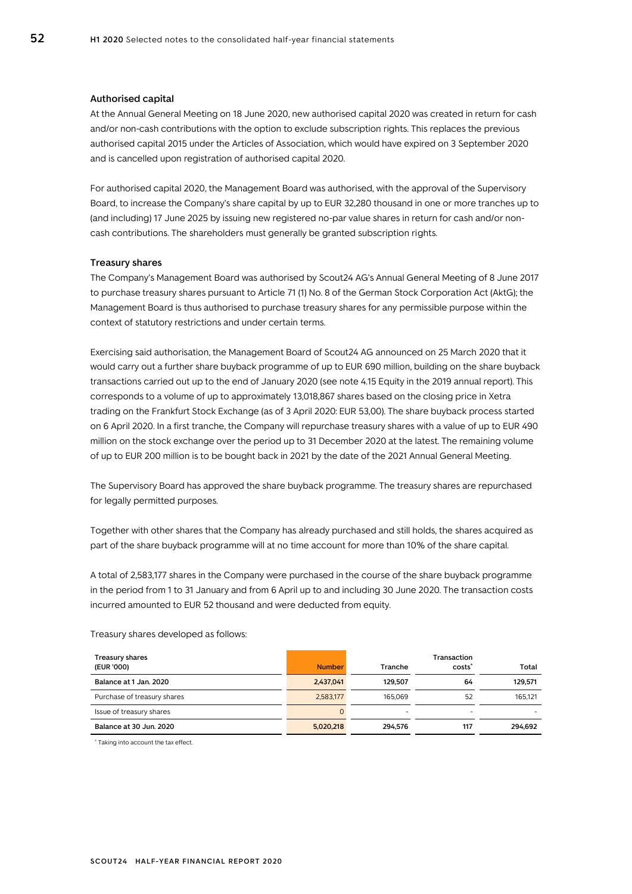### Authorised capital

At the Annual General Meeting on 18 June 2020, new authorised capital 2020 was created in return for cash and/or non-cash contributions with the option to exclude subscription rights. This replaces the previous authorised capital 2015 under the Articles of Association, which would have expired on 3 September 2020 and is cancelled upon registration of authorised capital 2020.

For authorised capital 2020, the Management Board was authorised, with the approval of the Supervisory Board, to increase the Company's share capital by up to EUR 32,280 thousand in one or more tranches up to (and including) 17 June 2025 by issuing new registered no-par value shares in return for cash and/or non-cash contributions. The shareholders must generally be granted subscription rights.

### Treasury shares

The Company's Management Board was authorised by Scout24 AG's Annual General Meeting of 8 June 2017 to purchase treasury shares pursuant to Article 71 (1) No. 8 of the German Stock Corporation Act (AktG); the Management Board is thus authorised to purchase treasury shares for any permissible purpose within the context of statutory restrictions and under certain terms.

Exercising said authorisation, the Management Board of Scout24 AG announced on 25 March 2020 that it would carry out a further share buyback programme of up to EUR 690 million, building on the share buyback transactions carried out up to the end of January 2020 (see note 4.15 Equity in the 2019 annual report). This corresponds to a volume of up to approximately 13,018,867 shares based on the closing price in Xetra trading on the Frankfurt Stock Exchange (as of 3 April 2020: EUR 53,00). The share buyback process started on 6 April 2020. In a first tranche, the Company will repurchase treasury shares with a value of up to EUR 490 million on the stock exchange over the period up to 31 December 2020 at the latest. The remaining volume of up to EUR 200 million is to be bought back in 2021 by the date of the 2021 Annual General Meeting.

The Supervisory Board has approved the share buyback programme. The treasury shares are repurchased for legally permitted purposes.

Together with other shares that the Company has already purchased and still holds, the shares acquired as part of the share buyback programme will at no time account for more than 10% of the share capital.

A total of 2,583,177 shares in the Company were purchased in the course of the share buyback programme in the period from 1 to 31 January and from 6 April up to and including 30 June 2020. The transaction costs incurred amounted to EUR 52 thousand and were deducted from equity.

Treasury shares developed as follows:

| Treasury shares (EUR '000) | Number | Tranche | Transaction costs* | Total |
|---|---|---|---|---|
| **Balance at 1 Jan. 2020** | **2,437,041** | **129,507** | **64** | **129,571** |
| Purchase of treasury shares | 2,583,177 | 165,069 | 52 | 165,121 |
| Issue of treasury shares | 0 | - | - | - |
| **Balance at 30 Jun. 2020** | **5,020,218** | **294,576** | **117** | **294,692** |

\* Taking into account the tax effect.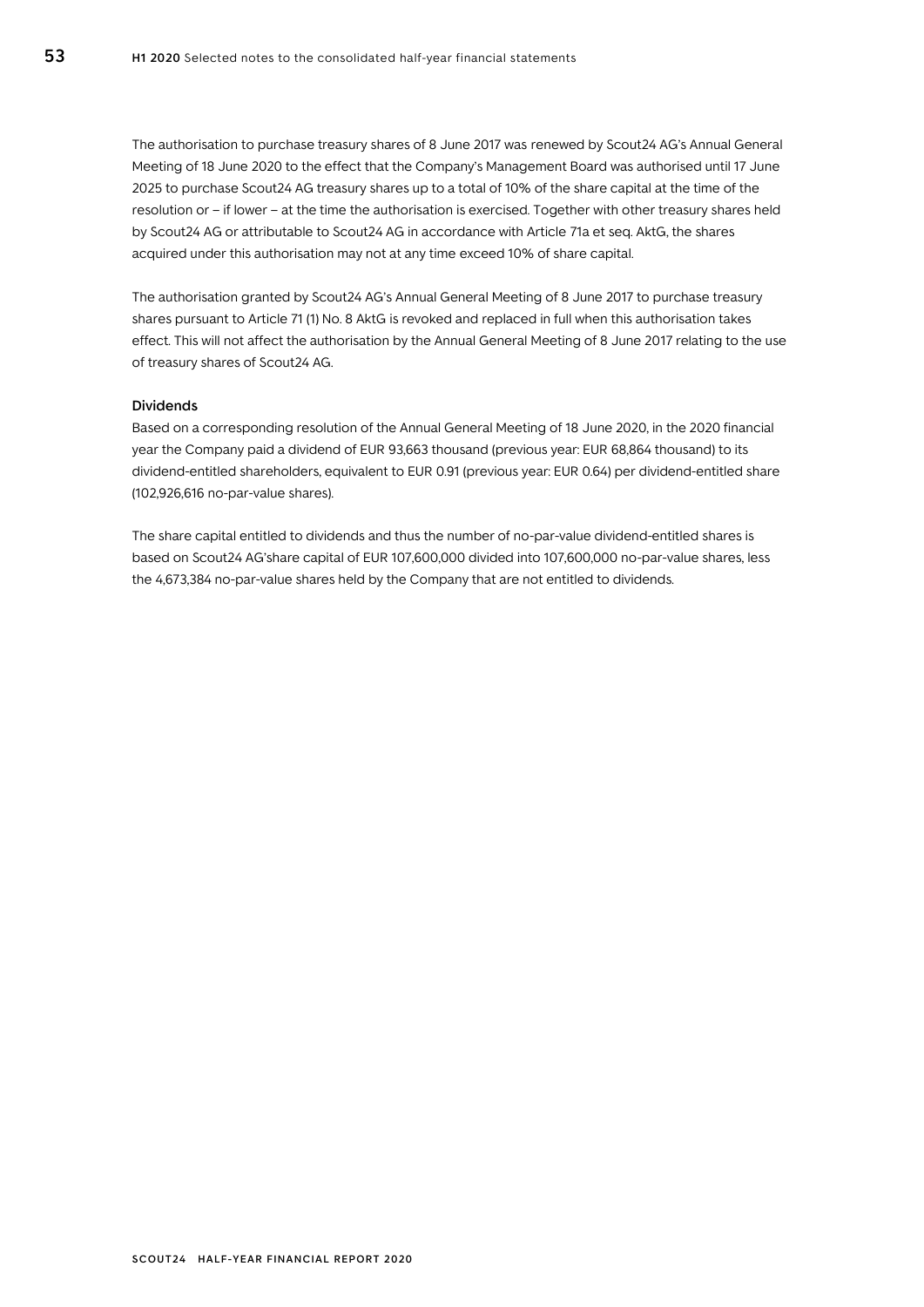The authorisation to purchase treasury shares of 8 June 2017 was renewed by Scout24 AG's Annual General Meeting of 18 June 2020 to the effect that the Company's Management Board was authorised until 17 June 2025 to purchase Scout24 AG treasury shares up to a total of 10% of the share capital at the time of the resolution or – if lower – at the time the authorisation is exercised. Together with other treasury shares held by Scout24 AG or attributable to Scout24 AG in accordance with Article 71a et seq. AktG, the shares acquired under this authorisation may not at any time exceed 10% of share capital.

The authorisation granted by Scout24 AG's Annual General Meeting of 8 June 2017 to purchase treasury shares pursuant to Article 71 (1) No. 8 AktG is revoked and replaced in full when this authorisation takes effect. This will not affect the authorisation by the Annual General Meeting of 8 June 2017 relating to the use of treasury shares of Scout24 AG.

#### Dividends

Based on a corresponding resolution of the Annual General Meeting of 18 June 2020, in the 2020 financial year the Company paid a dividend of EUR 93,663 thousand (previous year: EUR 68,864 thousand) to its dividend-entitled shareholders, equivalent to EUR 0.91 (previous year: EUR 0.64) per dividend-entitled share (102,926,616 no-par-value shares).

The share capital entitled to dividends and thus the number of no-par-value dividend-entitled shares is based on Scout24 AG'share capital of EUR 107,600,000 divided into 107,600,000 no-par-value shares, less the 4,673,384 no-par-value shares held by the Company that are not entitled to dividends.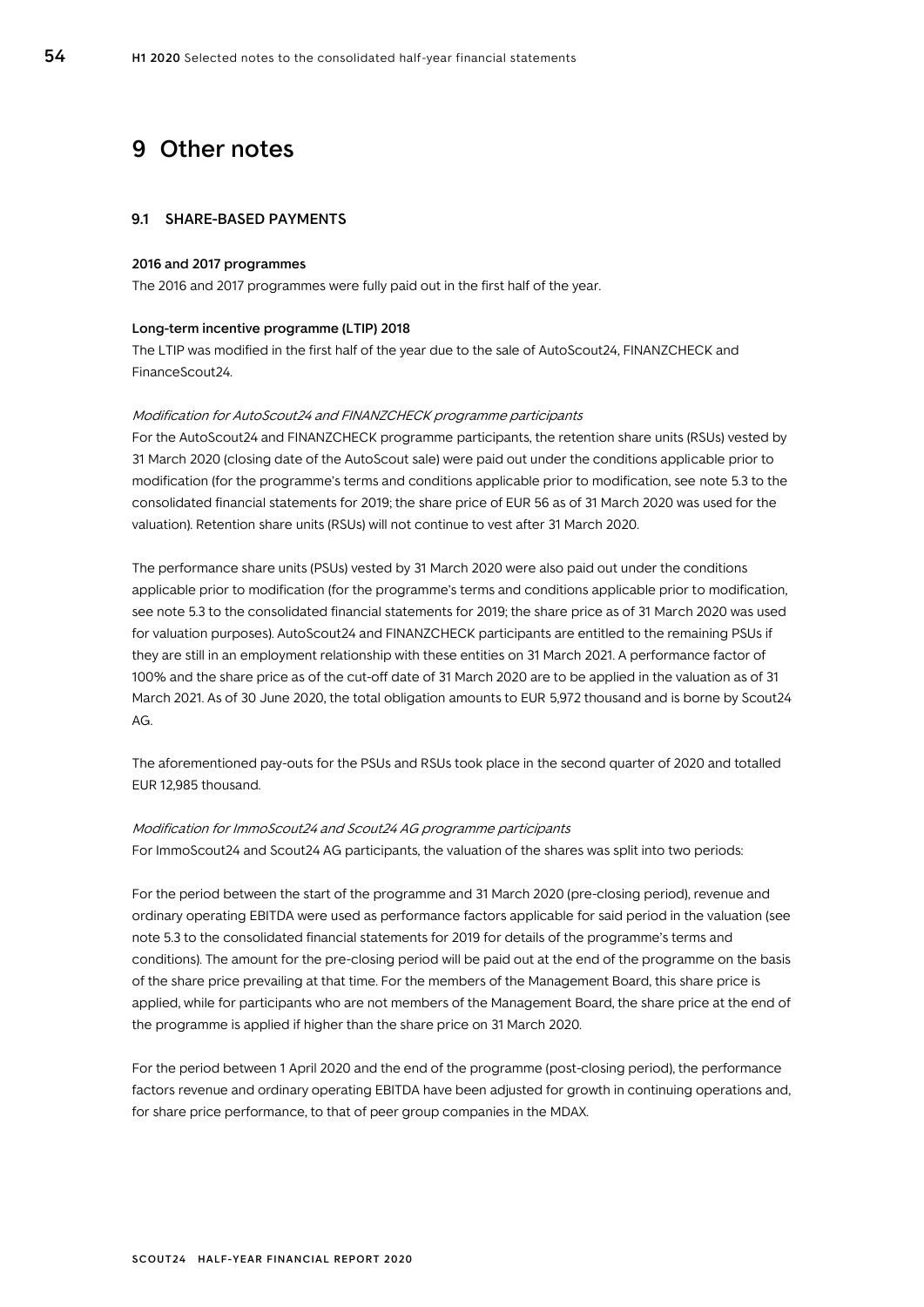# 9 Other notes

## 9.1 SHARE-BASED PAYMENTS

### 2016 and 2017 programmes

The 2016 and 2017 programmes were fully paid out in the first half of the year.

### Long-term incentive programme (LTIP) 2018

The LTIP was modified in the first half of the year due to the sale of AutoScout24, FINANZCHECK and FinanceScout24.

*Modification for AutoScout24 and FINANZCHECK programme participants*

For the AutoScout24 and FINANZCHECK programme participants, the retention share units (RSUs) vested by 31 March 2020 (closing date of the AutoScout sale) were paid out under the conditions applicable prior to modification (for the programme's terms and conditions applicable prior to modification, see note 5.3 to the consolidated financial statements for 2019; the share price of EUR 56 as of 31 March 2020 was used for the valuation). Retention share units (RSUs) will not continue to vest after 31 March 2020.

The performance share units (PSUs) vested by 31 March 2020 were also paid out under the conditions applicable prior to modification (for the programme's terms and conditions applicable prior to modification, see note 5.3 to the consolidated financial statements for 2019; the share price as of 31 March 2020 was used for valuation purposes). AutoScout24 and FINANZCHECK participants are entitled to the remaining PSUs if they are still in an employment relationship with these entities on 31 March 2021. A performance factor of 100% and the share price as of the cut-off date of 31 March 2020 are to be applied in the valuation as of 31 March 2021. As of 30 June 2020, the total obligation amounts to EUR 5,972 thousand and is borne by Scout24 AG.

The aforementioned pay-outs for the PSUs and RSUs took place in the second quarter of 2020 and totalled EUR 12,985 thousand.

*Modification for ImmoScout24 and Scout24 AG programme participants*

For ImmoScout24 and Scout24 AG participants, the valuation of the shares was split into two periods:

For the period between the start of the programme and 31 March 2020 (pre-closing period), revenue and ordinary operating EBITDA were used as performance factors applicable for said period in the valuation (see note 5.3 to the consolidated financial statements for 2019 for details of the programme's terms and conditions). The amount for the pre-closing period will be paid out at the end of the programme on the basis of the share price prevailing at that time. For the members of the Management Board, this share price is applied, while for participants who are not members of the Management Board, the share price at the end of the programme is applied if higher than the share price on 31 March 2020.

For the period between 1 April 2020 and the end of the programme (post-closing period), the performance factors revenue and ordinary operating EBITDA have been adjusted for growth in continuing operations and, for share price performance, to that of peer group companies in the MDAX.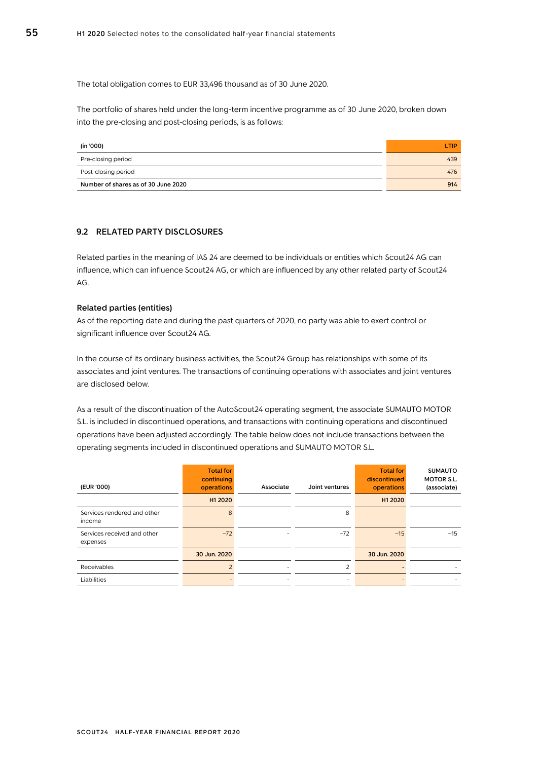The total obligation comes to EUR 33,496 thousand as of 30 June 2020.

The portfolio of shares held under the long-term incentive programme as of 30 June 2020, broken down into the pre-closing and post-closing periods, is as follows:

| (in '000) | LTIP |
|---|---|
| Pre-closing period | 439 |
| Post-closing period | 476 |
| **Number of shares as of 30 June 2020** | **914** |

### 9.2 RELATED PARTY DISCLOSURES

Related parties in the meaning of IAS 24 are deemed to be individuals or entities which Scout24 AG can influence, which can influence Scout24 AG, or which are influenced by any other related party of Scout24 AG.

**Related parties (entities)**

As of the reporting date and during the past quarters of 2020, no party was able to exert control or significant influence over Scout24 AG.

In the course of its ordinary business activities, the Scout24 Group has relationships with some of its associates and joint ventures. The transactions of continuing operations with associates and joint ventures are disclosed below.

As a result of the discontinuation of the AutoScout24 operating segment, the associate SUMAUTO MOTOR S.L. is included in discontinued operations, and transactions with continuing operations and discontinued operations have been adjusted accordingly. The table below does not include transactions between the operating segments included in discontinued operations and SUMAUTO MOTOR S.L.

| (EUR '000) | Total for continuing operations | Associate | Joint ventures | Total for discontinued operations | SUMAUTO MOTOR S.L. (associate) |
|---|---|---|---|---|---|
| | H1 2020 | | | H1 2020 | |
| Services rendered and other income | 8 | - | 8 | - | - |
| Services received and other expenses | –72 | - | –72 | –15 | –15 |
| | 30 Jun. 2020 | | | 30 Jun. 2020 | |
| Receivables | 2 | - | 2 | - | - |
| Liabilities | - | - | - | - | - |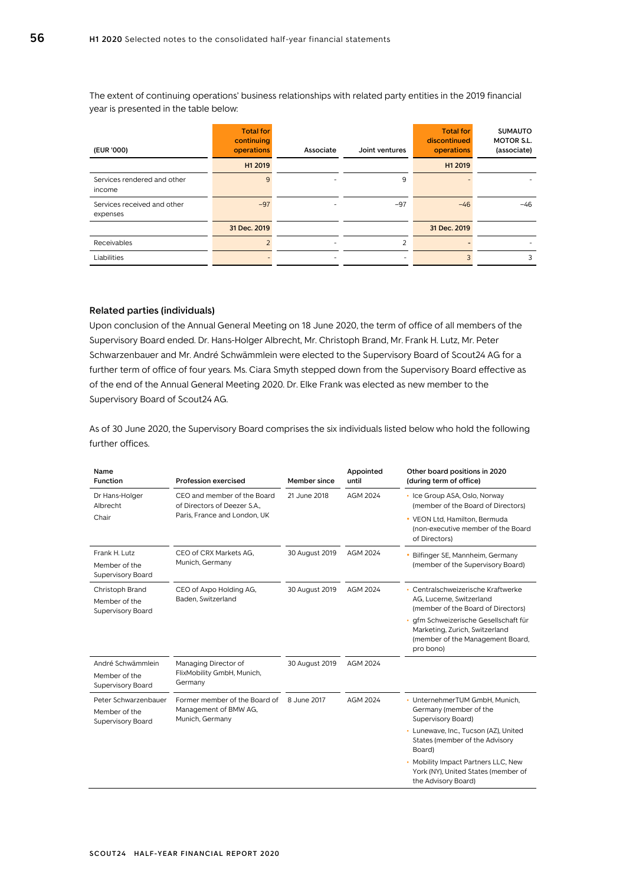The extent of continuing operations' business relationships with related party entities in the 2019 financial year is presented in the table below:

| (EUR '000) | Total for continuing operations | Associate | Joint ventures | Total for discontinued operations | SUMAUTO MOTOR S.L. (associate) |
|---|---|---|---|---|---|
| | H1 2019 | | | H1 2019 | |
| Services rendered and other income | 9 | - | 9 | - | - |
| Services received and other expenses | –97 | - | –97 | –46 | –46 |
| | 31 Dec. 2019 | | | 31 Dec. 2019 | |
| Receivables | 2 | - | 2 | - | - |
| Liabilities | - | - | - | 3 | 3 |

### Related parties (individuals)

Upon conclusion of the Annual General Meeting on 18 June 2020, the term of office of all members of the Supervisory Board ended. Dr. Hans-Holger Albrecht, Mr. Christoph Brand, Mr. Frank H. Lutz, Mr. Peter Schwarzenbauer and Mr. André Schwämmlein were elected to the Supervisory Board of Scout24 AG for a further term of office of four years. Ms. Ciara Smyth stepped down from the Supervisory Board effective as of the end of the Annual General Meeting 2020. Dr. Elke Frank was elected as new member to the Supervisory Board of Scout24 AG.

As of 30 June 2020, the Supervisory Board comprises the six individuals listed below who hold the following further offices.

| Name<br>Function | Profession exercised | Member since | Appointed until | Other board positions in 2020 (during term of office) |
|---|---|---|---|---|
| Dr Hans-Holger Albrecht<br>Chair | CEO and member of the Board of Directors of Deezer S.A., Paris, France and London, UK | 21 June 2018 | AGM 2024 | • Ice Group ASA, Oslo, Norway (member of the Board of Directors)<br>• VEON Ltd, Hamilton, Bermuda (non-executive member of the Board of Directors) |
| Frank H. Lutz<br>Member of the Supervisory Board | CEO of CRX Markets AG, Munich, Germany | 30 August 2019 | AGM 2024 | • Bilfinger SE, Mannheim, Germany (member of the Supervisory Board) |
| Christoph Brand<br>Member of the Supervisory Board | CEO of Axpo Holding AG, Baden, Switzerland | 30 August 2019 | AGM 2024 | • Centralschweizerische Kraftwerke AG, Lucerne, Switzerland (member of the Board of Directors)<br>• gfm Schweizerische Gesellschaft für Marketing, Zurich, Switzerland (member of the Management Board, pro bono) |
| André Schwämmlein<br>Member of the Supervisory Board | Managing Director of FlixMobility GmbH, Munich, Germany | 30 August 2019 | AGM 2024 | |
| Peter Schwarzenbauer<br>Member of the Supervisory Board | Former member of the Board of Management of BMW AG, Munich, Germany | 8 June 2017 | AGM 2024 | • UnternehmerTUM GmbH, Munich, Germany (member of the Supervisory Board)<br>• Lunewave, Inc., Tucson (AZ), United States (member of the Advisory Board)<br>• Mobility Impact Partners LLC, New York (NY), United States (member of the Advisory Board) |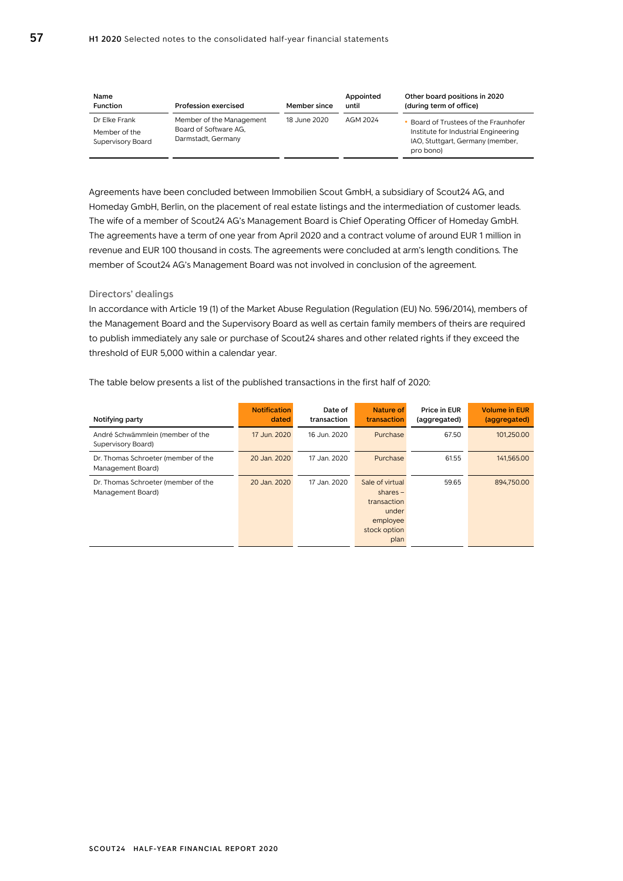| Name<br>Function | Profession exercised | Member since | Appointed until | Other board positions in 2020 (during term of office) |
|---|---|---|---|---|
| Dr Elke Frank<br>Member of the Supervisory Board | Member of the Management Board of Software AG, Darmstadt, Germany | 18 June 2020 | AGM 2024 | • Board of Trustees of the Fraunhofer Institute for Industrial Engineering IAO, Stuttgart, Germany (member, pro bono) |

Agreements have been concluded between Immobilien Scout GmbH, a subsidiary of Scout24 AG, and Homeday GmbH, Berlin, on the placement of real estate listings and the intermediation of customer leads. The wife of a member of Scout24 AG's Management Board is Chief Operating Officer of Homeday GmbH. The agreements have a term of one year from April 2020 and a contract volume of around EUR 1 million in revenue and EUR 100 thousand in costs. The agreements were concluded at arm's length conditions. The member of Scout24 AG's Management Board was not involved in conclusion of the agreement.

### Directors' dealings

In accordance with Article 19 (1) of the Market Abuse Regulation (Regulation (EU) No. 596/2014), members of the Management Board and the Supervisory Board as well as certain family members of theirs are required to publish immediately any sale or purchase of Scout24 shares and other related rights if they exceed the threshold of EUR 5,000 within a calendar year.

The table below presents a list of the published transactions in the first half of 2020:

| Notifying party | Notification dated | Date of transaction | Nature of transaction | Price in EUR (aggregated) | Volume in EUR (aggregated) |
|---|---|---|---|---|---|
| André Schwämmlein (member of the Supervisory Board) | 17 Jun. 2020 | 16 Jun. 2020 | Purchase | 67.50 | 101,250.00 |
| Dr. Thomas Schroeter (member of the Management Board) | 20 Jan. 2020 | 17 Jan. 2020 | Purchase | 61.55 | 141,565.00 |
| Dr. Thomas Schroeter (member of the Management Board) | 20 Jan. 2020 | 17 Jan. 2020 | Sale of virtual shares – transaction under employee stock option plan | 59.65 | 894,750.00 |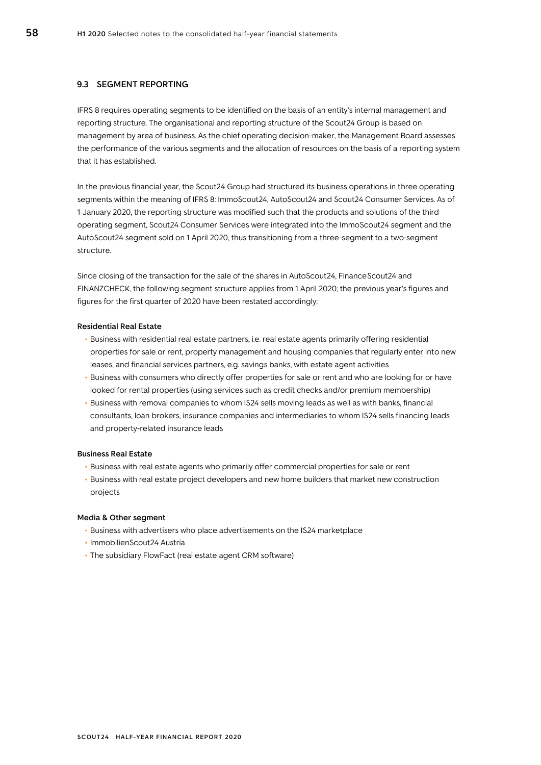## 9.3 SEGMENT REPORTING

IFRS 8 requires operating segments to be identified on the basis of an entity's internal management and reporting structure. The organisational and reporting structure of the Scout24 Group is based on management by area of business. As the chief operating decision-maker, the Management Board assesses the performance of the various segments and the allocation of resources on the basis of a reporting system that it has established.

In the previous financial year, the Scout24 Group had structured its business operations in three operating segments within the meaning of IFRS 8: ImmoScout24, AutoScout24 and Scout24 Consumer Services. As of 1 January 2020, the reporting structure was modified such that the products and solutions of the third operating segment, Scout24 Consumer Services were integrated into the ImmoScout24 segment and the AutoScout24 segment sold on 1 April 2020, thus transitioning from a three-segment to a two-segment structure.

Since closing of the transaction for the sale of the shares in AutoScout24, FinanceScout24 and FINANZCHECK, the following segment structure applies from 1 April 2020; the previous year's figures and figures for the first quarter of 2020 have been restated accordingly:

**Residential Real Estate**

- Business with residential real estate partners, i.e. real estate agents primarily offering residential properties for sale or rent, property management and housing companies that regularly enter into new leases, and financial services partners, e.g. savings banks, with estate agent activities
- Business with consumers who directly offer properties for sale or rent and who are looking for or have looked for rental properties (using services such as credit checks and/or premium membership)
- Business with removal companies to whom IS24 sells moving leads as well as with banks, financial consultants, loan brokers, insurance companies and intermediaries to whom IS24 sells financing leads and property-related insurance leads

**Business Real Estate**

- Business with real estate agents who primarily offer commercial properties for sale or rent
- Business with real estate project developers and new home builders that market new construction projects

**Media & Other segment**

- Business with advertisers who place advertisements on the IS24 marketplace
- ImmobilienScout24 Austria
- The subsidiary FlowFact (real estate agent CRM software)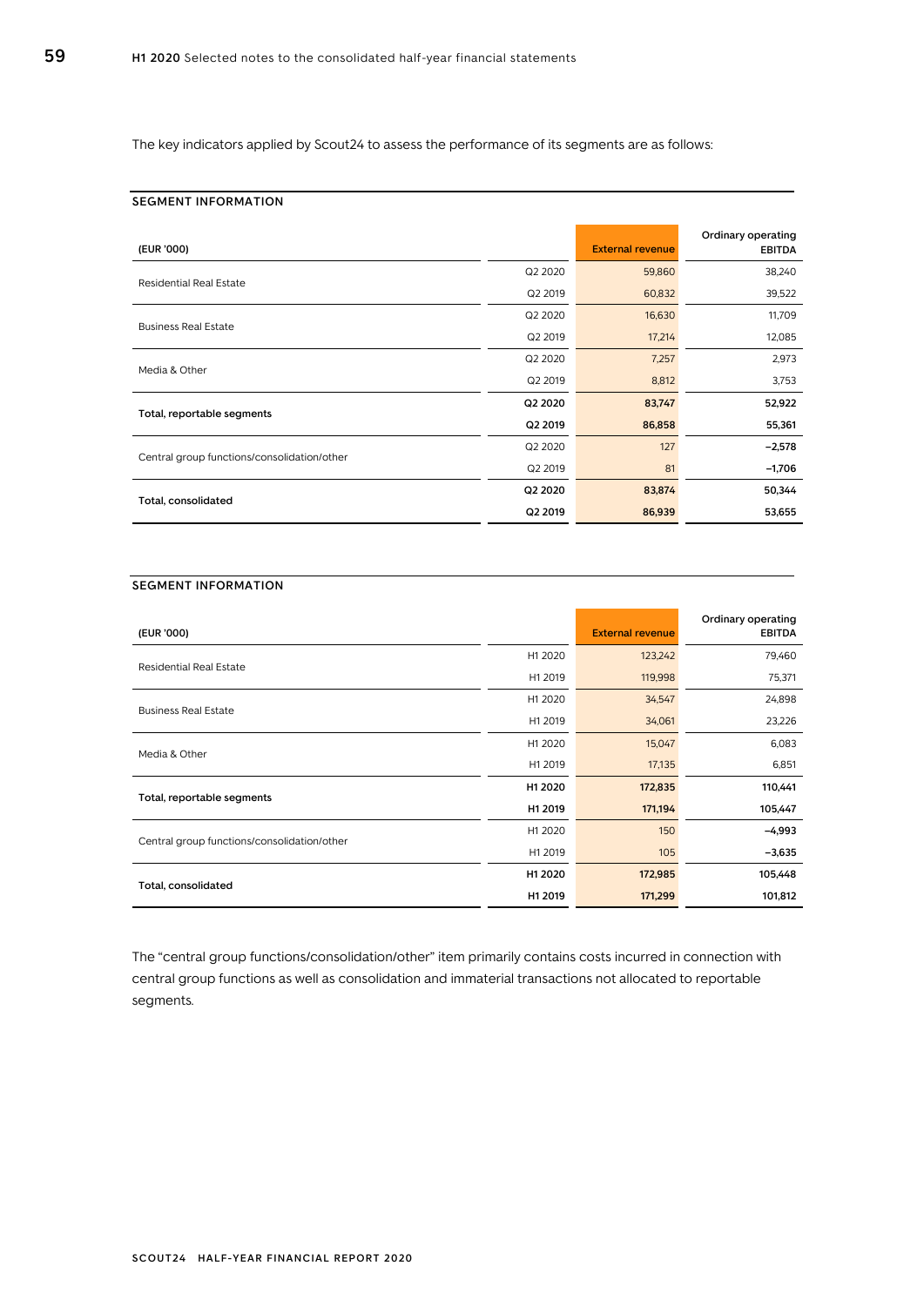The key indicators applied by Scout24 to assess the performance of its segments are as follows:

**SEGMENT INFORMATION**

| (EUR '000) | | External revenue | Ordinary operating EBITDA |
|---|---|---|---|
| Residential Real Estate | Q2 2020 | 59,860 | 38,240 |
| | Q2 2019 | 60,832 | 39,522 |
| Business Real Estate | Q2 2020 | 16,630 | 11,709 |
| | Q2 2019 | 17,214 | 12,085 |
| Media & Other | Q2 2020 | 7,257 | 2,973 |
| | Q2 2019 | 8,812 | 3,753 |
| **Total, reportable segments** | **Q2 2020** | **83,747** | **52,922** |
| | **Q2 2019** | **86,858** | **55,361** |
| Central group functions/consolidation/other | Q2 2020 | 127 | −2,578 |
| | Q2 2019 | 81 | −1,706 |
| **Total, consolidated** | **Q2 2020** | **83,874** | **50,344** |
| | **Q2 2019** | **86,939** | **53,655** |

**SEGMENT INFORMATION**

| (EUR '000) | | External revenue | Ordinary operating EBITDA |
|---|---|---|---|
| Residential Real Estate | H1 2020 | 123,242 | 79,460 |
| | H1 2019 | 119,998 | 75,371 |
| Business Real Estate | H1 2020 | 34,547 | 24,898 |
| | H1 2019 | 34,061 | 23,226 |
| Media & Other | H1 2020 | 15,047 | 6,083 |
| | H1 2019 | 17,135 | 6,851 |
| **Total, reportable segments** | **H1 2020** | **172,835** | **110,441** |
| | **H1 2019** | **171,194** | **105,447** |
| Central group functions/consolidation/other | H1 2020 | 150 | −4,993 |
| | H1 2019 | 105 | −3,635 |
| **Total, consolidated** | **H1 2020** | **172,985** | **105,448** |
| | **H1 2019** | **171,299** | **101,812** |

The "central group functions/consolidation/other" item primarily contains costs incurred in connection with central group functions as well as consolidation and immaterial transactions not allocated to reportable segments.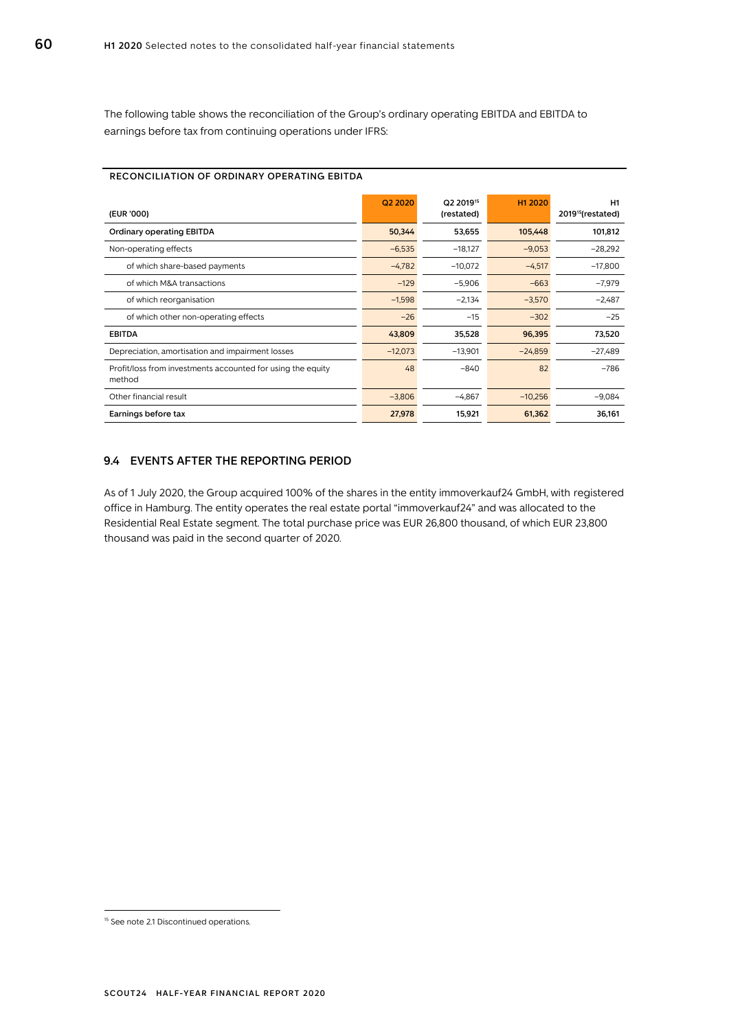The following table shows the reconciliation of the Group's ordinary operating EBITDA and EBITDA to earnings before tax from continuing operations under IFRS:

**RECONCILIATION OF ORDINARY OPERATING EBITDA**

| (EUR '000) | Q2 2020 | Q2 2019[15] (restated) | H1 2020 | H1 2019[15] (restated) |
|---|---|---|---|---|
| **Ordinary operating EBITDA** | **50,344** | **53,655** | **105,448** | **101,812** |
| Non-operating effects | −6,535 | −18,127 | −9,053 | −28,292 |
| of which share-based payments | −4,782 | −10,072 | −4,517 | −17,800 |
| of which M&A transactions | −129 | −5,906 | −663 | −7,979 |
| of which reorganisation | −1,598 | −2,134 | −3,570 | −2,487 |
| of which other non-operating effects | −26 | −15 | −302 | −25 |
| **EBITDA** | **43,809** | **35,528** | **96,395** | **73,520** |
| Depreciation, amortisation and impairment losses | −12,073 | −13,901 | −24,859 | −27,489 |
| Profit/loss from investments accounted for using the equity method | 48 | −840 | 82 | −786 |
| Other financial result | −3,806 | −4,867 | −10,256 | −9,084 |
| **Earnings before tax** | **27,978** | **15,921** | **61,362** | **36,161** |

## 9.4 EVENTS AFTER THE REPORTING PERIOD

As of 1 July 2020, the Group acquired 100% of the shares in the entity immoverkauf24 GmbH, with registered office in Hamburg. The entity operates the real estate portal "immoverkauf24" and was allocated to the Residential Real Estate segment. The total purchase price was EUR 26,800 thousand, of which EUR 23,800 thousand was paid in the second quarter of 2020.

[15] See note 2.1 Discontinued operations.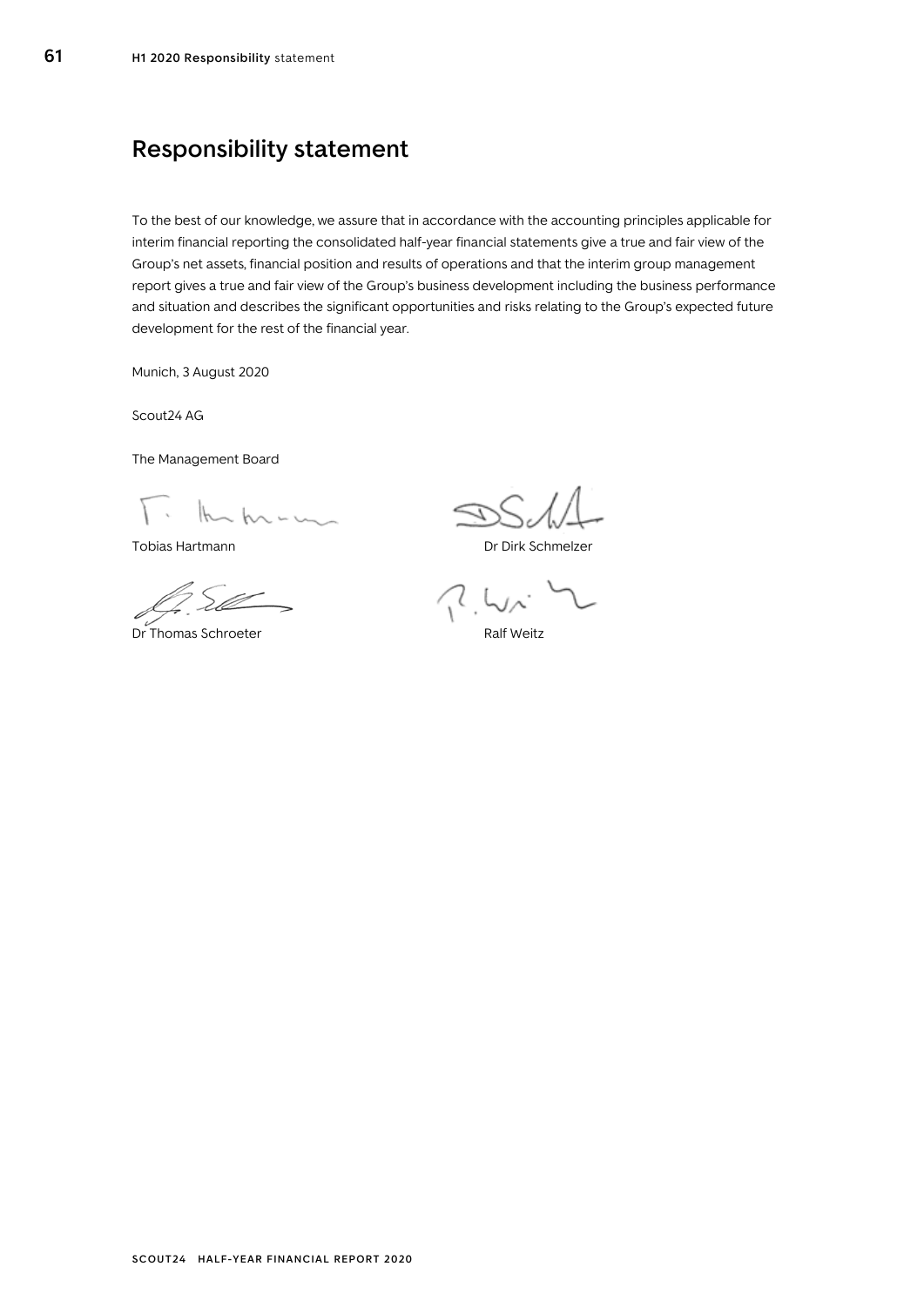# Responsibility statement

To the best of our knowledge, we assure that in accordance with the accounting principles applicable for interim financial reporting the consolidated half-year financial statements give a true and fair view of the Group's net assets, financial position and results of operations and that the interim group management report gives a true and fair view of the Group's business development including the business performance and situation and describes the significant opportunities and risks relating to the Group's expected future development for the rest of the financial year.

Munich, 3 August 2020

Scout24 AG

The Management Board

Tobias Hartmann

Dr Dirk Schmelzer

Dr Thomas Schroeter

Ralf Weitz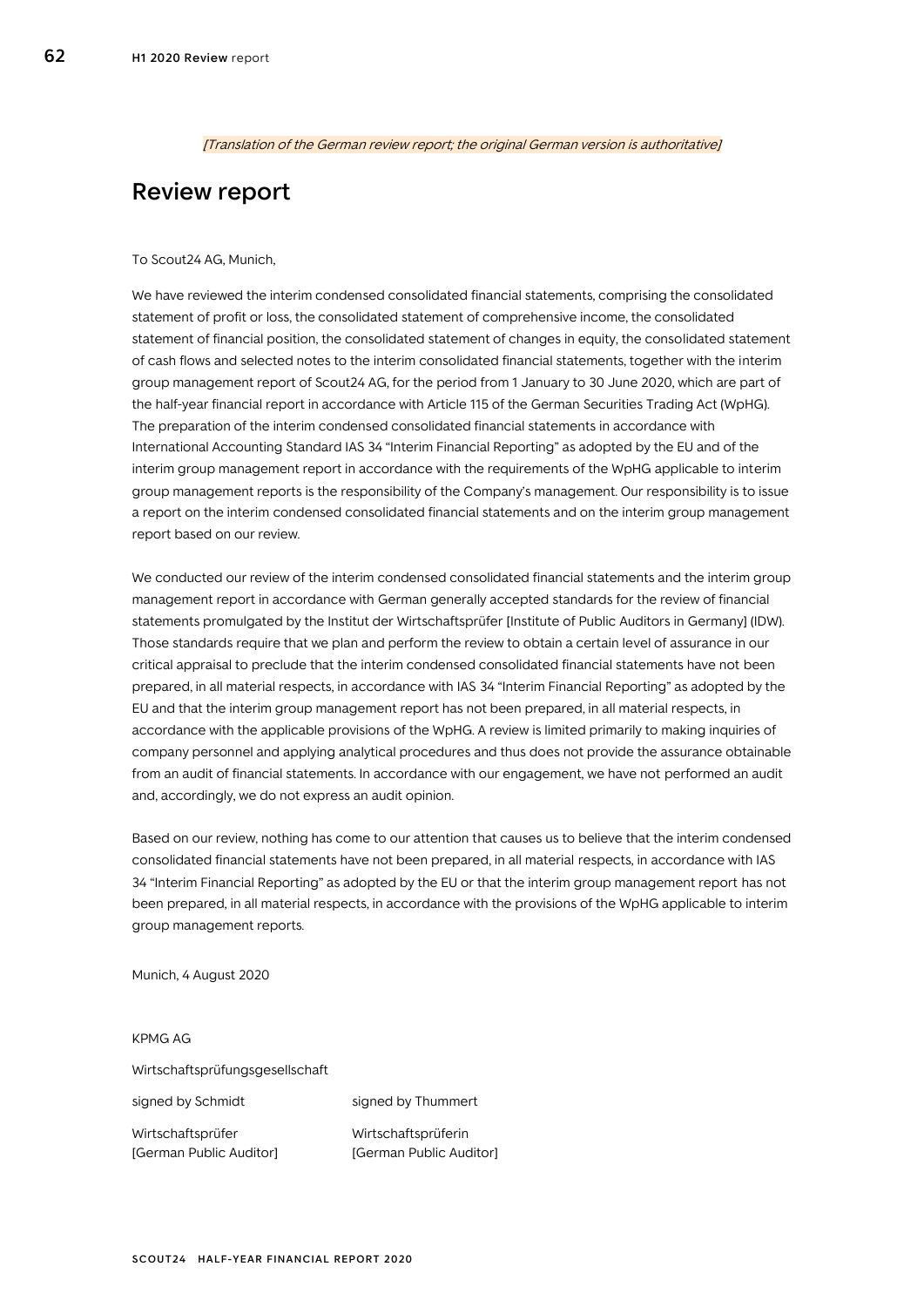*[Translation of the German review report; the original German version is authoritative]*

# Review report

To Scout24 AG, Munich,

We have reviewed the interim condensed consolidated financial statements, comprising the consolidated statement of profit or loss, the consolidated statement of comprehensive income, the consolidated statement of financial position, the consolidated statement of changes in equity, the consolidated statement of cash flows and selected notes to the interim consolidated financial statements, together with the interim group management report of Scout24 AG, for the period from 1 January to 30 June 2020, which are part of the half-year financial report in accordance with Article 115 of the German Securities Trading Act (WpHG). The preparation of the interim condensed consolidated financial statements in accordance with International Accounting Standard IAS 34 "Interim Financial Reporting" as adopted by the EU and of the interim group management report in accordance with the requirements of the WpHG applicable to interim group management reports is the responsibility of the Company's management. Our responsibility is to issue a report on the interim condensed consolidated financial statements and on the interim group management report based on our review.

We conducted our review of the interim condensed consolidated financial statements and the interim group management report in accordance with German generally accepted standards for the review of financial statements promulgated by the Institut der Wirtschaftsprüfer [Institute of Public Auditors in Germany] (IDW). Those standards require that we plan and perform the review to obtain a certain level of assurance in our critical appraisal to preclude that the interim condensed consolidated financial statements have not been prepared, in all material respects, in accordance with IAS 34 "Interim Financial Reporting" as adopted by the EU and that the interim group management report has not been prepared, in all material respects, in accordance with the applicable provisions of the WpHG. A review is limited primarily to making inquiries of company personnel and applying analytical procedures and thus does not provide the assurance obtainable from an audit of financial statements. In accordance with our engagement, we have not performed an audit and, accordingly, we do not express an audit opinion.

Based on our review, nothing has come to our attention that causes us to believe that the interim condensed consolidated financial statements have not been prepared, in all material respects, in accordance with IAS 34 "Interim Financial Reporting" as adopted by the EU or that the interim group management report has not been prepared, in all material respects, in accordance with the provisions of the WpHG applicable to interim group management reports.

Munich, 4 August 2020

KPMG AG

Wirtschaftsprüfungsgesellschaft

| signed by Schmidt | signed by Thummert |
|---|---|
| Wirtschaftsprüfer [German Public Auditor] | Wirtschaftsprüferin [German Public Auditor] |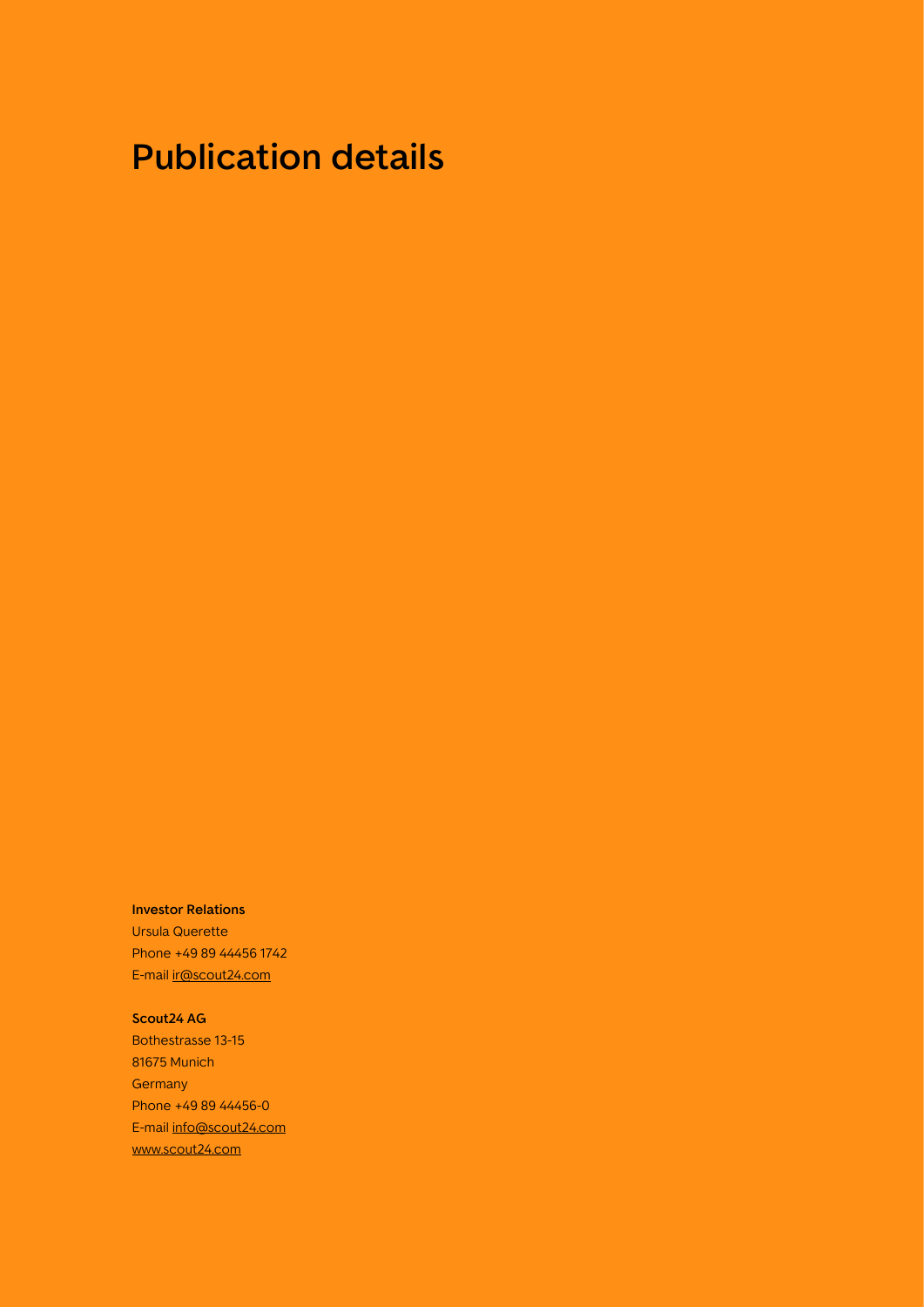# Publication details

**Investor Relations**
Ursula Querette
Phone +49 89 44456 1742
E-mail ir@scout24.com

**Scout24 AG**
Bothestrasse 13-15
81675 Munich
Germany
Phone +49 89 44456-0
E-mail info@scout24.com
www.scout24.com